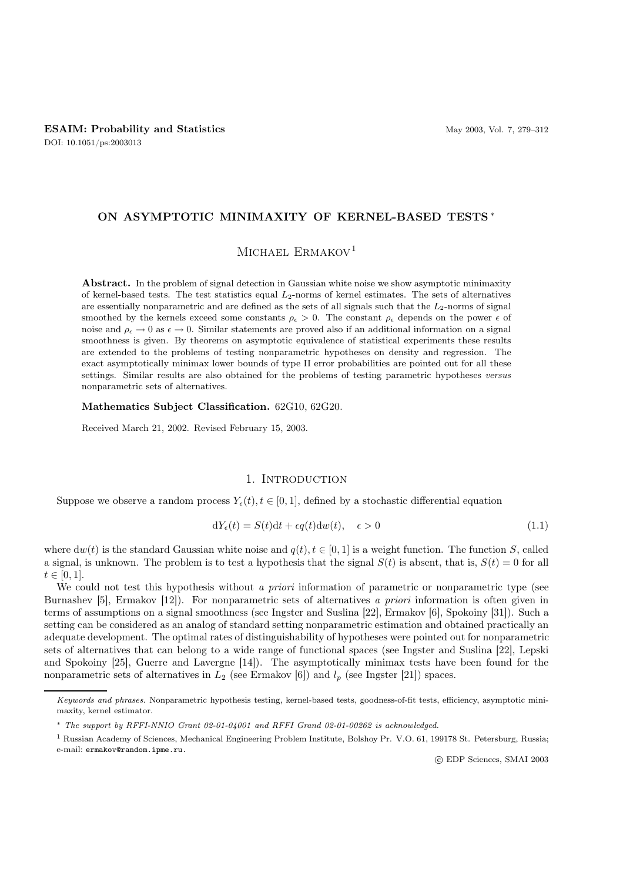# ON ASYMPTOTIC MINIMAXITY OF KERNEL-BASED TESTS [*]

Michael Ermakov [1]

**Abstract.** In the problem of signal detection in Gaussian white noise we show asymptotic minimaxity of kernel-based tests. The test statistics equal $L_2$-norms of kernel estimates. The sets of alternatives are essentially nonparametric and are defined as the sets of all signals such that the $L_2$-norms of signal smoothed by the kernels exceed some constants $\rho_\epsilon > 0$. The constant $\rho_\epsilon$ depends on the power $\epsilon$ of noise and $\rho_\epsilon \to 0$ as $\epsilon \to 0$. Similar statements are proved also if an additional information on a signal smoothness is given. By theorems on asymptotic equivalence of statistical experiments these results are extended to the problems of testing nonparametric hypotheses on density and regression. The exact asymptotically minimax lower bounds of type II error probabilities are pointed out for all these settings. Similar results are also obtained for the problems of testing parametric hypotheses *versus* nonparametric sets of alternatives.

**Mathematics Subject Classification.** 62G10, 62G20.

Received March 21, 2002. Revised February 15, 2003.

## 1. Introduction

Suppose we observe a random process $Y_\epsilon(t), t \in [0,1]$, defined by a stochastic differential equation

$$\mathrm{d}Y_\epsilon(t) = S(t)\mathrm{d}t + \epsilon q(t)\mathrm{d}w(t), \quad \epsilon > 0 \tag{1.1}$$

where $\mathrm{d}w(t)$ is the standard Gaussian white noise and $q(t), t \in [0,1]$ is a weight function. The function $S$, called a signal, is unknown. The problem is to test a hypothesis that the signal $S(t)$ is absent, that is, $S(t) = 0$ for all $t \in [0,1]$.

We could not test this hypothesis without *a priori* information of parametric or nonparametric type (see Burnashev [5], Ermakov [12]). For nonparametric sets of alternatives *a priori* information is often given in terms of assumptions on a signal smoothness (see Ingster and Suslina [22], Ermakov [6], Spokoiny [31]). Such a setting can be considered as an analog of standard setting nonparametric estimation and obtained practically an adequate development. The optimal rates of distinguishability of hypotheses were pointed out for nonparametric sets of alternatives that can belong to a wide range of functional spaces (see Ingster and Suslina [22], Lepski and Spokoiny [25], Guerre and Lavergne [14]). The asymptotically minimax tests have been found for the nonparametric sets of alternatives in $L_2$ (see Ermakov [6]) and $l_p$ (see Ingster [21]) spaces.

---

*Keywords and phrases.* Nonparametric hypothesis testing, kernel-based tests, goodness-of-fit tests, efficiency, asymptotic minimaxity, kernel estimator.

[*] *The support by RFFI-NNIO Grant 02-01-04001 and RFFI Grand 02-01-00262 is acknowledged.*

[1] Russian Academy of Sciences, Mechanical Engineering Problem Institute, Bolshoy Pr. V.O. 61, 199178 St. Petersburg, Russia; e-mail: ermakov@random.ipme.ru.

© EDP Sciences, SMAI 2003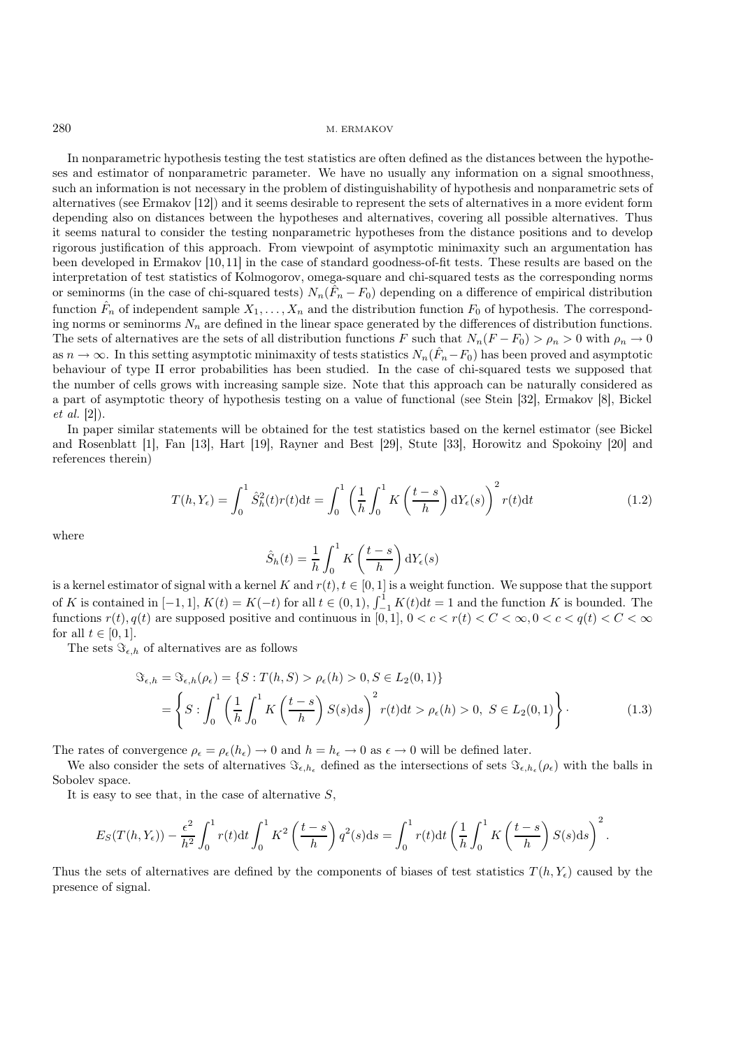In nonparametric hypothesis testing the test statistics are often defined as the distances between the hypotheses and estimator of nonparametric parameter. We have no usually any information on a signal smoothness, such an information is not necessary in the problem of distinguishability of hypothesis and nonparametric sets of alternatives (see Ermakov [12]) and it seems desirable to represent the sets of alternatives in a more evident form depending also on distances between the hypotheses and alternatives, covering all possible alternatives. Thus it seems natural to consider the testing nonparametric hypotheses from the distance positions and to develop rigorous justification of this approach. From viewpoint of asymptotic minimaxity such an argumentation has been developed in Ermakov [10,11] in the case of standard goodness-of-fit tests. These results are based on the interpretation of test statistics of Kolmogorov, omega-square and chi-squared tests as the corresponding norms or seminorms (in the case of chi-squared tests) $N_n(\hat{F}_n - F_0)$ depending on a difference of empirical distribution function $\hat{F}_n$ of independent sample $X_1, \ldots, X_n$ and the distribution function $F_0$ of hypothesis. The corresponding norms or seminorms $N_n$ are defined in the linear space generated by the differences of distribution functions. The sets of alternatives are the sets of all distribution functions $F$ such that $N_n(F - F_0) > \rho_n > 0$ with $\rho_n \to 0$ as $n \to \infty$. In this setting asymptotic minimaxity of tests statistics $N_n(\hat{F}_n - F_0)$ has been proved and asymptotic behaviour of type II error probabilities has been studied. In the case of chi-squared tests we supposed that the number of cells grows with increasing sample size. Note that this approach can be naturally considered as a part of asymptotic theory of hypothesis testing on a value of functional (see Stein [32], Ermakov [8], Bickel *et al.* [2]).

In paper similar statements will be obtained for the test statistics based on the kernel estimator (see Bickel and Rosenblatt [1], Fan [13], Hart [19], Rayner and Best [29], Stute [33], Horowitz and Spokoiny [20] and references therein)

$$T(h, Y_\epsilon) = \int_0^1 \hat{S}_h^2(t) r(t) \mathrm{d}t = \int_0^1 \left( \frac{1}{h} \int_0^1 K\left(\frac{t-s}{h}\right) \mathrm{d}Y_\epsilon(s) \right)^2 r(t) \mathrm{d}t \tag{1.2}$$

where

$$\hat{S}_h(t) = \frac{1}{h} \int_0^1 K\left(\frac{t-s}{h}\right) \mathrm{d}Y_\epsilon(s)$$

is a kernel estimator of signal with a kernel $K$ and $r(t), t \in [0,1]$ is a weight function. We suppose that the support of $K$ is contained in $[-1,1]$, $K(t) = K(-t)$ for all $t \in (0,1)$, $\int_{-1}^1 K(t)\mathrm{d}t = 1$ and the function $K$ is bounded. The functions $r(t), q(t)$ are supposed positive and continuous in $[0,1]$, $0 < c < r(t) < C < \infty, 0 < c < q(t) < C < \infty$ for all $t \in [0,1]$.

The sets $\Im_{\epsilon,h}$ of alternatives are as follows

$$\begin{aligned}
\Im_{\epsilon,h} = \Im_{\epsilon,h}(\rho_\epsilon) &= \{S : T(h,S) > \rho_\epsilon(h) > 0, S \in L_2(0,1)\} \\
&= \left\{ S : \int_0^1 \left( \frac{1}{h} \int_0^1 K\left(\frac{t-s}{h}\right) S(s)\mathrm{d}s \right)^2 r(t)\mathrm{d}t > \rho_\epsilon(h) > 0,\ S \in L_2(0,1) \right\} \cdot
\end{aligned} \tag{1.3}$$

The rates of convergence $\rho_\epsilon = \rho_\epsilon(h_\epsilon) \to 0$ and $h = h_\epsilon \to 0$ as $\epsilon \to 0$ will be defined later.

We also consider the sets of alternatives $\Im_{\epsilon,h_\epsilon}$ defined as the intersections of sets $\Im_{\epsilon,h_\epsilon}(\rho_\epsilon)$ with the balls in Sobolev space.

It is easy to see that, in the case of alternative $S$,

$$E_S(T(h,Y_\epsilon)) - \frac{\epsilon^2}{h^2} \int_0^1 r(t)\mathrm{d}t \int_0^1 K^2\left(\frac{t-s}{h}\right) q^2(s)\mathrm{d}s = \int_0^1 r(t)\mathrm{d}t \left( \frac{1}{h} \int_0^1 K\left(\frac{t-s}{h}\right) S(s)\mathrm{d}s \right)^2.$$

Thus the sets of alternatives are defined by the components of biases of test statistics $T(h, Y_\epsilon)$ caused by the presence of signal.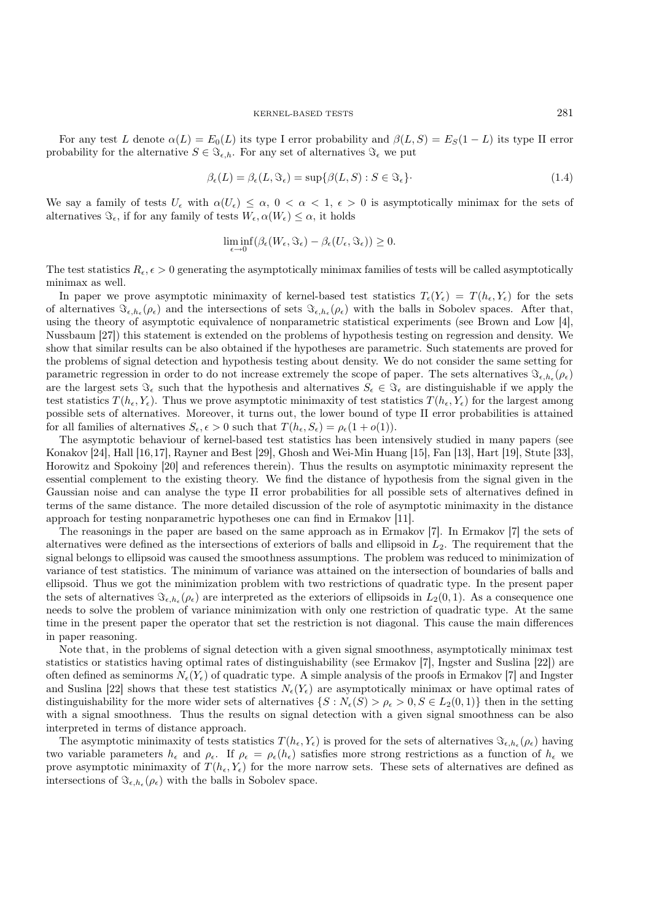For any test $L$ denote $\alpha(L) = E_0(L)$ its type I error probability and $\beta(L,S) = E_S(1-L)$ its type II error probability for the alternative $S \in \Im_{\epsilon,h}$. For any set of alternatives $\Im_\epsilon$ we put

$$\beta_\epsilon(L) = \beta_\epsilon(L,\Im_\epsilon) = \sup\{\beta(L,S) : S \in \Im_\epsilon\}\cdot \tag{1.4}$$

We say a family of tests $U_\epsilon$ with $\alpha(U_\epsilon) \le \alpha$, $0 < \alpha < 1$, $\epsilon > 0$ is asymptotically minimax for the sets of alternatives $\Im_\epsilon$, if for any family of tests $W_\epsilon, \alpha(W_\epsilon) \le \alpha$, it holds

$$\liminf_{\epsilon \to 0}(\beta_\epsilon(W_\epsilon, \Im_\epsilon) - \beta_\epsilon(U_\epsilon, \Im_\epsilon)) \ge 0.$$

The test statistics $R_\epsilon, \epsilon > 0$ generating the asymptotically minimax families of tests will be called asymptotically minimax as well.

In paper we prove asymptotic minimaxity of kernel-based test statistics $T_\epsilon(Y_\epsilon) = T(h_\epsilon, Y_\epsilon)$ for the sets of alternatives $\Im_{\epsilon,h_\epsilon}(\rho_\epsilon)$ and the intersections of sets $\Im_{\epsilon,h_\epsilon}(\rho_\epsilon)$ with the balls in Sobolev spaces. After that, using the theory of asymptotic equivalence of nonparametric statistical experiments (see Brown and Low [4], Nussbaum [27]) this statement is extended on the problems of hypothesis testing on regression and density. We show that similar results can be also obtained if the hypotheses are parametric. Such statements are proved for the problems of signal detection and hypothesis testing about density. We do not consider the same setting for parametric regression in order to do not increase extremely the scope of paper. The sets alternatives $\Im_{\epsilon,h_\epsilon}(\rho_\epsilon)$ are the largest sets $\Im_\epsilon$ such that the hypothesis and alternatives $S_\epsilon \in \Im_\epsilon$ are distinguishable if we apply the test statistics $T(h_\epsilon, Y_\epsilon)$. Thus we prove asymptotic minimaxity of test statistics $T(h_\epsilon, Y_\epsilon)$ for the largest among possible sets of alternatives. Moreover, it turns out, the lower bound of type II error probabilities is attained for all families of alternatives $S_\epsilon, \epsilon > 0$ such that $T(h_\epsilon, S_\epsilon) = \rho_\epsilon(1 + o(1))$.

The asymptotic behaviour of kernel-based test statistics has been intensively studied in many papers (see Konakov [24], Hall [16,17], Rayner and Best [29], Ghosh and Wei-Min Huang [15], Fan [13], Hart [19], Stute [33], Horowitz and Spokoiny [20] and references therein). Thus the results on asymptotic minimaxity represent the essential complement to the existing theory. We find the distance of hypothesis from the signal given in the Gaussian noise and can analyse the type II error probabilities for all possible sets of alternatives defined in terms of the same distance. The more detailed discussion of the role of asymptotic minimaxity in the distance approach for testing nonparametric hypotheses one can find in Ermakov [11].

The reasonings in the paper are based on the same approach as in Ermakov [7]. In Ermakov [7] the sets of alternatives were defined as the intersections of exteriors of balls and ellipsoid in $L_2$. The requirement that the signal belongs to ellipsoid was caused the smoothness assumptions. The problem was reduced to minimization of variance of test statistics. The minimum of variance was attained on the intersection of boundaries of balls and ellipsoid. Thus we got the minimization problem with two restrictions of quadratic type. In the present paper the sets of alternatives $\Im_{\epsilon,h_\epsilon}(\rho_\epsilon)$ are interpreted as the exteriors of ellipsoids in $L_2(0,1)$. As a consequence one needs to solve the problem of variance minimization with only one restriction of quadratic type. At the same time in the present paper the operator that set the restriction is not diagonal. This cause the main differences in paper reasoning.

Note that, in the problems of signal detection with a given signal smoothness, asymptotically minimax test statistics or statistics having optimal rates of distinguishability (see Ermakov [7], Ingster and Suslina [22]) are often defined as seminorms $N_\epsilon(Y_\epsilon)$ of quadratic type. A simple analysis of the proofs in Ermakov [7] and Ingster and Suslina [22] shows that these test statistics $N_\epsilon(Y_\epsilon)$ are asymptotically minimax or have optimal rates of distinguishability for the more wider sets of alternatives $\{S : N_\epsilon(S) > \rho_\epsilon > 0, S \in L_2(0,1)\}$ then in the setting with a signal smoothness. Thus the results on signal detection with a given signal smoothness can be also interpreted in terms of distance approach.

The asymptotic minimaxity of tests statistics $T(h_\epsilon, Y_\epsilon)$ is proved for the sets of alternatives $\Im_{\epsilon,h_\epsilon}(\rho_\epsilon)$ having two variable parameters $h_\epsilon$ and $\rho_\epsilon$. If $\rho_\epsilon = \rho_\epsilon(h_\epsilon)$ satisfies more strong restrictions as a function of $h_\epsilon$ we prove asymptotic minimaxity of $T(h_\epsilon, Y_\epsilon)$ for the more narrow sets. These sets of alternatives are defined as intersections of $\Im_{\epsilon,h_\epsilon}(\rho_\epsilon)$ with the balls in Sobolev space.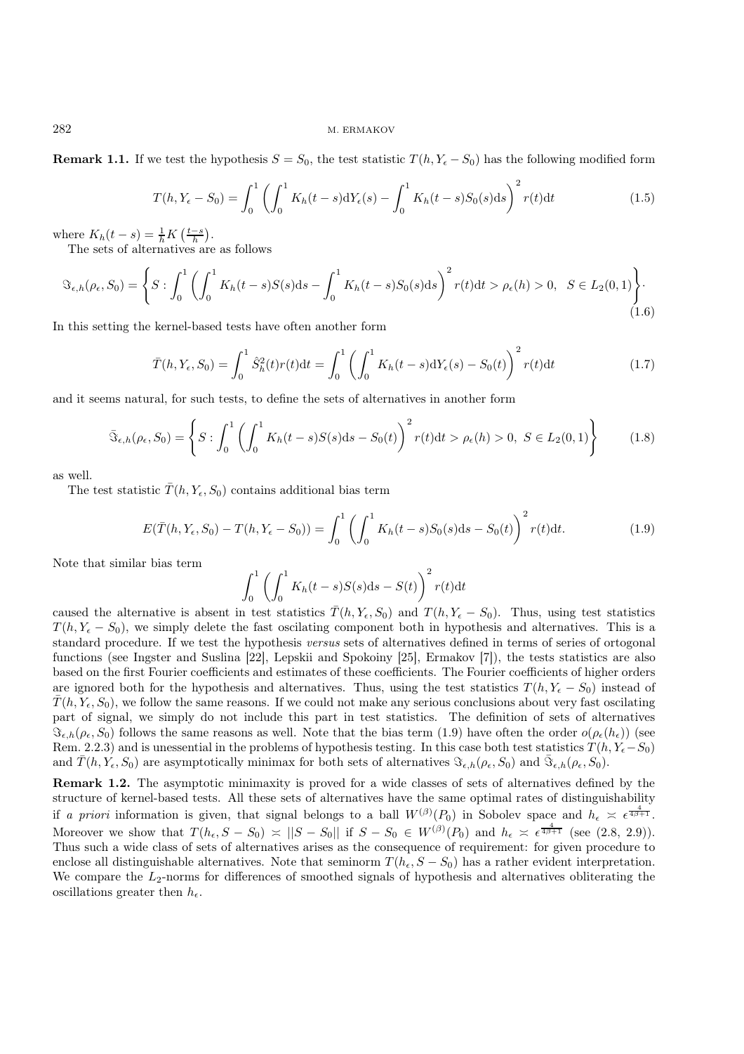**Remark 1.1.** If we test the hypothesis $S = S_0$, the test statistic $T(h, Y_\epsilon - S_0)$ has the following modified form

$$T(h, Y_\epsilon - S_0) = \int_0^1 \left( \int_0^1 K_h(t-s) \mathrm{d}Y_\epsilon(s) - \int_0^1 K_h(t-s) S_0(s) \mathrm{d}s \right)^2 r(t) \mathrm{d}t \tag{1.5}$$

where $K_h(t-s) = \frac{1}{h} K\left(\frac{t-s}{h}\right)$.

The sets of alternatives are as follows

$$\Im_{\epsilon,h}(\rho_\epsilon, S_0) = \left\{ S : \int_0^1 \left( \int_0^1 K_h(t-s) S(s) \mathrm{d}s - \int_0^1 K_h(t-s) S_0(s) \mathrm{d}s \right)^2 r(t) \mathrm{d}t > \rho_\epsilon(h) > 0, \;\; S \in L_2(0,1) \right\}. \tag{1.6}$$

In this setting the kernel-based tests have often another form

$$\bar{T}(h, Y_\epsilon, S_0) = \int_0^1 \hat{S}_h^2(t) r(t) \mathrm{d}t = \int_0^1 \left( \int_0^1 K_h(t-s) \mathrm{d}Y_\epsilon(s) - S_0(t) \right)^2 r(t) \mathrm{d}t \tag{1.7}$$

and it seems natural, for such tests, to define the sets of alternatives in another form

$$\bar{\Im}_{\epsilon,h}(\rho_\epsilon, S_0) = \left\{ S : \int_0^1 \left( \int_0^1 K_h(t-s) S(s) \mathrm{d}s - S_0(t) \right)^2 r(t) \mathrm{d}t > \rho_\epsilon(h) > 0, \;\; S \in L_2(0,1) \right\} \tag{1.8}$$

as well.

The test statistic $\bar{T}(h, Y_\epsilon, S_0)$ contains additional bias term

$$E(\bar{T}(h, Y_\epsilon, S_0) - T(h, Y_\epsilon - S_0)) = \int_0^1 \left( \int_0^1 K_h(t-s) S_0(s) \mathrm{d}s - S_0(t) \right)^2 r(t) \mathrm{d}t. \tag{1.9}$$

Note that similar bias term

$$\int_0^1 \left( \int_0^1 K_h(t-s) S(s) \mathrm{d}s - S(t) \right)^2 r(t) \mathrm{d}t$$

caused the alternative is absent in test statistics $\bar{T}(h, Y_\epsilon, S_0)$ and $T(h, Y_\epsilon - S_0)$. Thus, using test statistics $T(h, Y_\epsilon - S_0)$, we simply delete the fast oscilating component both in hypothesis and alternatives. This is a standard procedure. If we test the hypothesis *versus* sets of alternatives defined in terms of series of ortogonal functions (see Ingster and Suslina [22], Lepskii and Spokoiny [25], Ermakov [7]), the tests statistics are also based on the first Fourier coefficients and estimates of these coefficients. The Fourier coefficients of higher orders are ignored both for the hypothesis and alternatives. Thus, using the test statistics $T(h, Y_\epsilon - S_0)$ instead of $\bar{T}(h, Y_\epsilon, S_0)$, we follow the same reasons. If we could not make any serious conclusions about very fast oscilating part of signal, we simply do not include this part in test statistics. The definition of sets of alternatives $\Im_{\epsilon,h}(\rho_\epsilon, S_0)$ follows the same reasons as well. Note that the bias term (1.9) have often the order $o(\rho_\epsilon(h_\epsilon))$ (see Rem. 2.2.3) and is unessential in the problems of hypothesis testing. In this case both test statistics $T(h, Y_\epsilon - S_0)$ and $\bar{T}(h, Y_\epsilon, S_0)$ are asymptotically minimax for both sets of alternatives $\Im_{\epsilon,h}(\rho_\epsilon, S_0)$ and $\bar{\Im}_{\epsilon,h}(\rho_\epsilon, S_0)$.

**Remark 1.2.** The asymptotic minimaxity is proved for a wide classes of sets of alternatives defined by the structure of kernel-based tests. All these sets of alternatives have the same optimal rates of distinguishability if *a priori* information is given, that signal belongs to a ball $W^{(\beta)}(P_0)$ in Sobolev space and $h_\epsilon \asymp \epsilon^{\frac{4}{4\beta+1}}$. Moreover we show that $T(h_\epsilon, S - S_0) \asymp ||S - S_0||$ if $S - S_0 \in W^{(\beta)}(P_0)$ and $h_\epsilon \asymp \epsilon^{\frac{4}{4\beta+1}}$ (see (2.8, 2.9)). Thus such a wide class of sets of alternatives arises as the consequence of requirement: for given procedure to enclose all distinguishable alternatives. Note that seminorm $T(h_\epsilon, S - S_0)$ has a rather evident interpretation. We compare the $L_2$-norms for differences of smoothed signals of hypothesis and alternatives obliterating the oscillations greater then $h_\epsilon$.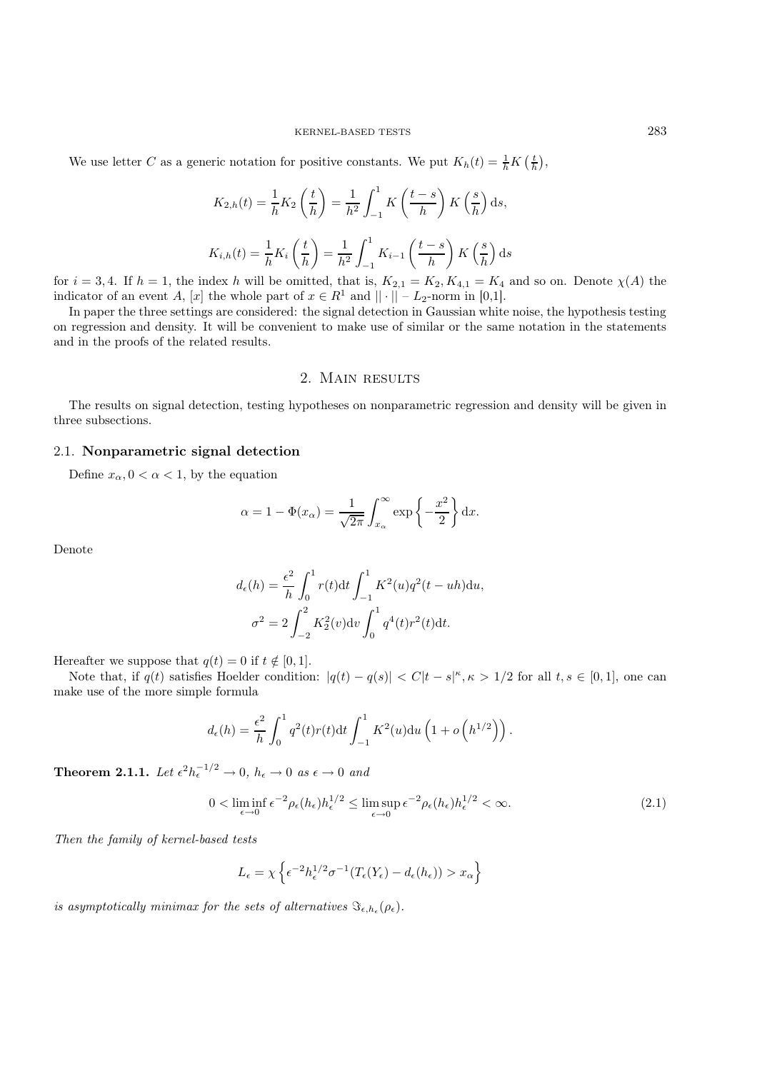We use letter $C$ as a generic notation for positive constants. We put $K_h(t) = \frac{1}{h}K\left(\frac{t}{h}\right)$,

$$K_{2,h}(t) = \frac{1}{h}K_2\left(\frac{t}{h}\right) = \frac{1}{h^2}\int_{-1}^{1} K\left(\frac{t-s}{h}\right)K\left(\frac{s}{h}\right)\mathrm{d}s,$$

$$K_{i,h}(t) = \frac{1}{h}K_i\left(\frac{t}{h}\right) = \frac{1}{h^2}\int_{-1}^{1} K_{i-1}\left(\frac{t-s}{h}\right)K\left(\frac{s}{h}\right)\mathrm{d}s$$

for $i = 3, 4$. If $h = 1$, the index $h$ will be omitted, that is, $K_{2,1} = K_2, K_{4,1} = K_4$ and so on. Denote $\chi(A)$ the indicator of an event $A$, $[x]$ the whole part of $x \in R^1$ and $||\cdot||$ – $L_2$-norm in [0,1].

In paper the three settings are considered: the signal detection in Gaussian white noise, the hypothesis testing on regression and density. It will be convenient to make use of similar or the same notation in the statements and in the proofs of the related results.

## 2. Main results

The results on signal detection, testing hypotheses on nonparametric regression and density will be given in three subsections.

### 2.1. **Nonparametric signal detection**

Define $x_\alpha, 0 < \alpha < 1$, by the equation

$$\alpha = 1 - \Phi(x_\alpha) = \frac{1}{\sqrt{2\pi}}\int_{x_\alpha}^{\infty} \exp\left\{-\frac{x^2}{2}\right\}\mathrm{d}x.$$

Denote

$$d_\epsilon(h) = \frac{\epsilon^2}{h}\int_0^1 r(t)\mathrm{d}t\int_{-1}^{1} K^2(u)q^2(t-uh)\mathrm{d}u,$$

$$\sigma^2 = 2\int_{-2}^{2} K_2^2(v)\mathrm{d}v\int_0^1 q^4(t)r^2(t)\mathrm{d}t.$$

Hereafter we suppose that $q(t) = 0$ if $t \notin [0,1]$.

Note that, if $q(t)$ satisfies Hoelder condition: $|q(t) - q(s)| < C|t-s|^\kappa, \kappa > 1/2$ for all $t, s \in [0,1]$, one can make use of the more simple formula

$$d_\epsilon(h) = \frac{\epsilon^2}{h}\int_0^1 q^2(t)r(t)\mathrm{d}t\int_{-1}^{1} K^2(u)\mathrm{d}u\left(1 + o\left(h^{1/2}\right)\right).$$

**Theorem 2.1.1.** *Let $\epsilon^2 h_\epsilon^{-1/2} \to 0$, $h_\epsilon \to 0$ as $\epsilon \to 0$ and*

$$0 < \liminf_{\epsilon\to 0} \epsilon^{-2}\rho_\epsilon(h_\epsilon)h_\epsilon^{1/2} \le \limsup_{\epsilon\to 0} \epsilon^{-2}\rho_\epsilon(h_\epsilon)h_\epsilon^{1/2} < \infty. \tag{2.1}$$

*Then the family of kernel-based tests*

$$L_\epsilon = \chi\left\{\epsilon^{-2}h_\epsilon^{1/2}\sigma^{-1}(T_\epsilon(Y_\epsilon) - d_\epsilon(h_\epsilon)) > x_\alpha\right\}$$

*is asymptotically minimax for the sets of alternatives $\Im_{\epsilon,h_\epsilon}(\rho_\epsilon)$.*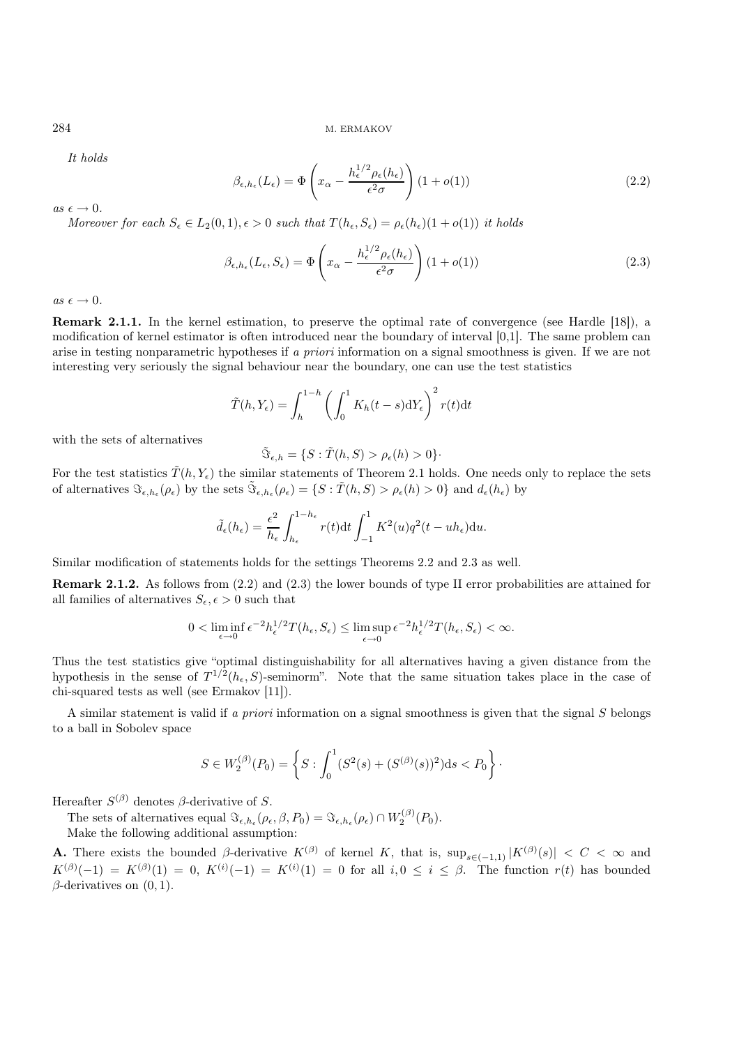*It holds*

$$\beta_{\epsilon,h_\epsilon}(L_\epsilon) = \Phi\left(x_\alpha - \frac{h_\epsilon^{1/2}\rho_\epsilon(h_\epsilon)}{\epsilon^2\sigma}\right)(1+o(1)) \tag{2.2}$$

*as* $\epsilon \to 0$.

*Moreover for each* $S_\epsilon \in L_2(0,1), \epsilon > 0$ *such that* $T(h_\epsilon, S_\epsilon) = \rho_\epsilon(h_\epsilon)(1+o(1))$ *it holds*

$$\beta_{\epsilon,h_\epsilon}(L_\epsilon, S_\epsilon) = \Phi\left(x_\alpha - \frac{h_\epsilon^{1/2}\rho_\epsilon(h_\epsilon)}{\epsilon^2\sigma}\right)(1+o(1)) \tag{2.3}$$

*as* $\epsilon \to 0$.

**Remark 2.1.1.** In the kernel estimation, to preserve the optimal rate of convergence (see Hardle [18]), a modification of kernel estimator is often introduced near the boundary of interval [0,1]. The same problem can arise in testing nonparametric hypotheses if *a priori* information on a signal smoothness is given. If we are not interesting very seriously the signal behaviour near the boundary, one can use the test statistics

$$\tilde{T}(h, Y_\epsilon) = \int_h^{1-h} \left(\int_0^1 K_h(t-s)\mathrm{d}Y_\epsilon\right)^2 r(t)\mathrm{d}t$$

with the sets of alternatives

$$\tilde{\Im}_{\epsilon,h} = \{S : \tilde{T}(h, S) > \rho_\epsilon(h) > 0\}\cdot$$

For the test statistics $\tilde{T}(h, Y_\epsilon)$ the similar statements of Theorem 2.1 holds. One needs only to replace the sets of alternatives $\Im_{\epsilon,h_\epsilon}(\rho_\epsilon)$ by the sets $\tilde{\Im}_{\epsilon,h_\epsilon}(\rho_\epsilon) = \{S : \tilde{T}(h,S) > \rho_\epsilon(h) > 0\}$ and $d_\epsilon(h_\epsilon)$ by

$$\tilde{d}_\epsilon(h_\epsilon) = \frac{\epsilon^2}{h_\epsilon}\int_{h_\epsilon}^{1-h_\epsilon} r(t)\mathrm{d}t \int_{-1}^1 K^2(u)q^2(t-uh_\epsilon)\mathrm{d}u.$$

Similar modification of statements holds for the settings Theorems 2.2 and 2.3 as well.

**Remark 2.1.2.** As follows from (2.2) and (2.3) the lower bounds of type II error probabilities are attained for all families of alternatives $S_\epsilon, \epsilon > 0$ such that

$$0 < \liminf_{\epsilon\to 0} \epsilon^{-2}h_\epsilon^{1/2}T(h_\epsilon, S_\epsilon) \le \limsup_{\epsilon\to 0} \epsilon^{-2}h_\epsilon^{1/2}T(h_\epsilon, S_\epsilon) < \infty.$$

Thus the test statistics give "optimal distinguishability for all alternatives having a given distance from the hypothesis in the sense of $T^{1/2}(h_\epsilon, S)$-seminorm". Note that the same situation takes place in the case of chi-squared tests as well (see Ermakov [11]).

A similar statement is valid if *a priori* information on a signal smoothness is given that the signal $S$ belongs to a ball in Sobolev space

$$S \in W_2^{(\beta)}(P_0) = \left\{S : \int_0^1 (S^2(s) + (S^{(\beta)}(s))^2)\mathrm{d}s < P_0\right\}\cdot$$

Hereafter $S^{(\beta)}$ denotes $\beta$-derivative of $S$.

The sets of alternatives equal $\Im_{\epsilon,h_\epsilon}(\rho_\epsilon, \beta, P_0) = \Im_{\epsilon,h_\epsilon}(\rho_\epsilon) \cap W_2^{(\beta)}(P_0)$.

Make the following additional assumption:

**A.** There exists the bounded $\beta$-derivative $K^{(\beta)}$ of kernel $K$, that is, $\sup_{s\in(-1,1)} |K^{(\beta)}(s)| < C < \infty$ and $K^{(\beta)}(-1) = K^{(\beta)}(1) = 0$, $K^{(i)}(-1) = K^{(i)}(1) = 0$ for all $i, 0 \le i \le \beta$. The function $r(t)$ has bounded $\beta$-derivatives on $(0,1)$.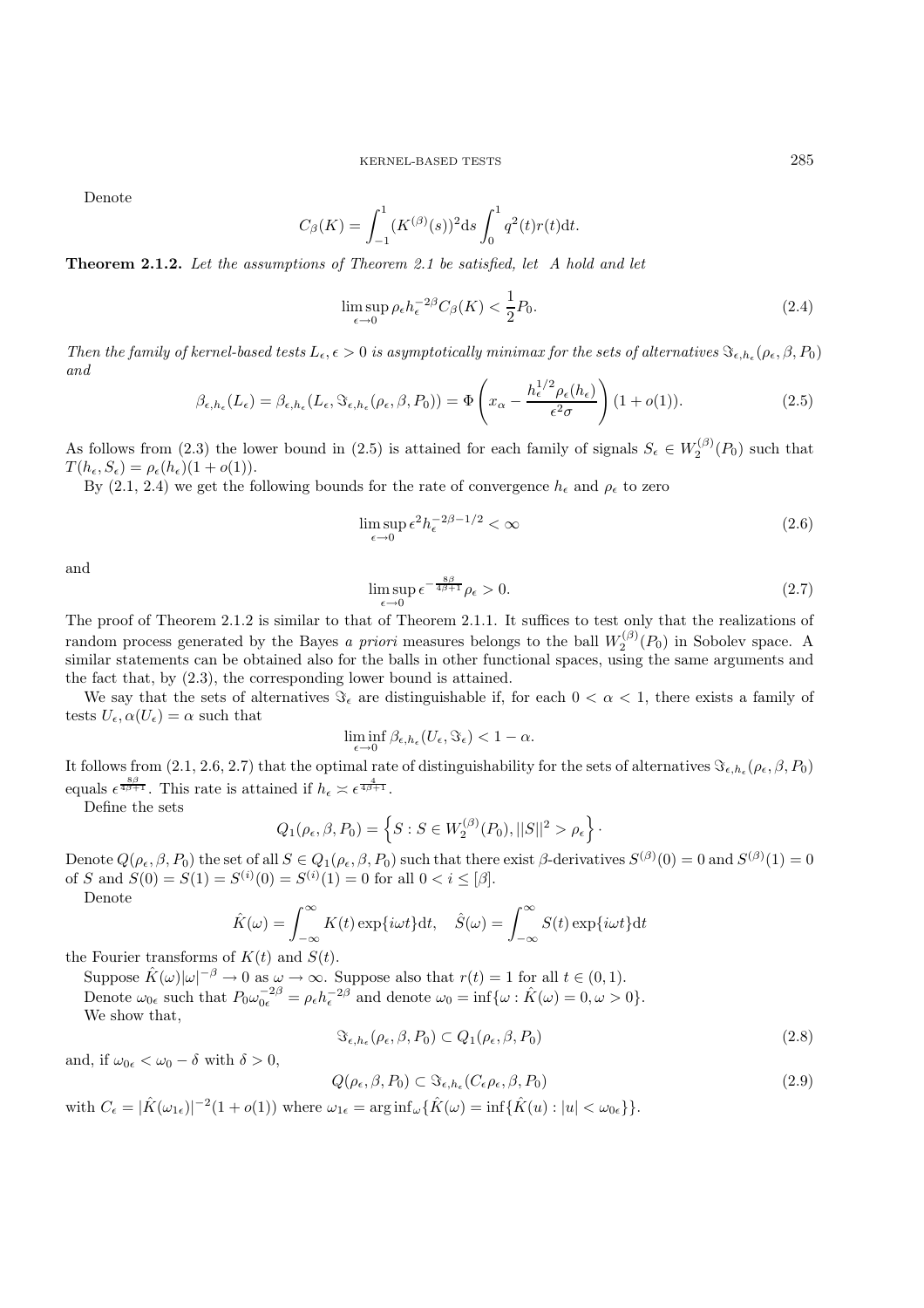Denote

$$C_\beta(K) = \int_{-1}^{1} (K^{(\beta)}(s))^2 \mathrm{d}s \int_0^1 q^2(t) r(t) \mathrm{d}t.$$

**Theorem 2.1.2.** *Let the assumptions of Theorem 2.1 be satisfied, let A hold and let*

$$\limsup_{\epsilon \to 0} \rho_\epsilon h_\epsilon^{-2\beta} C_\beta(K) < \frac{1}{2} P_0. \tag{2.4}$$

*Then the family of kernel-based tests $L_\epsilon, \epsilon > 0$ is asymptotically minimax for the sets of alternatives $\Im_{\epsilon,h_\epsilon}(\rho_\epsilon, \beta, P_0)$ and*

$$\beta_{\epsilon,h_\epsilon}(L_\epsilon) = \beta_{\epsilon,h_\epsilon}(L_\epsilon, \Im_{\epsilon,h_\epsilon}(\rho_\epsilon, \beta, P_0)) = \Phi\left(x_\alpha - \frac{h_\epsilon^{1/2} \rho_\epsilon(h_\epsilon)}{\epsilon^2 \sigma}\right)(1 + o(1)). \tag{2.5}$$

As follows from (2.3) the lower bound in (2.5) is attained for each family of signals $S_\epsilon \in W_2^{(\beta)}(P_0)$ such that $T(h_\epsilon, S_\epsilon) = \rho_\epsilon(h_\epsilon)(1 + o(1))$.

By (2.1, 2.4) we get the following bounds for the rate of convergence $h_\epsilon$ and $\rho_\epsilon$ to zero

$$\limsup_{\epsilon \to 0} \epsilon^2 h_\epsilon^{-2\beta - 1/2} < \infty \tag{2.6}$$

and

$$\limsup_{\epsilon \to 0} \epsilon^{-\frac{8\beta}{4\beta+1}} \rho_\epsilon > 0. \tag{2.7}$$

The proof of Theorem 2.1.2 is similar to that of Theorem 2.1.1. It suffices to test only that the realizations of random process generated by the Bayes *a priori* measures belongs to the ball $W_2^{(\beta)}(P_0)$ in Sobolev space. A similar statements can be obtained also for the balls in other functional spaces, using the same arguments and the fact that, by (2.3), the corresponding lower bound is attained.

We say that the sets of alternatives $\Im_\epsilon$ are distinguishable if, for each $0 < \alpha < 1$, there exists a family of tests $U_\epsilon, \alpha(U_\epsilon) = \alpha$ such that

$$\liminf_{\epsilon \to 0} \beta_{\epsilon,h_\epsilon}(U_\epsilon, \Im_\epsilon) < 1 - \alpha.$$

It follows from (2.1, 2.6, 2.7) that the optimal rate of distinguishability for the sets of alternatives $\Im_{\epsilon,h_\epsilon}(\rho_\epsilon, \beta, P_0)$ equals $\epsilon^{\frac{8\beta}{4\beta+1}}$. This rate is attained if $h_\epsilon \asymp \epsilon^{\frac{4}{4\beta+1}}$.

Define the sets

$$Q_1(\rho_\epsilon, \beta, P_0) = \left\{ S : S \in W_2^{(\beta)}(P_0), ||S||^2 > \rho_\epsilon \right\}.$$

Denote $Q(\rho_\epsilon, \beta, P_0)$ the set of all $S \in Q_1(\rho_\epsilon, \beta, P_0)$ such that there exist $\beta$-derivatives $S^{(\beta)}(0) = 0$ and $S^{(\beta)}(1) = 0$ of $S$ and $S(0) = S(1) = S^{(i)}(0) = S^{(i)}(1) = 0$ for all $0 < i \le [\beta]$.

Denote

$$\hat{K}(\omega) = \int_{-\infty}^{\infty} K(t) \exp\{i\omega t\} \mathrm{d}t, \quad \hat{S}(\omega) = \int_{-\infty}^{\infty} S(t) \exp\{i\omega t\} \mathrm{d}t$$

the Fourier transforms of $K(t)$ and $S(t)$.

Suppose $\hat{K}(\omega)|\omega|^{-\beta} \to 0$ as $\omega \to \infty$. Suppose also that $r(t) = 1$ for all $t \in (0, 1)$.

Denote $\omega_{0\epsilon}$ such that $P_0 \omega_{0\epsilon}^{-2\beta} = \rho_\epsilon h_\epsilon^{-2\beta}$ and denote $\omega_0 = \inf\{\omega : \hat{K}(\omega) = 0, \omega > 0\}$.

We show that,

$$\Im_{\epsilon,h_\epsilon}(\rho_\epsilon, \beta, P_0) \subset Q_1(\rho_\epsilon, \beta, P_0) \tag{2.8}$$

and, if $\omega_{0\epsilon} < \omega_0 - \delta$ with $\delta > 0$,

$$Q(\rho_\epsilon, \beta, P_0) \subset \Im_{\epsilon,h_\epsilon}(C_\epsilon \rho_\epsilon, \beta, P_0) \tag{2.9}$$

with $C_\epsilon = |\hat{K}(\omega_{1\epsilon})|^{-2}(1 + o(1))$ where $\omega_{1\epsilon} = \arg\inf_\omega \{\hat{K}(\omega) = \inf\{\hat{K}(u) : |u| < \omega_{0\epsilon}\}\}$.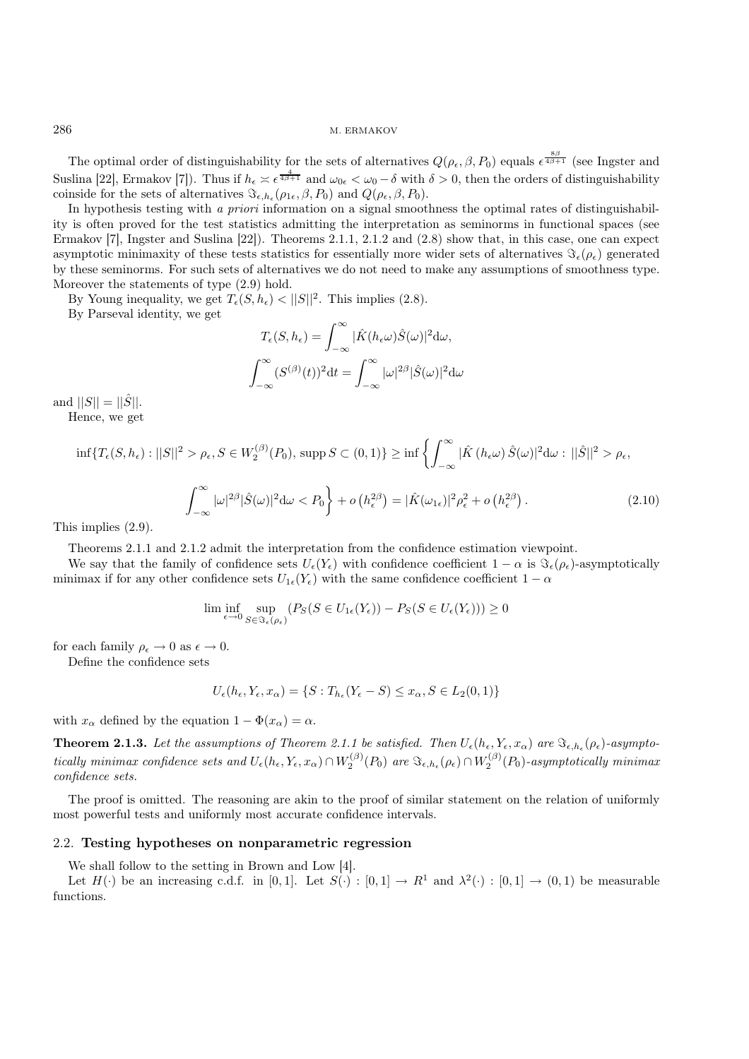The optimal order of distinguishability for the sets of alternatives $Q(\rho_\epsilon, \beta, P_0)$ equals $\epsilon^{\frac{8\beta}{4\beta+1}}$ (see Ingster and Suslina [22], Ermakov [7]). Thus if $h_\epsilon \asymp \epsilon^{\frac{4}{4\beta+1}}$ and $\omega_{0\epsilon} < \omega_0 - \delta$ with $\delta > 0$, then the orders of distinguishability coinside for the sets of alternatives $\Im_{\epsilon,h_\epsilon}(\rho_{1\epsilon}, \beta, P_0)$ and $Q(\rho_\epsilon, \beta, P_0)$.

In hypothesis testing with *a priori* information on a signal smoothness the optimal rates of distinguishability is often proved for the test statistics admitting the interpretation as seminorms in functional spaces (see Ermakov [7], Ingster and Suslina [22]). Theorems 2.1.1, 2.1.2 and (2.8) show that, in this case, one can expect asymptotic minimaxity of these tests statistics for essentially more wider sets of alternatives $\Im_\epsilon(\rho_\epsilon)$ generated by these seminorms. For such sets of alternatives we do not need to make any assumptions of smoothness type. Moreover the statements of type (2.9) hold.

By Young inequality, we get $T_\epsilon(S, h_\epsilon) < ||S||^2$. This implies (2.8).

By Parseval identity, we get

$$T_\epsilon(S, h_\epsilon) = \int_{-\infty}^{\infty} |\hat{K}(h_\epsilon\omega)\hat{S}(\omega)|^2 \mathrm{d}\omega,$$

$$\int_{-\infty}^{\infty} (S^{(\beta)}(t))^2 \mathrm{d}t = \int_{-\infty}^{\infty} |\omega|^{2\beta} |\hat{S}(\omega)|^2 \mathrm{d}\omega$$

and $||S|| = ||\hat{S}||$.

Hence, we get

$$\inf\{T_\epsilon(S, h_\epsilon) : ||S||^2 > \rho_\epsilon, S \in W_2^{(\beta)}(P_0), \operatorname{supp} S \subset (0,1)\} \geq \inf\left\{\int_{-\infty}^{\infty} |\hat{K}\left(h_\epsilon\omega\right)\hat{S}(\omega)|^2 \mathrm{d}\omega : ||\hat{S}||^2 > \rho_\epsilon,\right.$$

$$\left.\int_{-\infty}^{\infty} |\omega|^{2\beta}|\hat{S}(\omega)|^2 \mathrm{d}\omega < P_0\right\} + o\left(h_\epsilon^{2\beta}\right) = |\hat{K}(\omega_{1\epsilon})|^2 \rho_\epsilon^2 + o\left(h_\epsilon^{2\beta}\right). \tag{2.10}$$

This implies (2.9).

Theorems 2.1.1 and 2.1.2 admit the interpretation from the confidence estimation viewpoint.

We say that the family of confidence sets $U_\epsilon(Y_\epsilon)$ with confidence coefficient $1-\alpha$ is $\Im_\epsilon(\rho_\epsilon)$-asymptotically minimax if for any other confidence sets $U_{1\epsilon}(Y_\epsilon)$ with the same confidence coefficient $1-\alpha$

$$\liminf_{\epsilon \to 0} \sup_{S \in \Im_\epsilon(\rho_\epsilon)} (P_S(S \in U_{1\epsilon}(Y_\epsilon)) - P_S(S \in U_\epsilon(Y_\epsilon))) \geq 0$$

for each family $\rho_\epsilon \to 0$ as $\epsilon \to 0$.

Define the confidence sets

$$U_\epsilon(h_\epsilon, Y_\epsilon, x_\alpha) = \{S : T_{h_\epsilon}(Y_\epsilon - S) \leq x_\alpha, S \in L_2(0,1)\}$$

with $x_\alpha$ defined by the equation $1 - \Phi(x_\alpha) = \alpha$.

**Theorem 2.1.3.** *Let the assumptions of Theorem 2.1.1 be satisfied. Then $U_\epsilon(h_\epsilon, Y_\epsilon, x_\alpha)$ are $\Im_{\epsilon,h_\epsilon}(\rho_\epsilon)$-asymptotically minimax confidence sets and $U_\epsilon(h_\epsilon, Y_\epsilon, x_\alpha) \cap W_2^{(\beta)}(P_0)$ are $\Im_{\epsilon,h_\epsilon}(\rho_\epsilon) \cap W_2^{(\beta)}(P_0)$-asymptotically minimax confidence sets.*

The proof is omitted. The reasoning are akin to the proof of similar statement on the relation of uniformly most powerful tests and uniformly most accurate confidence intervals.

### 2.2. **Testing hypotheses on nonparametric regression**

We shall follow to the setting in Brown and Low [4].

Let $H(\cdot)$ be an increasing c.d.f. in $[0,1]$. Let $S(\cdot) : [0,1] \to R^1$ and $\lambda^2(\cdot) : [0,1] \to (0,1)$ be measurable functions.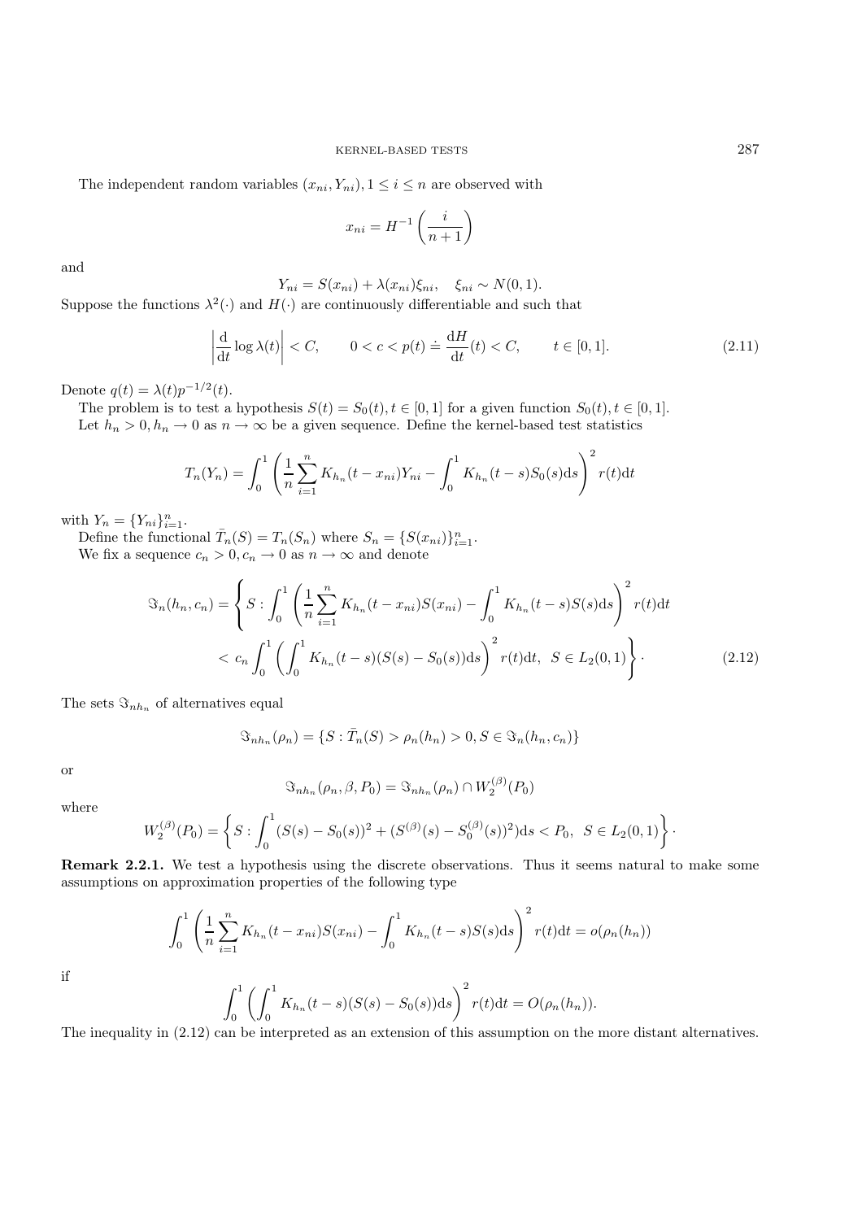The independent random variables $(x_{ni}, Y_{ni}), 1 \le i \le n$ are observed with

$$x_{ni} = H^{-1}\left(\frac{i}{n+1}\right)$$

and

$$Y_{ni} = S(x_{ni}) + \lambda(x_{ni})\xi_{ni}, \quad \xi_{ni} \sim N(0,1).$$

Suppose the functions $\lambda^2(\cdot)$ and $H(\cdot)$ are continuously differentiable and such that

$$\left|\frac{\mathrm{d}}{\mathrm{d}t}\log\lambda(t)\right| < C, \qquad 0 < c < p(t) \doteq \frac{\mathrm{d}H}{\mathrm{d}t}(t) < C, \qquad t \in [0,1]. \tag{2.11}$$

Denote $q(t) = \lambda(t)p^{-1/2}(t)$.

The problem is to test a hypothesis $S(t) = S_0(t), t \in [0,1]$ for a given function $S_0(t), t \in [0,1]$.

Let $h_n > 0, h_n \to 0$ as $n \to \infty$ be a given sequence. Define the kernel-based test statistics

$$T_n(Y_n) = \int_0^1 \left(\frac{1}{n}\sum_{i=1}^n K_{h_n}(t - x_{ni})Y_{ni} - \int_0^1 K_{h_n}(t-s)S_0(s)\mathrm{d}s\right)^2 r(t)\mathrm{d}t$$

with $Y_n = \{Y_{ni}\}_{i=1}^n$.

Define the functional $\bar{T}_n(S) = T_n(S_n)$ where $S_n = \{S(x_{ni})\}_{i=1}^n$.

We fix a sequence $c_n > 0, c_n \to 0$ as $n \to \infty$ and denote

$$\begin{aligned}\Im_n(h_n, c_n) = \Bigg\{ S : &\int_0^1 \left(\frac{1}{n}\sum_{i=1}^n K_{h_n}(t - x_{ni})S(x_{ni}) - \int_0^1 K_{h_n}(t-s)S(s)\mathrm{d}s\right)^2 r(t)\mathrm{d}t \\ &< c_n \int_0^1 \left(\int_0^1 K_{h_n}(t-s)(S(s) - S_0(s))\mathrm{d}s\right)^2 r(t)\mathrm{d}t, \; S \in L_2(0,1)\Bigg\}. \end{aligned} \tag{2.12}$$

The sets $\Im_{nh_n}$ of alternatives equal

$$\Im_{nh_n}(\rho_n) = \{S : \bar{T}_n(S) > \rho_n(h_n) > 0, S \in \Im_n(h_n, c_n)\}$$

or

$$\Im_{nh_n}(\rho_n, \beta, P_0) = \Im_{nh_n}(\rho_n) \cap W_2^{(\beta)}(P_0)$$

where

$$W_2^{(\beta)}(P_0) = \left\{ S : \int_0^1 (S(s) - S_0(s))^2 + (S^{(\beta)}(s) - S_0^{(\beta)}(s))^2)\mathrm{d}s < P_0, \; S \in L_2(0,1)\right\}.$$

**Remark 2.2.1.** We test a hypothesis using the discrete observations. Thus it seems natural to make some assumptions on approximation properties of the following type

$$\int_0^1 \left(\frac{1}{n}\sum_{i=1}^n K_{h_n}(t - x_{ni})S(x_{ni}) - \int_0^1 K_{h_n}(t-s)S(s)\mathrm{d}s\right)^2 r(t)\mathrm{d}t = o(\rho_n(h_n))$$

if

$$\int_0^1 \left(\int_0^1 K_{h_n}(t-s)(S(s) - S_0(s))\mathrm{d}s\right)^2 r(t)\mathrm{d}t = O(\rho_n(h_n)).$$

The inequality in (2.12) can be interpreted as an extension of this assumption on the more distant alternatives.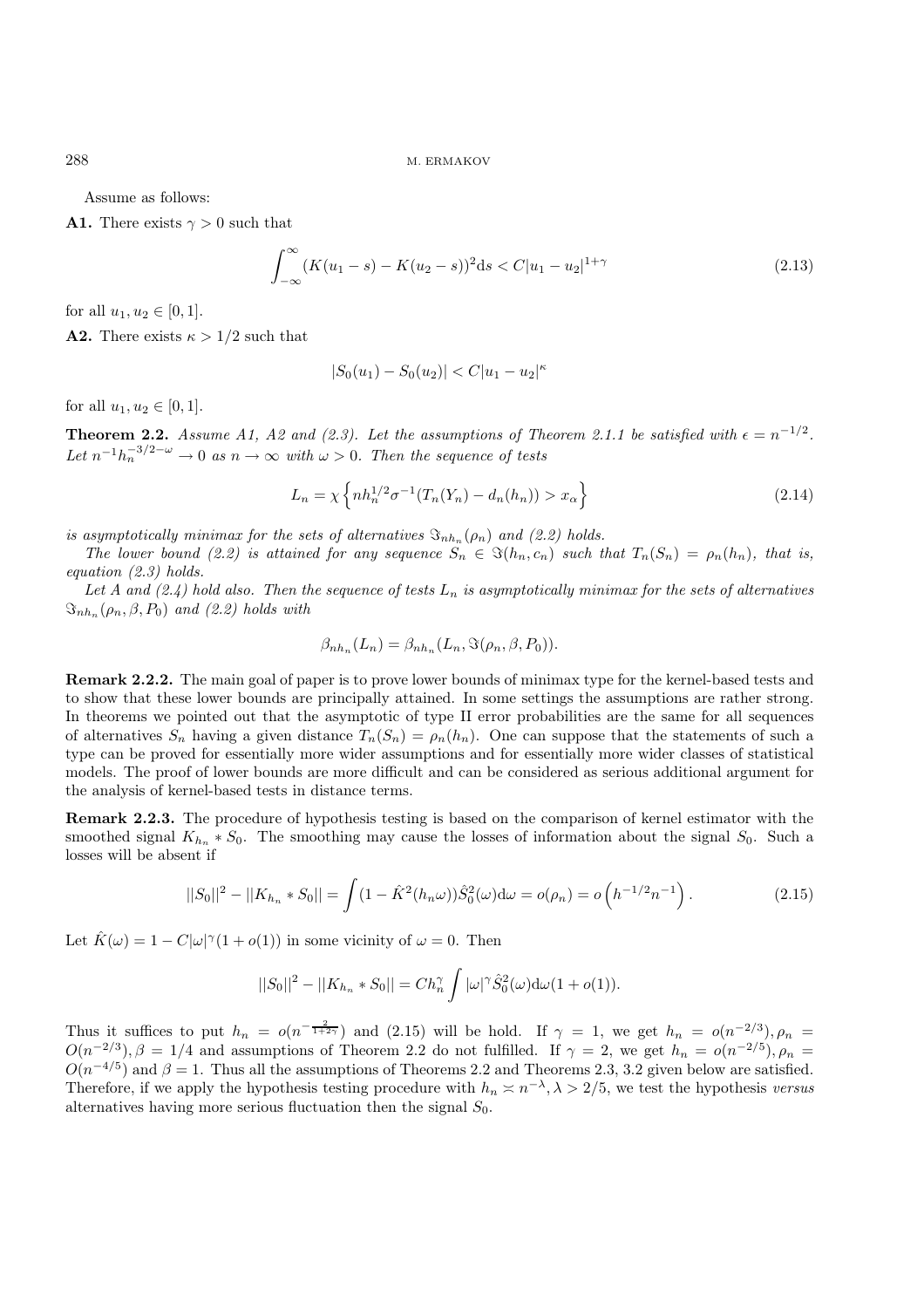Assume as follows:

**A1.** There exists $\gamma > 0$ such that

$$\int_{-\infty}^{\infty} (K(u_1 - s) - K(u_2 - s))^2 \mathrm{d}s < C|u_1 - u_2|^{1+\gamma} \tag{2.13}$$

for all $u_1, u_2 \in [0, 1]$.

**A2.** There exists $\kappa > 1/2$ such that

$$|S_0(u_1) - S_0(u_2)| < C|u_1 - u_2|^{\kappa}$$

for all $u_1, u_2 \in [0, 1]$.

**Theorem 2.2.** *Assume A1, A2 and (2.3). Let the assumptions of Theorem 2.1.1 be satisfied with $\epsilon = n^{-1/2}$. Let $n^{-1}h_n^{-3/2-\omega} \to 0$ as $n \to \infty$ with $\omega > 0$. Then the sequence of tests*

$$L_n = \chi\left\{nh_n^{1/2}\sigma^{-1}(T_n(Y_n) - d_n(h_n)) > x_\alpha\right\} \tag{2.14}$$

*is asymptotically minimax for the sets of alternatives $\Im_{nh_n}(\rho_n)$ and (2.2) holds.*

*The lower bound (2.2) is attained for any sequence $S_n \in \Im(h_n, c_n)$ such that $T_n(S_n) = \rho_n(h_n)$, that is, equation (2.3) holds.*

*Let A and (2.4) hold also. Then the sequence of tests $L_n$ is asymptotically minimax for the sets of alternatives $\Im_{nh_n}(\rho_n, \beta, P_0)$ and (2.2) holds with*

$$\beta_{nh_n}(L_n) = \beta_{nh_n}(L_n, \Im(\rho_n, \beta, P_0)).$$

**Remark 2.2.2.** The main goal of paper is to prove lower bounds of minimax type for the kernel-based tests and to show that these lower bounds are principally attained. In some settings the assumptions are rather strong. In theorems we pointed out that the asymptotic of type II error probabilities are the same for all sequences of alternatives $S_n$ having a given distance $T_n(S_n) = \rho_n(h_n)$. One can suppose that the statements of such a type can be proved for essentially more wider assumptions and for essentially more wider classes of statistical models. The proof of lower bounds are more difficult and can be considered as serious additional argument for the analysis of kernel-based tests in distance terms.

**Remark 2.2.3.** The procedure of hypothesis testing is based on the comparison of kernel estimator with the smoothed signal $K_{h_n} * S_0$. The smoothing may cause the losses of information about the signal $S_0$. Such a losses will be absent if

$$||S_0||^2 - ||K_{h_n} * S_0|| = \int (1 - \hat{K}^2(h_n\omega))\hat{S}_0^2(\omega)\mathrm{d}\omega = o(\rho_n) = o\left(h^{-1/2}n^{-1}\right). \tag{2.15}$$

Let $\hat{K}(\omega) = 1 - C|\omega|^{\gamma}(1 + o(1))$ in some vicinity of $\omega = 0$. Then

$$||S_0||^2 - ||K_{h_n} * S_0|| = Ch_n^{\gamma} \int |\omega|^{\gamma}\hat{S}_0^2(\omega)\mathrm{d}\omega(1 + o(1)).$$

Thus it suffices to put $h_n = o(n^{-\frac{2}{1+2\gamma}})$ and (2.15) will be hold. If $\gamma = 1$, we get $h_n = o(n^{-2/3}), \rho_n = O(n^{-2/3}), \beta = 1/4$ and assumptions of Theorem 2.2 do not fulfilled. If $\gamma = 2$, we get $h_n = o(n^{-2/5}), \rho_n = O(n^{-4/5})$ and $\beta = 1$. Thus all the assumptions of Theorems 2.2 and Theorems 2.3, 3.2 given below are satisfied. Therefore, if we apply the hypothesis testing procedure with $h_n \asymp n^{-\lambda}, \lambda > 2/5$, we test the hypothesis *versus* alternatives having more serious fluctuation then the signal $S_0$.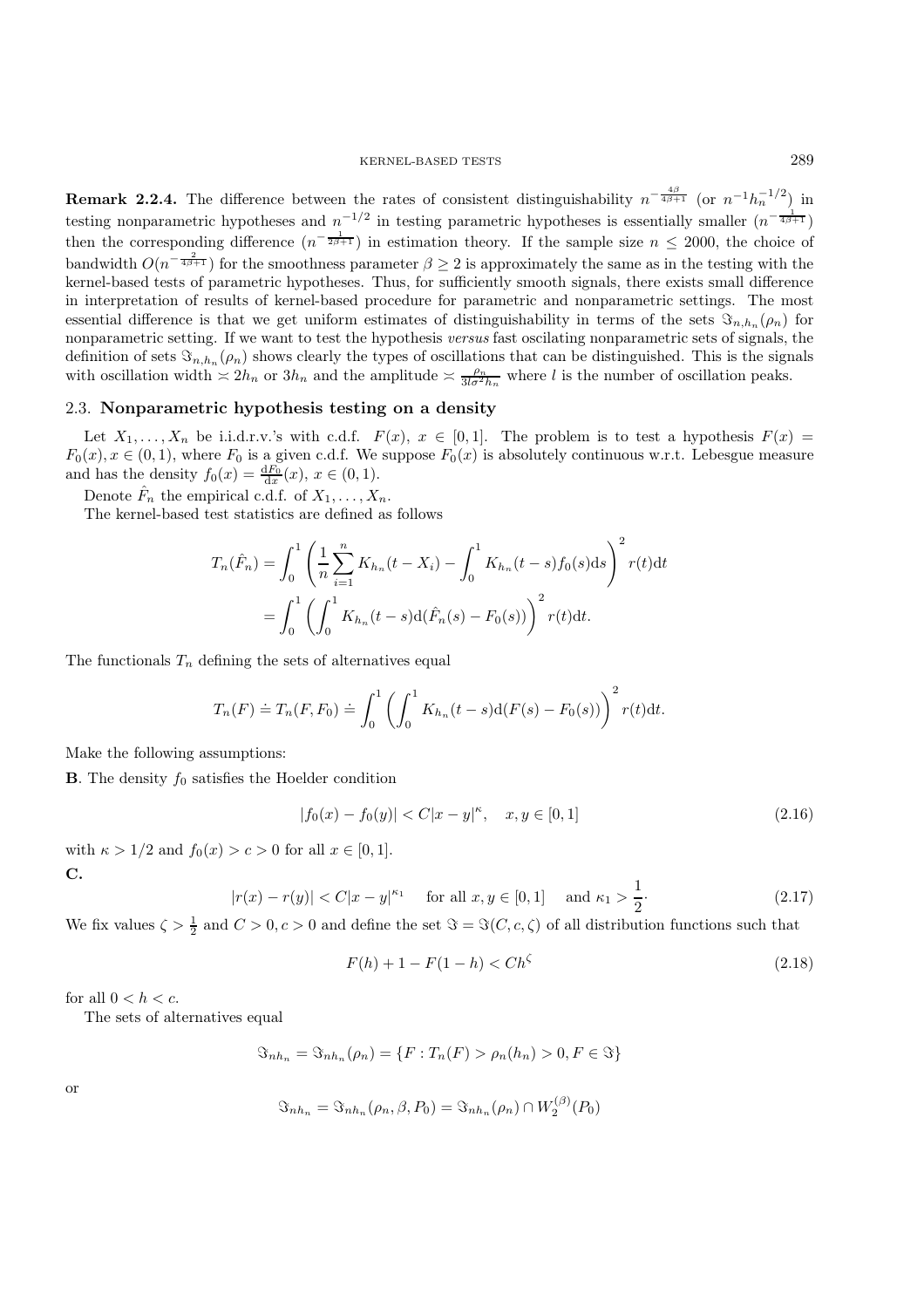**Remark 2.2.4.** The difference between the rates of consistent distinguishability $n^{-\frac{4\beta}{4\beta+1}}$ (or $n^{-1}h_n^{-1/2}$) in testing nonparametric hypotheses and $n^{-1/2}$ in testing parametric hypotheses is essentially smaller ($n^{-\frac{1}{4\beta+1}}$) then the corresponding difference ($n^{-\frac{1}{2\beta+1}}$) in estimation theory. If the sample size $n \leq 2000$, the choice of bandwidth $O(n^{-\frac{2}{4\beta+1}})$ for the smoothness parameter $\beta \geq 2$ is approximately the same as in the testing with the kernel-based tests of parametric hypotheses. Thus, for sufficiently smooth signals, there exists small difference in interpretation of results of kernel-based procedure for parametric and nonparametric settings. The most essential difference is that we get uniform estimates of distinguishability in terms of the sets $\Im_{n,h_n}(\rho_n)$ for nonparametric setting. If we want to test the hypothesis *versus* fast oscilating nonparametric sets of signals, the definition of sets $\Im_{n,h_n}(\rho_n)$ shows clearly the types of oscillations that can be distinguished. This is the signals with oscillation width $\asymp 2h_n$ or $3h_n$ and the amplitude $\asymp \frac{\rho_n}{3l\sigma^2 h_n}$ where $l$ is the number of oscillation peaks.

## 2.3. Nonparametric hypothesis testing on a density

Let $X_1, \ldots, X_n$ be i.i.d.r.v.'s with c.d.f. $F(x)$, $x \in [0,1]$. The problem is to test a hypothesis $F(x) = F_0(x), x \in (0,1)$, where $F_0$ is a given c.d.f. We suppose $F_0(x)$ is absolutely continuous w.r.t. Lebesgue measure and has the density $f_0(x) = \frac{\mathrm{d}F_0}{\mathrm{d}x}(x)$, $x \in (0,1)$.

Denote $\hat{F}_n$ the empirical c.d.f. of $X_1, \ldots, X_n$.

The kernel-based test statistics are defined as follows

$$T_n(\hat{F}_n) = \int_0^1 \left( \frac{1}{n}\sum_{i=1}^n K_{h_n}(t - X_i) - \int_0^1 K_{h_n}(t-s) f_0(s)\mathrm{d}s \right)^2 r(t)\mathrm{d}t$$
$$= \int_0^1 \left( \int_0^1 K_{h_n}(t-s)\mathrm{d}(\hat{F}_n(s) - F_0(s)) \right)^2 r(t)\mathrm{d}t.$$

The functionals $T_n$ defining the sets of alternatives equal

$$T_n(F) \doteq T_n(F, F_0) \doteq \int_0^1 \left( \int_0^1 K_{h_n}(t-s)\mathrm{d}(F(s) - F_0(s)) \right)^2 r(t)\mathrm{d}t.$$

Make the following assumptions:

**B**. The density $f_0$ satisfies the Hoelder condition

$$|f_0(x) - f_0(y)| < C|x-y|^\kappa, \quad x, y \in [0,1] \tag{2.16}$$

with $\kappa > 1/2$ and $f_0(x) > c > 0$ for all $x \in [0,1]$.

**C.**

$$|r(x) - r(y)| < C|x-y|^{\kappa_1} \quad \text{for all } x, y \in [0,1] \quad \text{and } \kappa_1 > \frac{1}{2}. \tag{2.17}$$

We fix values $\zeta > \frac{1}{2}$ and $C > 0, c > 0$ and define the set $\Im = \Im(C, c, \zeta)$ of all distribution functions such that

$$F(h) + 1 - F(1-h) < Ch^\zeta \tag{2.18}$$

for all $0 < h < c$.

The sets of alternatives equal

$$\Im_{nh_n} = \Im_{nh_n}(\rho_n) = \{F : T_n(F) > \rho_n(h_n) > 0, F \in \Im\}$$

or

$$\Im_{nh_n} = \Im_{nh_n}(\rho_n, \beta, P_0) = \Im_{nh_n}(\rho_n) \cap W_2^{(\beta)}(P_0)$$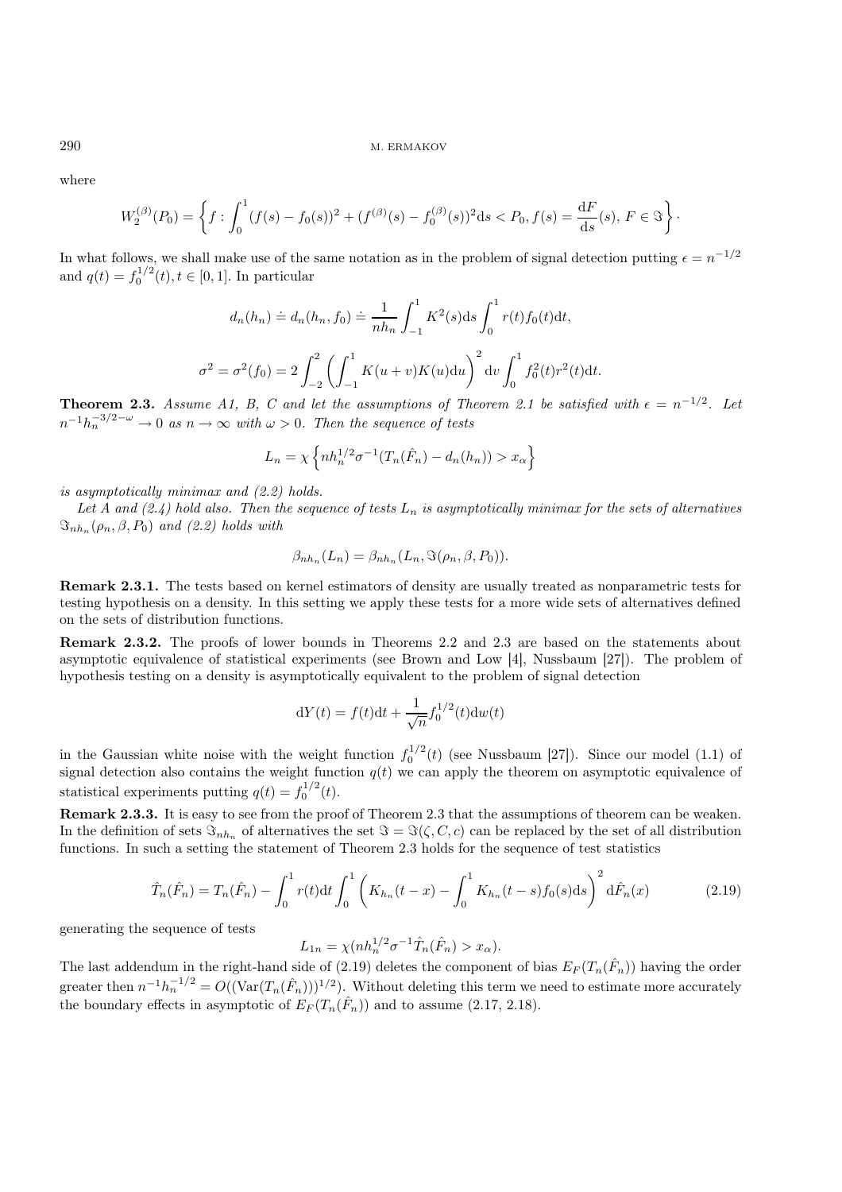where

$$W_2^{(\beta)}(P_0) = \left\{ f : \int_0^1 (f(s) - f_0(s))^2 + (f^{(\beta)}(s) - f_0^{(\beta)}(s))^2 \mathrm{d}s < P_0, f(s) = \frac{\mathrm{d}F}{\mathrm{d}s}(s),\, F \in \Im \right\}.$$

In what follows, we shall make use of the same notation as in the problem of signal detection putting $\epsilon = n^{-1/2}$ and $q(t) = f_0^{1/2}(t), t \in [0,1]$. In particular

$$d_n(h_n) \doteq d_n(h_n, f_0) \doteq \frac{1}{nh_n} \int_{-1}^1 K^2(s)\mathrm{d}s \int_0^1 r(t) f_0(t)\mathrm{d}t,$$

$$\sigma^2 = \sigma^2(f_0) = 2\int_{-2}^2 \left( \int_{-1}^1 K(u+v)K(u)\mathrm{d}u \right)^2 \mathrm{d}v \int_0^1 f_0^2(t) r^2(t)\mathrm{d}t.$$

**Theorem 2.3.** *Assume A1, B, C and let the assumptions of Theorem 2.1 be satisfied with $\epsilon = n^{-1/2}$. Let $n^{-1}h_n^{-3/2-\omega} \to 0$ as $n \to \infty$ with $\omega > 0$. Then the sequence of tests*

$$L_n = \chi\left\{ nh_n^{1/2}\sigma^{-1}(T_n(\hat{F}_n) - d_n(h_n)) > x_\alpha \right\}$$

*is asymptotically minimax and (2.2) holds.*

*Let A and (2.4) hold also. Then the sequence of tests $L_n$ is asymptotically minimax for the sets of alternatives $\Im_{nh_n}(\rho_n, \beta, P_0)$ and (2.2) holds with*

$$\beta_{nh_n}(L_n) = \beta_{nh_n}(L_n, \Im(\rho_n, \beta, P_0)).$$

**Remark 2.3.1.** The tests based on kernel estimators of density are usually treated as nonparametric tests for testing hypothesis on a density. In this setting we apply these tests for a more wide sets of alternatives defined on the sets of distribution functions.

**Remark 2.3.2.** The proofs of lower bounds in Theorems 2.2 and 2.3 are based on the statements about asymptotic equivalence of statistical experiments (see Brown and Low [4], Nussbaum [27]). The problem of hypothesis testing on a density is asymptotically equivalent to the problem of signal detection

$$\mathrm{d}Y(t) = f(t)\mathrm{d}t + \frac{1}{\sqrt{n}} f_0^{1/2}(t)\mathrm{d}w(t)$$

in the Gaussian white noise with the weight function $f_0^{1/2}(t)$ (see Nussbaum [27]). Since our model (1.1) of signal detection also contains the weight function $q(t)$ we can apply the theorem on asymptotic equivalence of statistical experiments putting $q(t) = f_0^{1/2}(t)$.

**Remark 2.3.3.** It is easy to see from the proof of Theorem 2.3 that the assumptions of theorem can be weaken. In the definition of sets $\Im_{nh_n}$ of alternatives the set $\Im = \Im(\zeta, C, c)$ can be replaced by the set of all distribution functions. In such a setting the statement of Theorem 2.3 holds for the sequence of test statistics

$$\hat{T}_n(\hat{F}_n) = T_n(\hat{F}_n) - \int_0^1 r(t)\mathrm{d}t \int_0^1 \left( K_{h_n}(t-x) - \int_0^1 K_{h_n}(t-s) f_0(s)\mathrm{d}s \right)^2 \mathrm{d}\hat{F}_n(x) \tag{2.19}$$

generating the sequence of tests

$$L_{1n} = \chi(nh_n^{1/2}\sigma^{-1}\hat{T}_n(\hat{F}_n) > x_\alpha).$$

The last addendum in the right-hand side of (2.19) deletes the component of bias $E_F(T_n(\hat{F}_n))$ having the order greater then $n^{-1}h_n^{-1/2} = O((\mathrm{Var}(T_n(\hat{F}_n)))^{1/2})$. Without deleting this term we need to estimate more accurately the boundary effects in asymptotic of $E_F(T_n(\hat{F}_n))$ and to assume (2.17, 2.18).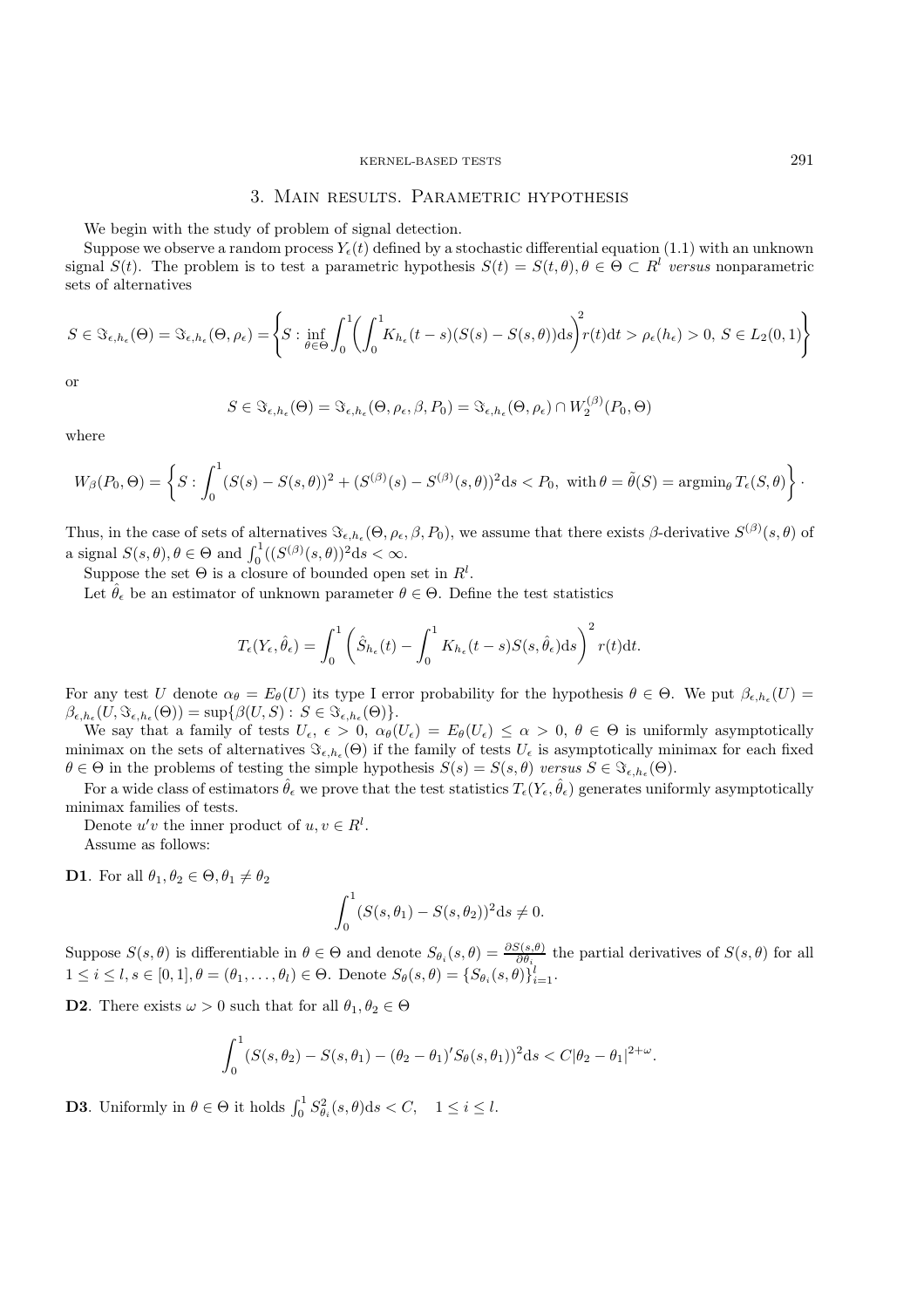## 3. Main results. Parametric hypothesis

We begin with the study of problem of signal detection.

Suppose we observe a random process $Y_\epsilon(t)$ defined by a stochastic differential equation (1.1) with an unknown signal $S(t)$. The problem is to test a parametric hypothesis $S(t) = S(t,\theta), \theta \in \Theta \subset R^l$ *versus* nonparametric sets of alternatives

$$S \in \Im_{\epsilon,h_\epsilon}(\Theta) = \Im_{\epsilon,h_\epsilon}(\Theta,\rho_\epsilon) = \left\{ S : \inf_{\theta\in\Theta} \int_0^1 \left( \int_0^1 K_{h_\epsilon}(t-s)(S(s) - S(s,\theta))\mathrm{d}s \right)^2 r(t)\mathrm{d}t > \rho_\epsilon(h_\epsilon) > 0,\ S \in L_2(0,1) \right\}$$

or

$$S \in \Im_{\epsilon,h_\epsilon}(\Theta) = \Im_{\epsilon,h_\epsilon}(\Theta,\rho_\epsilon,\beta,P_0) = \Im_{\epsilon,h_\epsilon}(\Theta,\rho_\epsilon) \cap W_2^{(\beta)}(P_0,\Theta)$$

where

$$W_\beta(P_0,\Theta) = \left\{ S : \int_0^1 (S(s) - S(s,\theta))^2 + (S^{(\beta)}(s) - S^{(\beta)}(s,\theta))^2 \mathrm{d}s < P_0,\ \text{with}\, \theta = \tilde\theta(S) = \mathrm{argmin}_\theta\, T_\epsilon(S,\theta) \right\}.$$

Thus, in the case of sets of alternatives $\Im_{\epsilon,h_\epsilon}(\Theta,\rho_\epsilon,\beta,P_0)$, we assume that there exists $\beta$-derivative $S^{(\beta)}(s,\theta)$ of a signal $S(s,\theta), \theta \in \Theta$ and $\int_0^1 ((S^{(\beta)}(s,\theta))^2 \mathrm{d}s < \infty$.

Suppose the set $\Theta$ is a closure of bounded open set in $R^l$.

Let $\hat\theta_\epsilon$ be an estimator of unknown parameter $\theta \in \Theta$. Define the test statistics

$$T_\epsilon(Y_\epsilon,\hat\theta_\epsilon) = \int_0^1 \left( \hat S_{h_\epsilon}(t) - \int_0^1 K_{h_\epsilon}(t-s) S(s,\hat\theta_\epsilon)\mathrm{d}s \right)^2 r(t)\mathrm{d}t.$$

For any test $U$ denote $\alpha_\theta = E_\theta(U)$ its type I error probability for the hypothesis $\theta \in \Theta$. We put $\beta_{\epsilon,h_\epsilon}(U) = \beta_{\epsilon,h_\epsilon}(U,\Im_{\epsilon,h_\epsilon}(\Theta)) = \sup\{\beta(U,S) : S \in \Im_{\epsilon,h_\epsilon}(\Theta)\}$.

We say that a family of tests $U_\epsilon$, $\epsilon > 0$, $\alpha_\theta(U_\epsilon) = E_\theta(U_\epsilon) \le \alpha > 0$, $\theta \in \Theta$ is uniformly asymptotically minimax on the sets of alternatives $\Im_{\epsilon,h_\epsilon}(\Theta)$ if the family of tests $U_\epsilon$ is asymptotically minimax for each fixed $\theta \in \Theta$ in the problems of testing the simple hypothesis $S(s) = S(s,\theta)$ *versus* $S \in \Im_{\epsilon,h_\epsilon}(\Theta)$.

For a wide class of estimators $\hat\theta_\epsilon$ we prove that the test statistics $T_\epsilon(Y_\epsilon,\hat\theta_\epsilon)$ generates uniformly asymptotically minimax families of tests.

Denote $u'v$ the inner product of $u, v \in R^l$.

Assume as follows:

**D1**. For all $\theta_1,\theta_2 \in \Theta, \theta_1 \ne \theta_2$

$$\int_0^1 (S(s,\theta_1) - S(s,\theta_2))^2 \mathrm{d}s \ne 0.$$

Suppose $S(s,\theta)$ is differentiable in $\theta \in \Theta$ and denote $S_{\theta_i}(s,\theta) = \frac{\partial S(s,\theta)}{\partial \theta_i}$ the partial derivatives of $S(s,\theta)$ for all $1 \le i \le l, s \in [0,1], \theta = (\theta_1,\ldots,\theta_l) \in \Theta$. Denote $S_\theta(s,\theta) = \{S_{\theta_i}(s,\theta)\}_{i=1}^l$.

**D2**. There exists $\omega > 0$ such that for all $\theta_1,\theta_2 \in \Theta$

$$\int_0^1 (S(s,\theta_2) - S(s,\theta_1) - (\theta_2 - \theta_1)' S_\theta(s,\theta_1))^2 \mathrm{d}s < C|\theta_2 - \theta_1|^{2+\omega}.$$

**D3**. Uniformly in $\theta \in \Theta$ it holds $\int_0^1 S_{\theta_i}^2(s,\theta)\mathrm{d}s < C, \quad 1 \le i \le l.$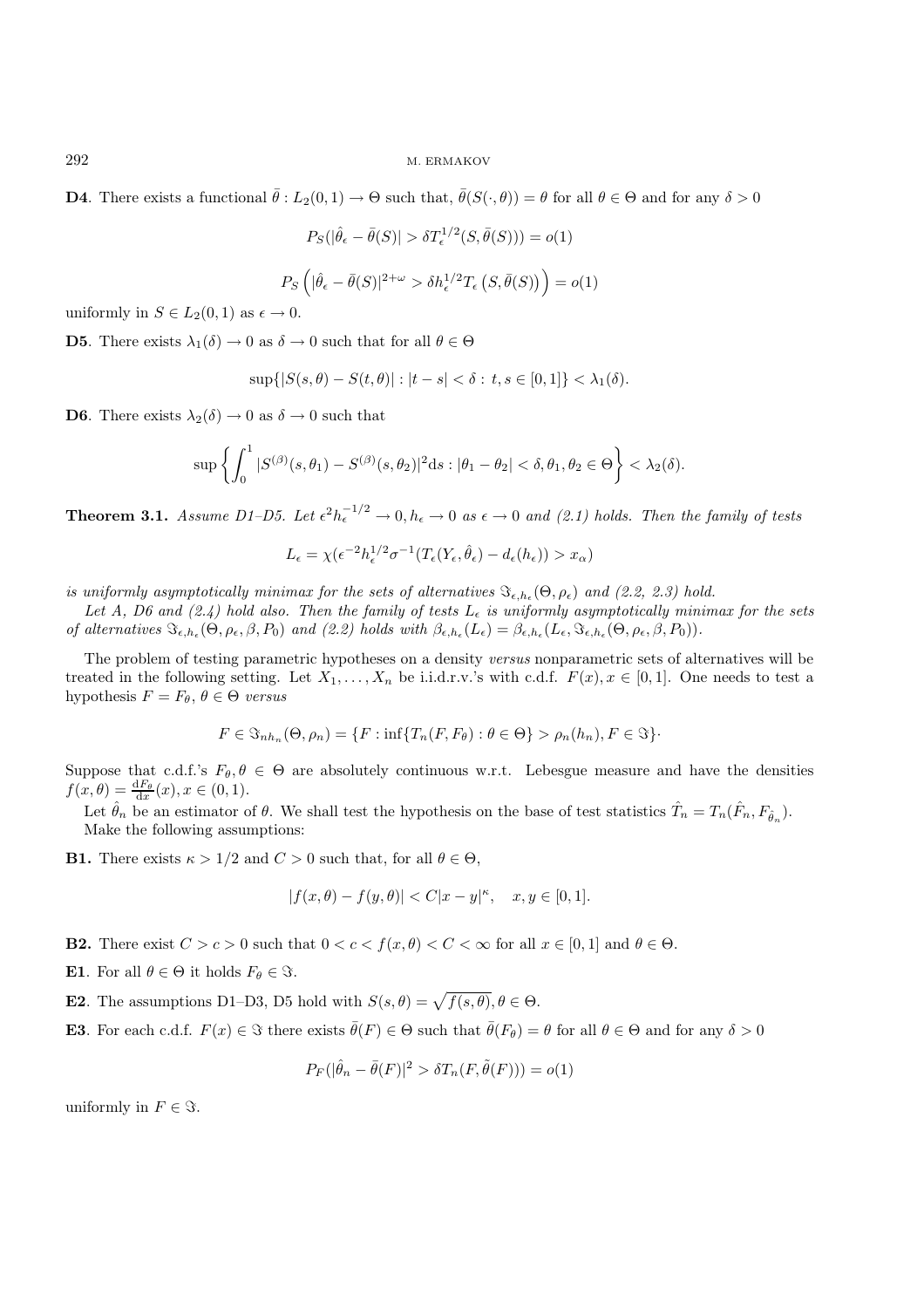**D4**. There exists a functional $\bar{\theta} : L_2(0,1) \to \Theta$ such that, $\bar{\theta}(S(\cdot,\theta)) = \theta$ for all $\theta \in \Theta$ and for any $\delta > 0$

$$P_S(|\hat{\theta}_\epsilon - \bar{\theta}(S)| > \delta T_\epsilon^{1/2}(S, \bar{\theta}(S))) = o(1)$$

$$P_S\left(|\hat{\theta}_\epsilon - \bar{\theta}(S)|^{2+\omega} > \delta h_\epsilon^{1/2} T_\epsilon\left(S, \bar{\theta}(S)\right)\right) = o(1)$$

uniformly in $S \in L_2(0,1)$ as $\epsilon \to 0$.

**D5**. There exists $\lambda_1(\delta) \to 0$ as $\delta \to 0$ such that for all $\theta \in \Theta$

$$\sup\{|S(s,\theta) - S(t,\theta)| : |t-s| < \delta : t, s \in [0,1]\} < \lambda_1(\delta).$$

**D6**. There exists $\lambda_2(\delta) \to 0$ as $\delta \to 0$ such that

$$\sup\left\{\int_0^1 |S^{(\beta)}(s,\theta_1) - S^{(\beta)}(s,\theta_2)|^2 \mathrm{d}s : |\theta_1 - \theta_2| < \delta, \theta_1, \theta_2 \in \Theta\right\} < \lambda_2(\delta).$$

**Theorem 3.1.** *Assume D1–D5. Let $\epsilon^2 h_\epsilon^{-1/2} \to 0, h_\epsilon \to 0$ as $\epsilon \to 0$ and (2.1) holds. Then the family of tests*

$$L_\epsilon = \chi(\epsilon^{-2} h_\epsilon^{1/2} \sigma^{-1}(T_\epsilon(Y_\epsilon, \hat{\theta}_\epsilon) - d_\epsilon(h_\epsilon)) > x_\alpha)$$

*is uniformly asymptotically minimax for the sets of alternatives $\Im_{\epsilon,h_\epsilon}(\Theta, \rho_\epsilon)$ and (2.2, 2.3) hold.*

*Let A, D6 and (2.4) hold also. Then the family of tests $L_\epsilon$ is uniformly asymptotically minimax for the sets of alternatives $\Im_{\epsilon,h_\epsilon}(\Theta, \rho_\epsilon, \beta, P_0)$ and (2.2) holds with $\beta_{\epsilon,h_\epsilon}(L_\epsilon) = \beta_{\epsilon,h_\epsilon}(L_\epsilon, \Im_{\epsilon,h_\epsilon}(\Theta, \rho_\epsilon, \beta, P_0))$.*

The problem of testing parametric hypotheses on a density *versus* nonparametric sets of alternatives will be treated in the following setting. Let $X_1, \ldots, X_n$ be i.i.d.r.v.'s with c.d.f. $F(x), x \in [0,1]$. One needs to test a hypothesis $F = F_\theta$, $\theta \in \Theta$ *versus*

$$F \in \Im_{nh_n}(\Theta, \rho_n) = \{F : \inf\{T_n(F, F_\theta) : \theta \in \Theta\} > \rho_n(h_n), F \in \Im\}\cdot$$

Suppose that c.d.f.'s $F_\theta, \theta \in \Theta$ are absolutely continuous w.r.t. Lebesgue measure and have the densities $f(x,\theta) = \frac{\mathrm{d}F_\theta}{\mathrm{d}x}(x), x \in (0,1)$.

Let $\hat{\theta}_n$ be an estimator of $\theta$. We shall test the hypothesis on the base of test statistics $\hat{T}_n = T_n(\hat{F}_n, F_{\hat{\theta}_n})$. Make the following assumptions:

**B1.** There exists $\kappa > 1/2$ and $C > 0$ such that, for all $\theta \in \Theta$,

$$|f(x,\theta) - f(y,\theta)| < C|x-y|^\kappa, \quad x, y \in [0,1].$$

**B2.** There exist $C > c > 0$ such that $0 < c < f(x,\theta) < C < \infty$ for all $x \in [0,1]$ and $\theta \in \Theta$.

**E1**. For all $\theta \in \Theta$ it holds $F_\theta \in \Im$.

**E2**. The assumptions D1–D3, D5 hold with $S(s,\theta) = \sqrt{f(s,\theta)}, \theta \in \Theta$.

**E3**. For each c.d.f. $F(x) \in \Im$ there exists $\bar{\theta}(F) \in \Theta$ such that $\bar{\theta}(F_\theta) = \theta$ for all $\theta \in \Theta$ and for any $\delta > 0$

$$P_F(|\hat{\theta}_n - \bar{\theta}(F)|^2 > \delta T_n(F, \tilde{\theta}(F))) = o(1)$$

uniformly in $F \in \Im$.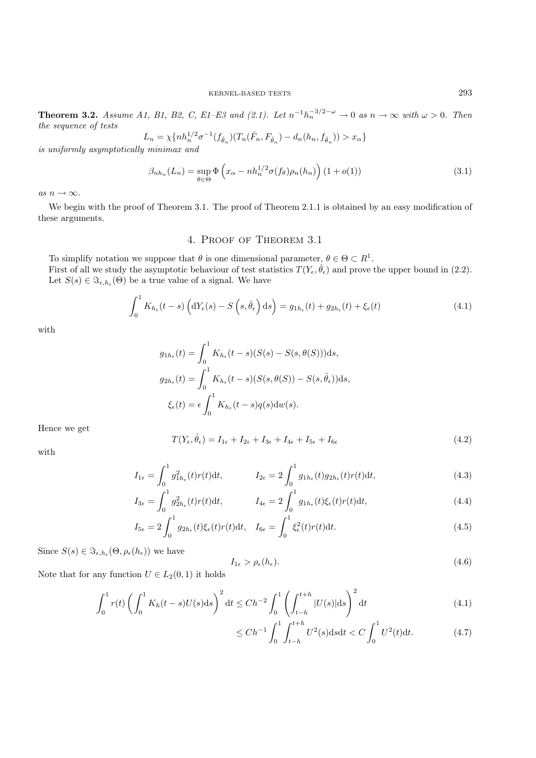**Theorem 3.2.** *Assume A1, B1, B2, C, E1–E3 and (2.1). Let $n^{-1}h_n^{-3/2-\omega} \to 0$ as $n \to \infty$ with $\omega > 0$. Then the sequence of tests*

$$L_n = \chi\{nh_n^{1/2}\sigma^{-1}(f_{\hat{\theta}_n})(T_n(\hat{F}_n, F_{\hat{\theta}_n}) - d_n(h_n, f_{\hat{\theta}_n})) > x_\alpha\}$$

*is uniformly asymptotically minimax and*

$$\beta_{nh_n}(L_n) = \sup_{\theta\in\Theta} \Phi\left(x_\alpha - nh_n^{1/2}\sigma(f_\theta)\rho_n(h_n)\right)(1 + o(1)) \tag{3.1}$$

*as $n \to \infty$.*

We begin with the proof of Theorem 3.1. The proof of Theorem 2.1.1 is obtained by an easy modification of these arguments.

## 4. Proof of Theorem 3.1

To simplify notation we suppose that $\theta$ is one dimensional parameter, $\theta \in \Theta \subset R^1$.

First of all we study the asymptotic behaviour of test statistics $T(Y_\epsilon, \hat{\theta}_\epsilon)$ and prove the upper bound in (2.2). Let $S(s) \in \Im_{\epsilon,h_\epsilon}(\Theta)$ be a true value of a signal. We have

$$\int_0^1 K_{h_\epsilon}(t-s)\left(\mathrm{d}Y_\epsilon(s) - S\left(s, \hat{\theta}_\epsilon\right)\mathrm{d}s\right) = g_{1h_\epsilon}(t) + g_{2h_\epsilon}(t) + \xi_\epsilon(t) \tag{4.1}$$

with

$$g_{1h_\epsilon}(t) = \int_0^1 K_{h_\epsilon}(t-s)(S(s) - S(s, \theta(S)))\mathrm{d}s,$$

$$g_{2h_\epsilon}(t) = \int_0^1 K_{h_\epsilon}(t-s)(S(s, \theta(S)) - S(s, \hat{\theta}_\epsilon))\mathrm{d}s,$$

$$\xi_\epsilon(t) = \epsilon \int_0^1 K_{h_\epsilon}(t-s)q(s)\mathrm{d}w(s).$$

Hence we get

$$T(Y_\epsilon, \hat{\theta}_\epsilon) = I_{1\epsilon} + I_{2\epsilon} + I_{3\epsilon} + I_{4\epsilon} + I_{5\epsilon} + I_{6\epsilon} \tag{4.2}$$

with

$$I_{1\epsilon} = \int_0^1 g_{1h_\epsilon}^2(t)r(t)\mathrm{d}t, \qquad I_{2\epsilon} = 2\int_0^1 g_{1h_\epsilon}(t)g_{2h_\epsilon}(t)r(t)\mathrm{d}t, \tag{4.3}$$

$$I_{3\epsilon} = \int_0^1 g_{2h_\epsilon}^2(t)r(t)\mathrm{d}t, \qquad I_{4\epsilon} = 2\int_0^1 g_{1h_\epsilon}(t)\xi_\epsilon(t)r(t)\mathrm{d}t, \tag{4.4}$$

$$I_{5\epsilon} = 2\int_0^1 g_{2h_\epsilon}(t)\xi_\epsilon(t)r(t)\mathrm{d}t, \quad I_{6\epsilon} = \int_0^1 \xi_\epsilon^2(t)r(t)\mathrm{d}t. \tag{4.5}$$

Since $S(s) \in \Im_{\epsilon,h_\epsilon}(\Theta, \rho_\epsilon(h_\epsilon))$ we have

$$I_{1\epsilon} > \rho_\epsilon(h_\epsilon). \tag{4.6}$$

Note that for any function $U \in L_2(0,1)$ it holds

$$\int_0^1 r(t)\left(\int_0^1 K_h(t-s)U(s)\mathrm{d}s\right)^2 \mathrm{d}t \le Ch^{-2}\int_0^1 \left(\int_{t-h}^{t+h} |U(s)|\mathrm{d}s\right)^2 \mathrm{d}t \tag{4.1}$$

$$\le Ch^{-1}\int_0^1 \int_{t-h}^{t+h} U^2(s)\mathrm{d}s\mathrm{d}t < C\int_0^1 U^2(t)\mathrm{d}t. \tag{4.7}$$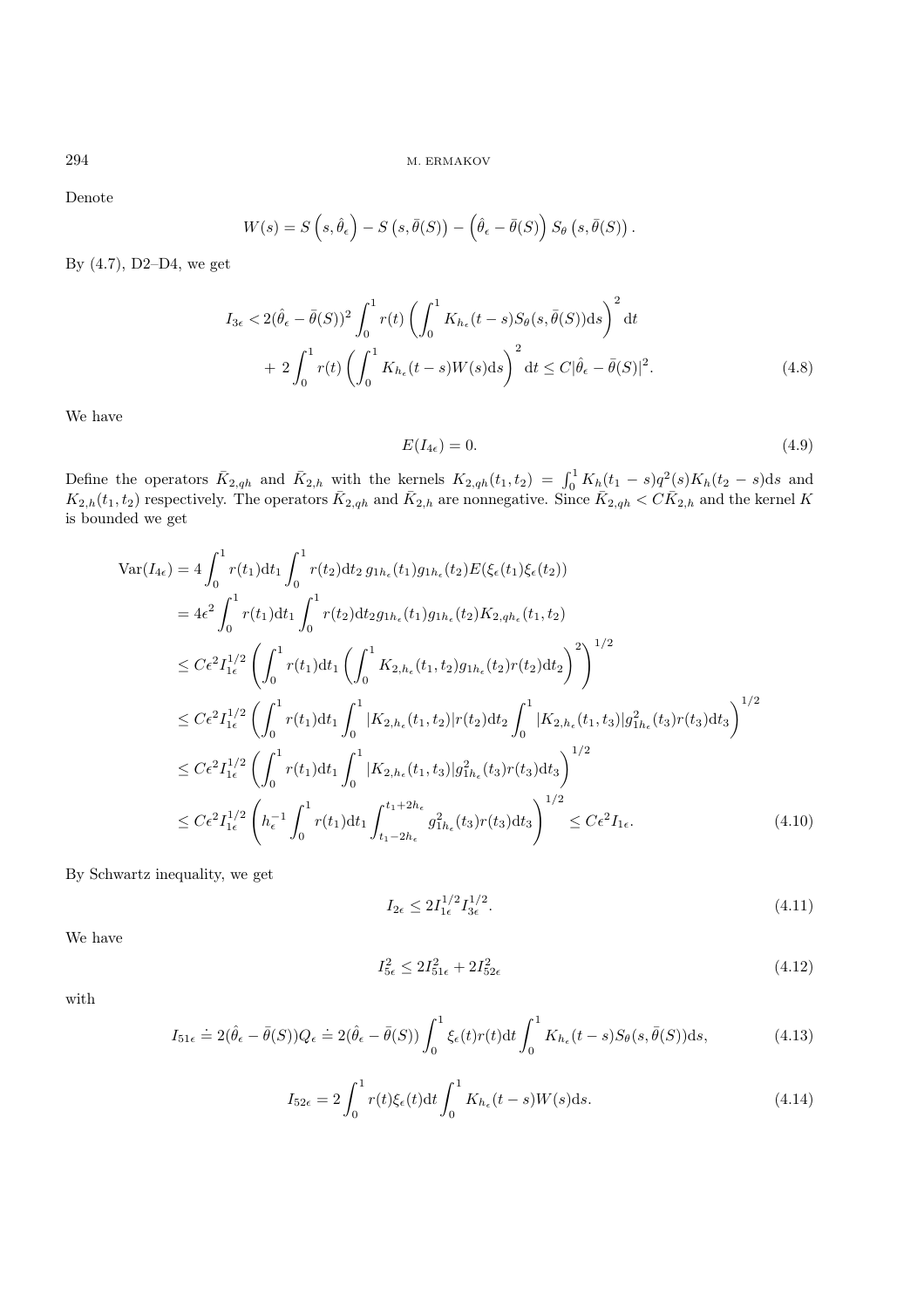Denote

$$W(s) = S\left(s, \hat{\theta}_\epsilon\right) - S\left(s, \bar{\theta}(S)\right) - \left(\hat{\theta}_\epsilon - \bar{\theta}(S)\right) S_\theta\left(s, \bar{\theta}(S)\right).$$

By (4.7), D2–D4, we get

$$I_{3\epsilon} < 2(\hat{\theta}_\epsilon - \bar{\theta}(S))^2 \int_0^1 r(t) \left( \int_0^1 K_{h_\epsilon}(t-s) S_\theta(s, \bar{\theta}(S)) \mathrm{d}s \right)^2 \mathrm{d}t + 2 \int_0^1 r(t) \left( \int_0^1 K_{h_\epsilon}(t-s) W(s) \mathrm{d}s \right)^2 \mathrm{d}t \le C |\hat{\theta}_\epsilon - \bar{\theta}(S)|^2. \tag{4.8}$$

We have

$$E(I_{4\epsilon}) = 0. \tag{4.9}$$

Define the operators $\bar{K}_{2,qh}$ and $\bar{K}_{2,h}$ with the kernels $K_{2,qh}(t_1,t_2) = \int_0^1 K_h(t_1-s) q^2(s) K_h(t_2-s)\mathrm{d}s$ and $K_{2,h}(t_1,t_2)$ respectively. The operators $\bar{K}_{2,qh}$ and $\bar{K}_{2,h}$ are nonnegative. Since $\bar{K}_{2,qh} < C\bar{K}_{2,h}$ and the kernel $K$ is bounded we get

$$\begin{aligned}
\mathrm{Var}(I_{4\epsilon}) &= 4 \int_0^1 r(t_1)\mathrm{d}t_1 \int_0^1 r(t_2)\mathrm{d}t_2\, g_{1h_\epsilon}(t_1) g_{1h_\epsilon}(t_2) E(\xi_\epsilon(t_1)\xi_\epsilon(t_2)) \\
&= 4\epsilon^2 \int_0^1 r(t_1)\mathrm{d}t_1 \int_0^1 r(t_2)\mathrm{d}t_2 g_{1h_\epsilon}(t_1) g_{1h_\epsilon}(t_2) K_{2,qh_\epsilon}(t_1,t_2) \\
&\le C\epsilon^2 I_{1\epsilon}^{1/2} \left( \int_0^1 r(t_1)\mathrm{d}t_1 \left( \int_0^1 K_{2,h_\epsilon}(t_1,t_2) g_{1h_\epsilon}(t_2) r(t_2)\mathrm{d}t_2 \right)^2 \right)^{1/2} \\
&\le C\epsilon^2 I_{1\epsilon}^{1/2} \left( \int_0^1 r(t_1)\mathrm{d}t_1 \int_0^1 |K_{2,h_\epsilon}(t_1,t_2)| r(t_2)\mathrm{d}t_2 \int_0^1 |K_{2,h_\epsilon}(t_1,t_3)| g_{1h_\epsilon}^2(t_3) r(t_3)\mathrm{d}t_3 \right)^{1/2} \\
&\le C\epsilon^2 I_{1\epsilon}^{1/2} \left( \int_0^1 r(t_1)\mathrm{d}t_1 \int_0^1 |K_{2,h_\epsilon}(t_1,t_3)| g_{1h_\epsilon}^2(t_3) r(t_3)\mathrm{d}t_3 \right)^{1/2} \\
&\le C\epsilon^2 I_{1\epsilon}^{1/2} \left( h_\epsilon^{-1} \int_0^1 r(t_1)\mathrm{d}t_1 \int_{t_1-2h_\epsilon}^{t_1+2h_\epsilon} g_{1h_\epsilon}^2(t_3) r(t_3)\mathrm{d}t_3 \right)^{1/2} \le C\epsilon^2 I_{1\epsilon}.
\end{aligned} \tag{4.10}$$

By Schwartz inequality, we get

$$I_{2\epsilon} \le 2 I_{1\epsilon}^{1/2} I_{3\epsilon}^{1/2}. \tag{4.11}$$

We have

$$I_{5\epsilon}^2 \le 2I_{51\epsilon}^2 + 2I_{52\epsilon}^2 \tag{4.12}$$

with

$$I_{51\epsilon} \doteq 2(\hat{\theta}_\epsilon - \bar{\theta}(S)) Q_\epsilon \doteq 2(\hat{\theta}_\epsilon - \bar{\theta}(S)) \int_0^1 \xi_\epsilon(t) r(t)\mathrm{d}t \int_0^1 K_{h_\epsilon}(t-s) S_\theta(s, \bar{\theta}(S))\mathrm{d}s, \tag{4.13}$$

$$I_{52\epsilon} = 2 \int_0^1 r(t)\xi_\epsilon(t)\mathrm{d}t \int_0^1 K_{h_\epsilon}(t-s) W(s)\mathrm{d}s. \tag{4.14}$$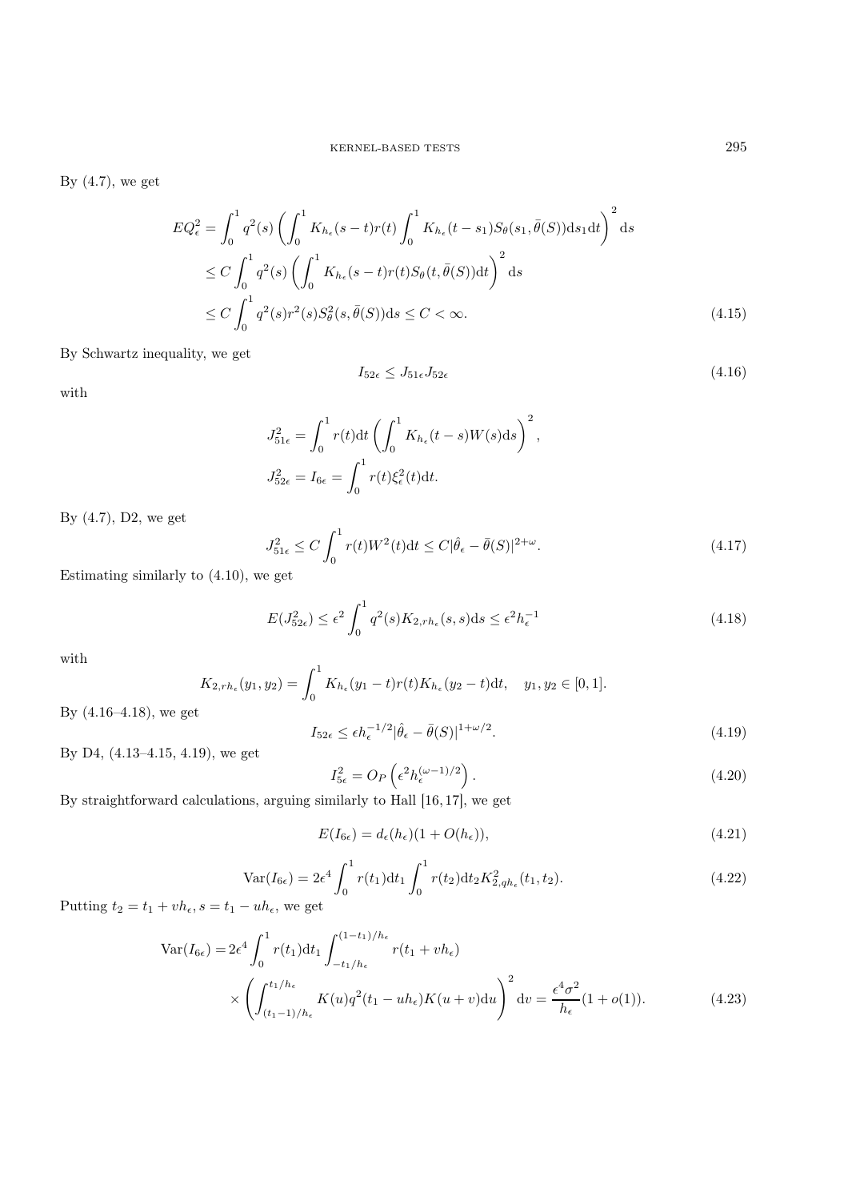By (4.7), we get

$$
\begin{aligned}
EQ_\epsilon^2 &= \int_0^1 q^2(s) \left( \int_0^1 K_{h_\epsilon}(s-t) r(t) \int_0^1 K_{h_\epsilon}(t-s_1) S_\theta(s_1, \bar{\theta}(S)) \mathrm{d}s_1 \mathrm{d}t \right)^2 \mathrm{d}s \\
&\le C \int_0^1 q^2(s) \left( \int_0^1 K_{h_\epsilon}(s-t) r(t) S_\theta(t, \bar{\theta}(S)) \mathrm{d}t \right)^2 \mathrm{d}s \\
&\le C \int_0^1 q^2(s) r^2(s) S_\theta^2(s, \bar{\theta}(S)) \mathrm{d}s \le C < \infty. 
\end{aligned} \tag{4.15}
$$

By Schwartz inequality, we get

$$
I_{52\epsilon} \le J_{51\epsilon} J_{52\epsilon} \tag{4.16}
$$

with

$$
J_{51\epsilon}^2 = \int_0^1 r(t) \mathrm{d}t \left( \int_0^1 K_{h_\epsilon}(t-s) W(s) \mathrm{d}s \right)^2,
$$

$$
J_{52\epsilon}^2 = I_{6\epsilon} = \int_0^1 r(t) \xi_\epsilon^2(t) \mathrm{d}t.
$$

By (4.7), D2, we get

$$
J_{51\epsilon}^2 \le C \int_0^1 r(t) W^2(t) \mathrm{d}t \le C |\hat{\theta}_\epsilon - \bar{\theta}(S)|^{2+\omega}. \tag{4.17}
$$

Estimating similarly to (4.10), we get

$$
E(J_{52\epsilon}^2) \le \epsilon^2 \int_0^1 q^2(s) K_{2,rh_\epsilon}(s,s) \mathrm{d}s \le \epsilon^2 h_\epsilon^{-1} \tag{4.18}
$$

with

$$
K_{2,rh_\epsilon}(y_1, y_2) = \int_0^1 K_{h_\epsilon}(y_1 - t) r(t) K_{h_\epsilon}(y_2 - t) \mathrm{d}t, \quad y_1, y_2 \in [0,1].
$$

By (4.16–4.18), we get

$$
I_{52\epsilon} \le \epsilon h_\epsilon^{-1/2} |\hat{\theta}_\epsilon - \bar{\theta}(S)|^{1+\omega/2}. \tag{4.19}
$$

By D4, (4.13–4.15, 4.19), we get

$$
I_{5\epsilon}^2 = O_P\left( \epsilon^2 h_\epsilon^{(\omega-1)/2} \right). \tag{4.20}
$$

By straightforward calculations, arguing similarly to Hall [16, 17], we get

$$
E(I_{6\epsilon}) = d_\epsilon(h_\epsilon)(1 + O(h_\epsilon)), \tag{4.21}
$$

$$
\operatorname{Var}(I_{6\epsilon}) = 2\epsilon^4 \int_0^1 r(t_1) \mathrm{d}t_1 \int_0^1 r(t_2) \mathrm{d}t_2 K_{2,qh_\epsilon}^2(t_1, t_2). \tag{4.22}
$$

Putting $t_2 = t_1 + vh_\epsilon, s = t_1 - uh_\epsilon$, we get

$$
\begin{aligned}
\operatorname{Var}(I_{6\epsilon}) = &2\epsilon^4 \int_0^1 r(t_1) \mathrm{d}t_1 \int_{-t_1/h_\epsilon}^{(1-t_1)/h_\epsilon} r(t_1 + vh_\epsilon) \\
&\times \left( \int_{(t_1-1)/h_\epsilon}^{t_1/h_\epsilon} K(u) q^2(t_1 - uh_\epsilon) K(u+v) \mathrm{d}u \right)^2 \mathrm{d}v = \frac{\epsilon^4 \sigma^2}{h_\epsilon}(1 + o(1)).
\end{aligned} \tag{4.23}
$$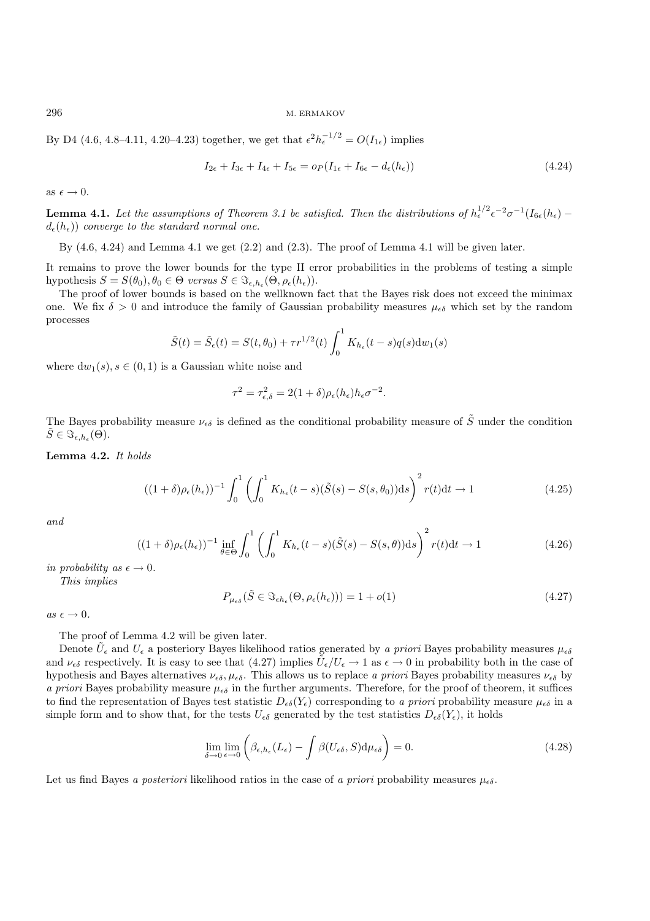By D4 (4.6, 4.8–4.11, 4.20–4.23) together, we get that $\epsilon^2 h_\epsilon^{-1/2} = O(I_{1\epsilon})$ implies

$$I_{2\epsilon} + I_{3\epsilon} + I_{4\epsilon} + I_{5\epsilon} = o_P(I_{1\epsilon} + I_{6\epsilon} - d_\epsilon(h_\epsilon)) \tag{4.24}$$

as $\epsilon \to 0$.

**Lemma 4.1.** *Let the assumptions of Theorem 3.1 be satisfied. Then the distributions of* $h_\epsilon^{1/2}\epsilon^{-2}\sigma^{-1}(I_{6\epsilon}(h_\epsilon) - d_\epsilon(h_\epsilon))$ *converge to the standard normal one.*

By (4.6, 4.24) and Lemma 4.1 we get (2.2) and (2.3). The proof of Lemma 4.1 will be given later.

It remains to prove the lower bounds for the type II error probabilities in the problems of testing a simple hypothesis $S = S(\theta_0), \theta_0 \in \Theta$ *versus* $S \in \Im_{\epsilon,h_\epsilon}(\Theta, \rho_\epsilon(h_\epsilon))$.

The proof of lower bounds is based on the wellknown fact that the Bayes risk does not exceed the minimax one. We fix $\delta > 0$ and introduce the family of Gaussian probability measures $\mu_{\epsilon\delta}$ which set by the random processes

$$\tilde{S}(t) = \tilde{S}_\epsilon(t) = S(t,\theta_0) + \tau r^{1/2}(t)\int_0^1 K_{h_\epsilon}(t-s)q(s)\mathrm{d}w_1(s)$$

where $\mathrm{d}w_1(s), s \in (0,1)$ is a Gaussian white noise and

$$\tau^2 = \tau_{\epsilon,\delta}^2 = 2(1+\delta)\rho_\epsilon(h_\epsilon)h_\epsilon\sigma^{-2}.$$

The Bayes probability measure $\nu_{\epsilon\delta}$ is defined as the conditional probability measure of $\tilde{S}$ under the condition $\tilde{S} \in \Im_{\epsilon,h_\epsilon}(\Theta)$.

**Lemma 4.2.** *It holds*

$$((1+\delta)\rho_\epsilon(h_\epsilon))^{-1}\int_0^1 \left(\int_0^1 K_{h_\epsilon}(t-s)(\tilde{S}(s) - S(s,\theta_0))\mathrm{d}s\right)^2 r(t)\mathrm{d}t \to 1 \tag{4.25}$$

*and*

$$((1+\delta)\rho_\epsilon(h_\epsilon))^{-1}\inf_{\theta\in\Theta}\int_0^1 \left(\int_0^1 K_{h_\epsilon}(t-s)(\tilde{S}(s) - S(s,\theta))\mathrm{d}s\right)^2 r(t)\mathrm{d}t \to 1 \tag{4.26}$$

*in probability as* $\epsilon \to 0$.

*This implies*

$$P_{\mu_{\epsilon\delta}}(\tilde{S} \in \Im_{\epsilon h_\epsilon}(\Theta, \rho_\epsilon(h_\epsilon))) = 1 + o(1) \tag{4.27}$$

*as* $\epsilon \to 0$.

The proof of Lemma 4.2 will be given later.

Denote $\tilde{U}_\epsilon$ and $U_\epsilon$ a posteriory Bayes likelihood ratios generated by *a priori* Bayes probability measures $\mu_{\epsilon\delta}$ and $\nu_{\epsilon\delta}$ respectively. It is easy to see that (4.27) implies $\tilde{U}_\epsilon/U_\epsilon \to 1$ as $\epsilon \to 0$ in probability both in the case of hypothesis and Bayes alternatives $\nu_{\epsilon\delta}, \mu_{\epsilon\delta}$. This allows us to replace *a priori* Bayes probability measures $\nu_{\epsilon\delta}$ by *a priori* Bayes probability measure $\mu_{\epsilon\delta}$ in the further arguments. Therefore, for the proof of theorem, it suffices to find the representation of Bayes test statistic $D_{\epsilon\delta}(Y_\epsilon)$ corresponding to *a priori* probability measure $\mu_{\epsilon\delta}$ in a simple form and to show that, for the tests $U_{\epsilon\delta}$ generated by the test statistics $D_{\epsilon\delta}(Y_\epsilon)$, it holds

$$\lim_{\delta\to 0}\lim_{\epsilon\to 0}\left(\beta_{\epsilon,h_\epsilon}(L_\epsilon) - \int \beta(U_{\epsilon\delta}, S)\mathrm{d}\mu_{\epsilon\delta}\right) = 0. \tag{4.28}$$

Let us find Bayes *a posteriori* likelihood ratios in the case of *a priori* probability measures $\mu_{\epsilon\delta}$.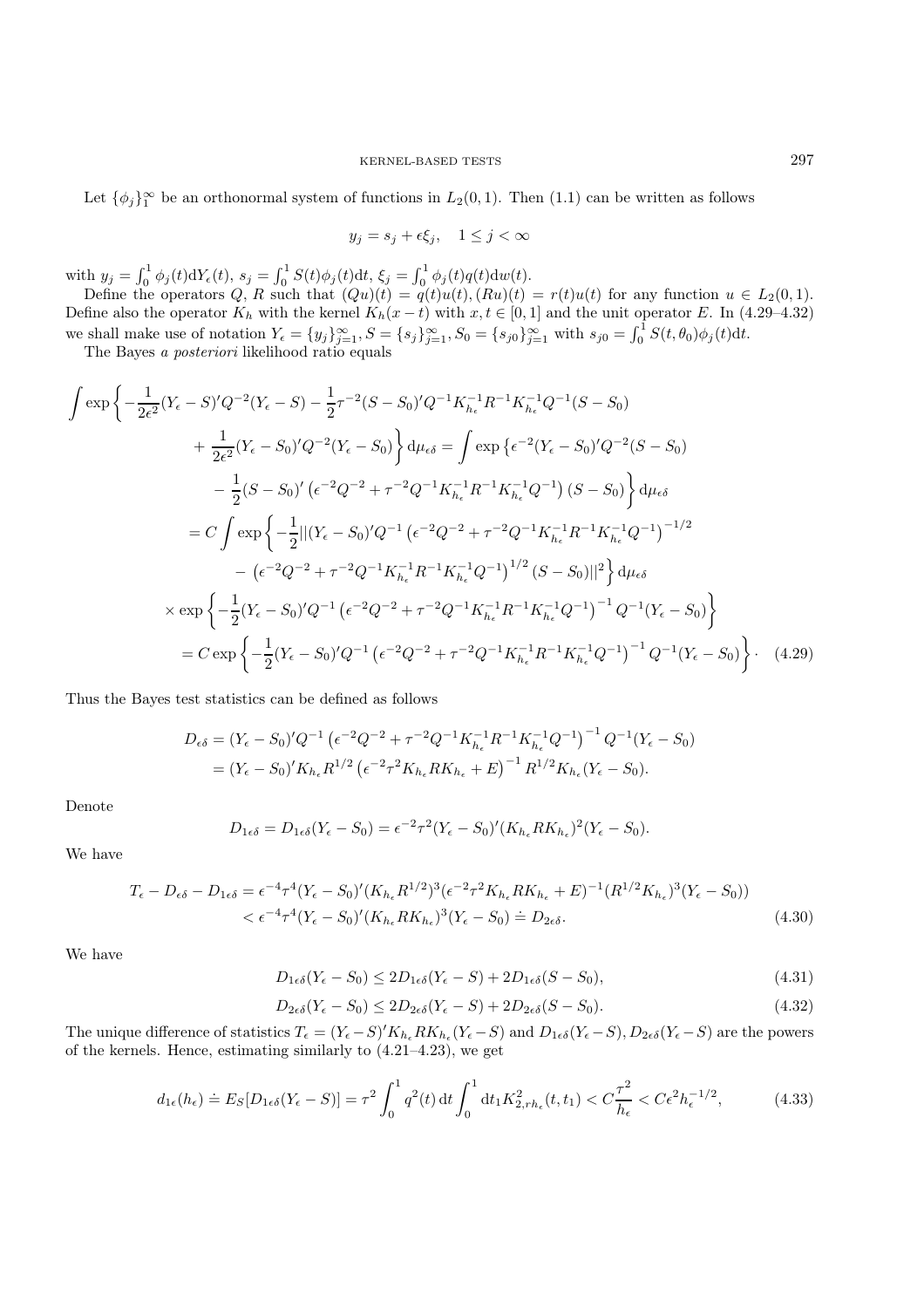Let $\{\phi_j\}_1^\infty$ be an orthonormal system of functions in $L_2(0,1)$. Then (1.1) can be written as follows

$$y_j = s_j + \epsilon\xi_j, \quad 1 \le j < \infty$$

with $y_j = \int_0^1 \phi_j(t)\mathrm{d}Y_\epsilon(t)$, $s_j = \int_0^1 S(t)\phi_j(t)\mathrm{d}t$, $\xi_j = \int_0^1 \phi_j(t)q(t)\mathrm{d}w(t)$.

Define the operators $Q$, $R$ such that $(Qu)(t) = q(t)u(t), (Ru)(t) = r(t)u(t)$ for any function $u \in L_2(0,1)$. Define also the operator $K_h$ with the kernel $K_h(x-t)$ with $x, t \in [0,1]$ and the unit operator $E$. In (4.29–4.32) we shall make use of notation $Y_\epsilon = \{y_j\}_{j=1}^\infty, S = \{s_j\}_{j=1}^\infty, S_0 = \{s_{j0}\}_{j=1}^\infty$ with $s_{j0} = \int_0^1 S(t,\theta_0)\phi_j(t)\mathrm{d}t$.

The Bayes *a posteriori* likelihood ratio equals

$$\begin{aligned}
\int \exp\bigg\{ &-\frac{1}{2\epsilon^2}(Y_\epsilon - S)'Q^{-2}(Y_\epsilon - S) - \frac{1}{2}\tau^{-2}(S-S_0)'Q^{-1}K_{h_\epsilon}^{-1}R^{-1}K_{h_\epsilon}^{-1}Q^{-1}(S-S_0) \\
&+ \frac{1}{2\epsilon^2}(Y_\epsilon - S_0)'Q^{-2}(Y_\epsilon - S_0)\bigg\}\,\mathrm{d}\mu_{\epsilon\delta} = \int \exp\big\{\epsilon^{-2}(Y_\epsilon - S_0)'Q^{-2}(S-S_0) \\
&- \frac{1}{2}(S-S_0)'\left(\epsilon^{-2}Q^{-2} + \tau^{-2}Q^{-1}K_{h_\epsilon}^{-1}R^{-1}K_{h_\epsilon}^{-1}Q^{-1}\right)(S-S_0)\bigg\}\,\mathrm{d}\mu_{\epsilon\delta} \\
= C\int \exp\bigg\{ &-\frac{1}{2}||(Y_\epsilon - S_0)'Q^{-1}\left(\epsilon^{-2}Q^{-2} + \tau^{-2}Q^{-1}K_{h_\epsilon}^{-1}R^{-1}K_{h_\epsilon}^{-1}Q^{-1}\right)^{-1/2} \\
&- \left(\epsilon^{-2}Q^{-2} + \tau^{-2}Q^{-1}K_{h_\epsilon}^{-1}R^{-1}K_{h_\epsilon}^{-1}Q^{-1}\right)^{1/2}(S-S_0)||^2\bigg\}\,\mathrm{d}\mu_{\epsilon\delta} \\
\times \exp\bigg\{ &-\frac{1}{2}(Y_\epsilon - S_0)'Q^{-1}\left(\epsilon^{-2}Q^{-2} + \tau^{-2}Q^{-1}K_{h_\epsilon}^{-1}R^{-1}K_{h_\epsilon}^{-1}Q^{-1}\right)^{-1}Q^{-1}(Y_\epsilon - S_0)\bigg\} \\
= C\exp\bigg\{ &-\frac{1}{2}(Y_\epsilon - S_0)'Q^{-1}\left(\epsilon^{-2}Q^{-2} + \tau^{-2}Q^{-1}K_{h_\epsilon}^{-1}R^{-1}K_{h_\epsilon}^{-1}Q^{-1}\right)^{-1}Q^{-1}(Y_\epsilon - S_0)\bigg\}\cdot \quad (4.29)
\end{aligned}$$

Thus the Bayes test statistics can be defined as follows

$$\begin{aligned}
D_{\epsilon\delta} &= (Y_\epsilon - S_0)'Q^{-1}\left(\epsilon^{-2}Q^{-2} + \tau^{-2}Q^{-1}K_{h_\epsilon}^{-1}R^{-1}K_{h_\epsilon}^{-1}Q^{-1}\right)^{-1}Q^{-1}(Y_\epsilon - S_0) \\
&= (Y_\epsilon - S_0)'K_{h_\epsilon}R^{1/2}\left(\epsilon^{-2}\tau^2 K_{h_\epsilon}RK_{h_\epsilon} + E\right)^{-1}R^{1/2}K_{h_\epsilon}(Y_\epsilon - S_0).
\end{aligned}$$

Denote

$$D_{1\epsilon\delta} = D_{1\epsilon\delta}(Y_\epsilon - S_0) = \epsilon^{-2}\tau^2(Y_\epsilon - S_0)'(K_{h_\epsilon}RK_{h_\epsilon})^2(Y_\epsilon - S_0).$$

We have

$$\begin{aligned}
T_\epsilon - D_{\epsilon\delta} - D_{1\epsilon\delta} &= \epsilon^{-4}\tau^4(Y_\epsilon - S_0)'(K_{h_\epsilon}R^{1/2})^3(\epsilon^{-2}\tau^2K_{h_\epsilon}RK_{h_\epsilon} + E)^{-1}(R^{1/2}K_{h_\epsilon})^3(Y_\epsilon - S_0)) \\
&< \epsilon^{-4}\tau^4(Y_\epsilon - S_0)'(K_{h_\epsilon}RK_{h_\epsilon})^3(Y_\epsilon - S_0) \doteq D_{2\epsilon\delta}. \qquad (4.30)
\end{aligned}$$

We have

$$D_{1\epsilon\delta}(Y_\epsilon - S_0) \le 2D_{1\epsilon\delta}(Y_\epsilon - S) + 2D_{1\epsilon\delta}(S - S_0), \qquad (4.31)$$

$$D_{2\epsilon\delta}(Y_\epsilon - S_0) \le 2D_{2\epsilon\delta}(Y_\epsilon - S) + 2D_{2\epsilon\delta}(S - S_0). \qquad (4.32)$$

The unique difference of statistics $T_\epsilon = (Y_\epsilon - S)'K_{h_\epsilon}RK_{h_\epsilon}(Y_\epsilon - S)$ and $D_{1\epsilon\delta}(Y_\epsilon - S), D_{2\epsilon\delta}(Y_\epsilon - S)$ are the powers of the kernels. Hence, estimating similarly to (4.21–4.23), we get

$$d_{1\epsilon}(h_\epsilon) \doteq E_S[D_{1\epsilon\delta}(Y_\epsilon - S)] = \tau^2\int_0^1 q^2(t)\,\mathrm{d}t\int_0^1 \mathrm{d}t_1 K_{2,rh_\epsilon}^2(t,t_1) < C\frac{\tau^2}{h_\epsilon} < C\epsilon^2 h_\epsilon^{-1/2}, \qquad (4.33)$$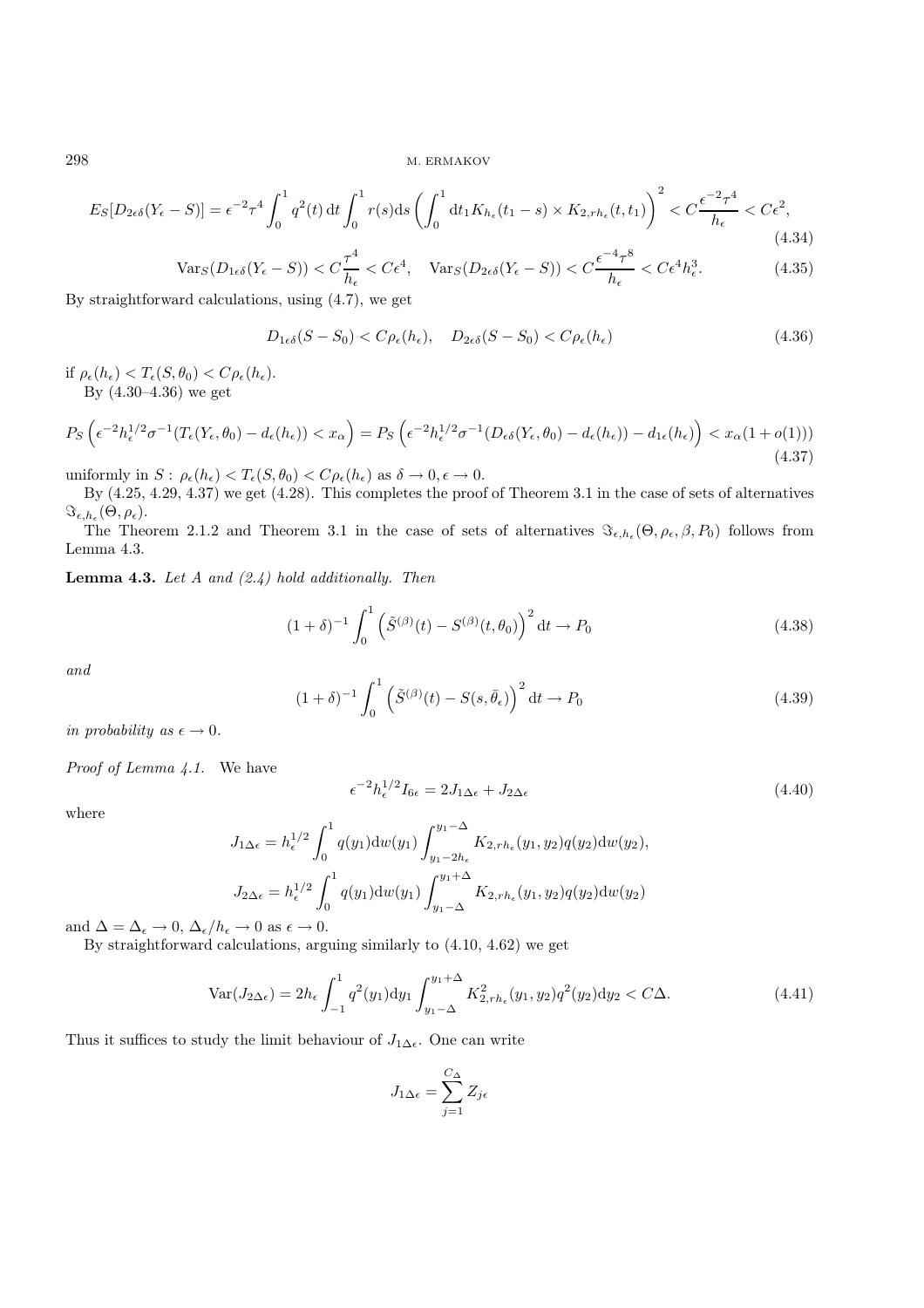$$E_S[D_{2\epsilon\delta}(Y_\epsilon - S)] = \epsilon^{-2}\tau^4 \int_0^1 q^2(t)\,\mathrm{d}t \int_0^1 r(s)\mathrm{d}s \left(\int_0^1 \mathrm{d}t_1 K_{h_\epsilon}(t_1 - s) \times K_{2,rh_\epsilon}(t,t_1)\right)^2 < C\frac{\epsilon^{-2}\tau^4}{h_\epsilon} < C\epsilon^2, \tag{4.34}$$

$$\mathrm{Var}_S(D_{1\epsilon\delta}(Y_\epsilon - S)) < C\frac{\tau^4}{h_\epsilon} < C\epsilon^4, \quad \mathrm{Var}_S(D_{2\epsilon\delta}(Y_\epsilon - S)) < C\frac{\epsilon^{-4}\tau^8}{h_\epsilon} < C\epsilon^4 h_\epsilon^3. \tag{4.35}$$

By straightforward calculations, using (4.7), we get

$$D_{1\epsilon\delta}(S - S_0) < C\rho_\epsilon(h_\epsilon), \quad D_{2\epsilon\delta}(S - S_0) < C\rho_\epsilon(h_\epsilon) \tag{4.36}$$

if $\rho_\epsilon(h_\epsilon) < T_\epsilon(S,\theta_0) < C\rho_\epsilon(h_\epsilon)$.

By (4.30–4.36) we get

$$P_S\left(\epsilon^{-2}h_\epsilon^{1/2}\sigma^{-1}(T_\epsilon(Y_\epsilon,\theta_0) - d_\epsilon(h_\epsilon)) < x_\alpha\right) = P_S\left(\epsilon^{-2}h_\epsilon^{1/2}\sigma^{-1}(D_{\epsilon\delta}(Y_\epsilon,\theta_0) - d_\epsilon(h_\epsilon)) - d_{1\epsilon}(h_\epsilon)\right) < x_\alpha(1 + o(1))) \tag{4.37}$$

uniformly in $S:\ \rho_\epsilon(h_\epsilon) < T_\epsilon(S,\theta_0) < C\rho_\epsilon(h_\epsilon)$ as $\delta \to 0, \epsilon \to 0$.

By (4.25, 4.29, 4.37) we get (4.28). This completes the proof of Theorem 3.1 in the case of sets of alternatives $\Im_{\epsilon,h_\epsilon}(\Theta,\rho_\epsilon)$.

The Theorem 2.1.2 and Theorem 3.1 in the case of sets of alternatives $\Im_{\epsilon,h_\epsilon}(\Theta,\rho_\epsilon,\beta,P_0)$ follows from Lemma 4.3.

**Lemma 4.3.** *Let A and (2.4) hold additionally. Then*

$$(1+\delta)^{-1}\int_0^1 \left(\tilde{S}^{(\beta)}(t) - S^{(\beta)}(t,\theta_0)\right)^2 \mathrm{d}t \to P_0 \tag{4.38}$$

*and*

$$(1+\delta)^{-1}\int_0^1 \left(\tilde{S}^{(\beta)}(t) - S(s,\bar{\theta}_\epsilon)\right)^2 \mathrm{d}t \to P_0 \tag{4.39}$$

*in probability as* $\epsilon \to 0$.

*Proof of Lemma 4.1.* We have

$$\epsilon^{-2}h_\epsilon^{1/2}I_{6\epsilon} = 2J_{1\Delta\epsilon} + J_{2\Delta\epsilon} \tag{4.40}$$

where

$$J_{1\Delta\epsilon} = h_\epsilon^{1/2}\int_0^1 q(y_1)\mathrm{d}w(y_1)\int_{y_1-2h_\epsilon}^{y_1-\Delta} K_{2,rh_\epsilon}(y_1,y_2)q(y_2)\mathrm{d}w(y_2),$$

$$J_{2\Delta\epsilon} = h_\epsilon^{1/2}\int_0^1 q(y_1)\mathrm{d}w(y_1)\int_{y_1-\Delta}^{y_1+\Delta} K_{2,rh_\epsilon}(y_1,y_2)q(y_2)\mathrm{d}w(y_2)$$

and $\Delta = \Delta_\epsilon \to 0$, $\Delta_\epsilon/h_\epsilon \to 0$ as $\epsilon \to 0$.

By straightforward calculations, arguing similarly to (4.10, 4.62) we get

$$\mathrm{Var}(J_{2\Delta\epsilon}) = 2h_\epsilon\int_{-1}^1 q^2(y_1)\mathrm{d}y_1\int_{y_1-\Delta}^{y_1+\Delta} K^2_{2,rh_\epsilon}(y_1,y_2)q^2(y_2)\mathrm{d}y_2 < C\Delta. \tag{4.41}$$

Thus it suffices to study the limit behaviour of $J_{1\Delta\epsilon}$. One can write

$$J_{1\Delta\epsilon} = \sum_{j=1}^{C_\Delta} Z_{j\epsilon}$$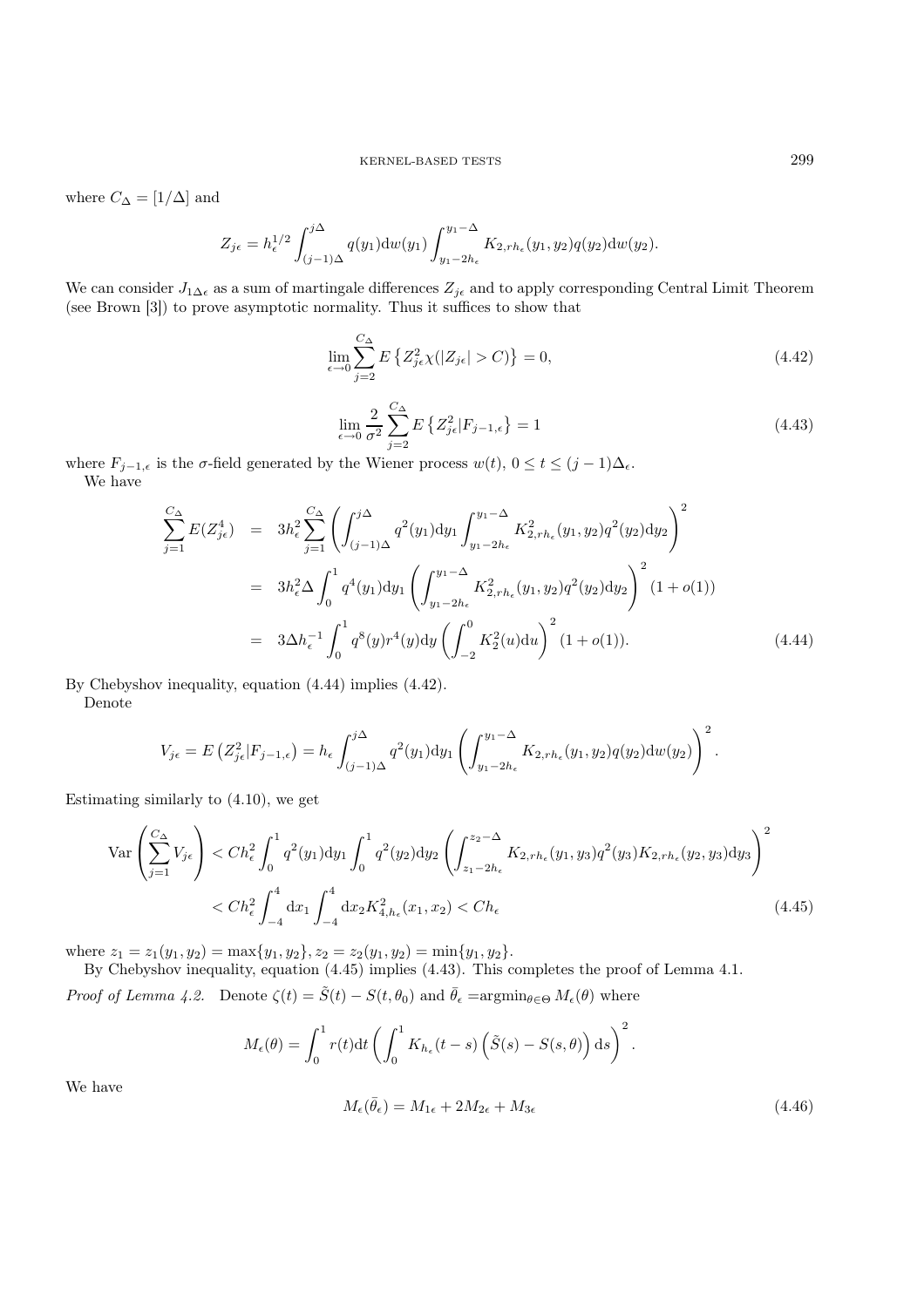where $C_\Delta = [1/\Delta]$ and

$$Z_{j\epsilon} = h_\epsilon^{1/2} \int_{(j-1)\Delta}^{j\Delta} q(y_1) \mathrm{d}w(y_1) \int_{y_1 - 2h_\epsilon}^{y_1 - \Delta} K_{2,rh_\epsilon}(y_1, y_2) q(y_2) \mathrm{d}w(y_2).$$

We can consider $J_{1\Delta\epsilon}$ as a sum of martingale differences $Z_{j\epsilon}$ and to apply corresponding Central Limit Theorem (see Brown [3]) to prove asymptotic normality. Thus it suffices to show that

$$\lim_{\epsilon\to 0} \sum_{j=2}^{C_\Delta} E\left\{Z_{j\epsilon}^2 \chi(|Z_{j\epsilon}| > C)\right\} = 0, \tag{4.42}$$

$$\lim_{\epsilon\to 0} \frac{2}{\sigma^2} \sum_{j=2}^{C_\Delta} E\left\{Z_{j\epsilon}^2 | F_{j-1,\epsilon}\right\} = 1 \tag{4.43}$$

where $F_{j-1,\epsilon}$ is the $\sigma$-field generated by the Wiener process $w(t)$, $0 \le t \le (j-1)\Delta_\epsilon$.

We have

$$\begin{aligned}
\sum_{j=1}^{C_\Delta} E(Z_{j\epsilon}^4) &= 3h_\epsilon^2 \sum_{j=1}^{C_\Delta} \left( \int_{(j-1)\Delta}^{j\Delta} q^2(y_1) \mathrm{d}y_1 \int_{y_1-2h_\epsilon}^{y_1-\Delta} K_{2,rh_\epsilon}^2(y_1,y_2) q^2(y_2) \mathrm{d}y_2 \right)^2 \\
&= 3h_\epsilon^2 \Delta \int_0^1 q^4(y_1) \mathrm{d}y_1 \left( \int_{y_1-2h_\epsilon}^{y_1-\Delta} K_{2,rh_\epsilon}^2(y_1,y_2) q^2(y_2) \mathrm{d}y_2 \right)^2 (1 + o(1)) \\
&= 3\Delta h_\epsilon^{-1} \int_0^1 q^8(y) r^4(y) \mathrm{d}y \left( \int_{-2}^0 K_2^2(u) \mathrm{d}u \right)^2 (1 + o(1)).
\end{aligned} \tag{4.44}$$

By Chebyshov inequality, equation (4.44) implies (4.42).

Denote

$$V_{j\epsilon} = E\left(Z_{j\epsilon}^2 | F_{j-1,\epsilon}\right) = h_\epsilon \int_{(j-1)\Delta}^{j\Delta} q^2(y_1) \mathrm{d}y_1 \left( \int_{y_1-2h_\epsilon}^{y_1-\Delta} K_{2,rh_\epsilon}(y_1,y_2) q(y_2) \mathrm{d}w(y_2) \right)^2.$$

Estimating similarly to (4.10), we get

$$\begin{aligned}
\mathrm{Var}\left( \sum_{j=1}^{C_\Delta} V_{j\epsilon} \right) &< Ch_\epsilon^2 \int_0^1 q^2(y_1) \mathrm{d}y_1 \int_0^1 q^2(y_2) \mathrm{d}y_2 \left( \int_{z_1-2h_\epsilon}^{z_2-\Delta} K_{2,rh_\epsilon}(y_1,y_3) q^2(y_3) K_{2,rh_\epsilon}(y_2,y_3) \mathrm{d}y_3 \right)^2 \\
&< Ch_\epsilon^2 \int_{-4}^4 \mathrm{d}x_1 \int_{-4}^4 \mathrm{d}x_2 K_{4,h_\epsilon}^2(x_1,x_2) < Ch_\epsilon
\end{aligned} \tag{4.45}$$

where $z_1 = z_1(y_1,y_2) = \max\{y_1,y_2\}$, $z_2 = z_2(y_1,y_2) = \min\{y_1,y_2\}$.

By Chebyshov inequality, equation (4.45) implies (4.43). This completes the proof of Lemma 4.1.

*Proof of Lemma 4.2.* Denote $\zeta(t) = \tilde{S}(t) - S(t,\theta_0)$ and $\bar{\theta}_\epsilon = \mathrm{argmin}_{\theta\in\Theta} M_\epsilon(\theta)$ where

$$M_\epsilon(\theta) = \int_0^1 r(t) \mathrm{d}t \left( \int_0^1 K_{h_\epsilon}(t-s) \left( \tilde{S}(s) - S(s,\theta) \right) \mathrm{d}s \right)^2.$$

We have

$$M_\epsilon(\bar{\theta}_\epsilon) = M_{1\epsilon} + 2M_{2\epsilon} + M_{3\epsilon} \tag{4.46}$$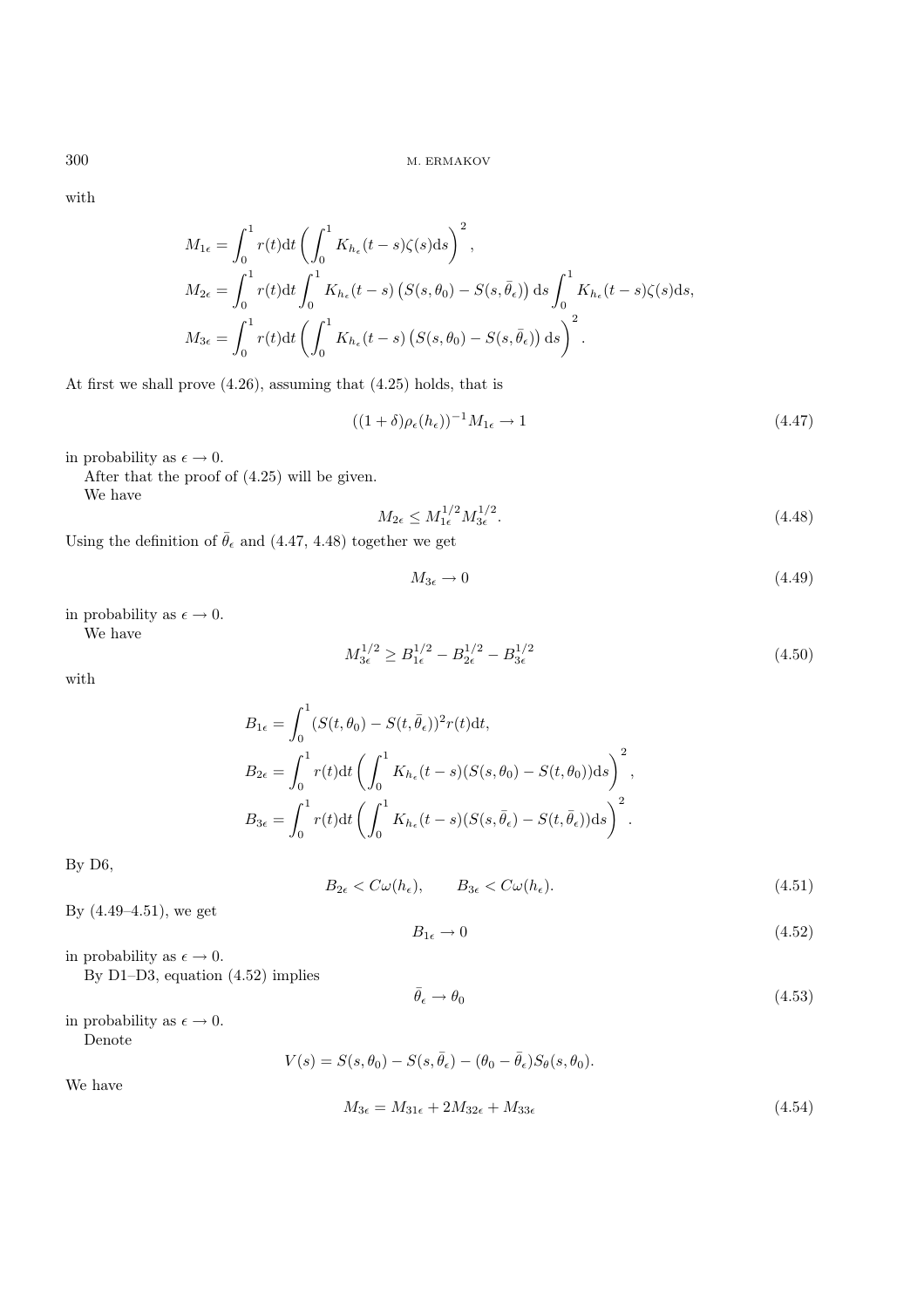with

$$M_{1\epsilon} = \int_0^1 r(t)\mathrm{d}t \left( \int_0^1 K_{h_\epsilon}(t-s)\zeta(s)\mathrm{d}s \right)^2,$$

$$M_{2\epsilon} = \int_0^1 r(t)\mathrm{d}t \int_0^1 K_{h_\epsilon}(t-s)\left(S(s,\theta_0) - S(s,\bar{\theta}_\epsilon)\right)\mathrm{d}s \int_0^1 K_{h_\epsilon}(t-s)\zeta(s)\mathrm{d}s,$$

$$M_{3\epsilon} = \int_0^1 r(t)\mathrm{d}t \left( \int_0^1 K_{h_\epsilon}(t-s)\left(S(s,\theta_0) - S(s,\bar{\theta}_\epsilon)\right)\mathrm{d}s \right)^2.$$

At first we shall prove (4.26), assuming that (4.25) holds, that is

$$((1+\delta)\rho_\epsilon(h_\epsilon))^{-1} M_{1\epsilon} \to 1 \tag{4.47}$$

in probability as $\epsilon \to 0$.

After that the proof of (4.25) will be given.

We have

$$M_{2\epsilon} \le M_{1\epsilon}^{1/2} M_{3\epsilon}^{1/2}. \tag{4.48}$$

Using the definition of $\bar{\theta}_\epsilon$ and (4.47, 4.48) together we get

$$M_{3\epsilon} \to 0 \tag{4.49}$$

in probability as $\epsilon \to 0$.

We have

$$M_{3\epsilon}^{1/2} \ge B_{1\epsilon}^{1/2} - B_{2\epsilon}^{1/2} - B_{3\epsilon}^{1/2} \tag{4.50}$$

with

$$B_{1\epsilon} = \int_0^1 (S(t,\theta_0) - S(t,\bar{\theta}_\epsilon))^2 r(t)\mathrm{d}t,$$

$$B_{2\epsilon} = \int_0^1 r(t)\mathrm{d}t \left( \int_0^1 K_{h_\epsilon}(t-s)(S(s,\theta_0) - S(t,\theta_0))\mathrm{d}s \right)^2,$$

$$B_{3\epsilon} = \int_0^1 r(t)\mathrm{d}t \left( \int_0^1 K_{h_\epsilon}(t-s)(S(s,\bar{\theta}_\epsilon) - S(t,\bar{\theta}_\epsilon))\mathrm{d}s \right)^2.$$

By D6,

$$B_{2\epsilon} < C\omega(h_\epsilon), \qquad B_{3\epsilon} < C\omega(h_\epsilon). \tag{4.51}$$

By (4.49–4.51), we get

$$B_{1\epsilon} \to 0 \tag{4.52}$$

in probability as $\epsilon \to 0$.

By D1–D3, equation (4.52) implies

$$\bar{\theta}_\epsilon \to \theta_0 \tag{4.53}$$

in probability as $\epsilon \to 0$.

Denote

$$V(s) = S(s,\theta_0) - S(s,\bar{\theta}_\epsilon) - (\theta_0 - \bar{\theta}_\epsilon)S_\theta(s,\theta_0).$$

We have

$$M_{3\epsilon} = M_{31\epsilon} + 2M_{32\epsilon} + M_{33\epsilon} \tag{4.54}$$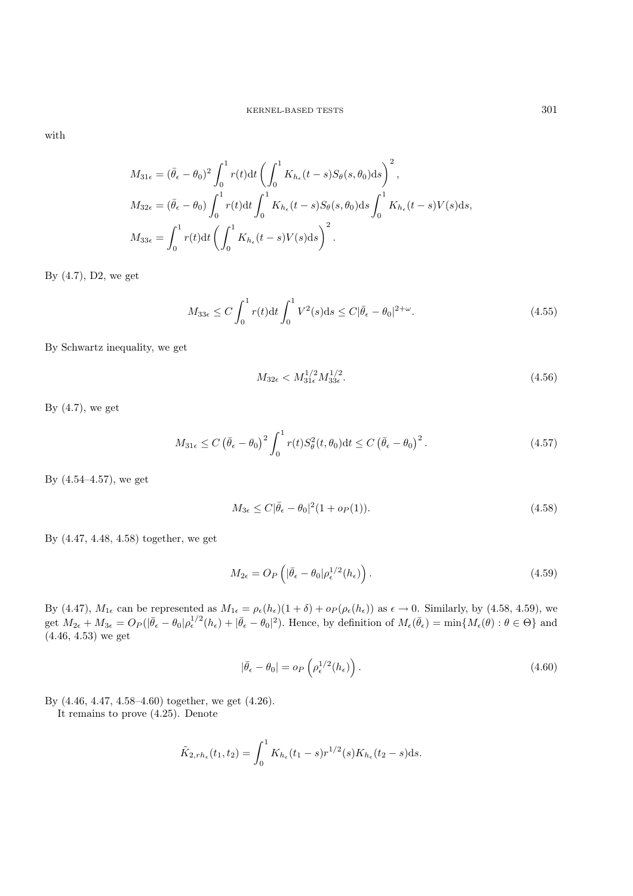with

$$M_{31\epsilon} = (\bar{\theta}_\epsilon - \theta_0)^2 \int_0^1 r(t)\mathrm{d}t \left( \int_0^1 K_{h_\epsilon}(t-s) S_\theta(s,\theta_0)\mathrm{d}s \right)^2,$$

$$M_{32\epsilon} = (\bar{\theta}_\epsilon - \theta_0) \int_0^1 r(t)\mathrm{d}t \int_0^1 K_{h_\epsilon}(t-s) S_\theta(s,\theta_0)\mathrm{d}s \int_0^1 K_{h_\epsilon}(t-s) V(s)\mathrm{d}s,$$

$$M_{33\epsilon} = \int_0^1 r(t)\mathrm{d}t \left( \int_0^1 K_{h_\epsilon}(t-s) V(s)\mathrm{d}s \right)^2.$$

By (4.7), D2, we get

$$M_{33\epsilon} \le C \int_0^1 r(t)\mathrm{d}t \int_0^1 V^2(s)\mathrm{d}s \le C|\bar{\theta}_\epsilon - \theta_0|^{2+\omega}. \tag{4.55}$$

By Schwartz inequality, we get

$$M_{32\epsilon} < M_{31\epsilon}^{1/2} M_{33\epsilon}^{1/2}. \tag{4.56}$$

By (4.7), we get

$$M_{31\epsilon} \le C \left(\bar{\theta}_\epsilon - \theta_0\right)^2 \int_0^1 r(t) S_\theta^2(t,\theta_0)\mathrm{d}t \le C \left(\bar{\theta}_\epsilon - \theta_0\right)^2. \tag{4.57}$$

By (4.54–4.57), we get

$$M_{3\epsilon} \le C|\bar{\theta}_\epsilon - \theta_0|^2(1 + o_P(1)). \tag{4.58}$$

By (4.47, 4.48, 4.58) together, we get

$$M_{2\epsilon} = O_P\left(|\bar{\theta}_\epsilon - \theta_0| \rho_\epsilon^{1/2}(h_\epsilon)\right). \tag{4.59}$$

By (4.47), $M_{1\epsilon}$ can be represented as $M_{1\epsilon} = \rho_\epsilon(h_\epsilon)(1+\delta) + o_P(\rho_\epsilon(h_\epsilon))$ as $\epsilon \to 0$. Similarly, by (4.58, 4.59), we get $M_{2\epsilon} + M_{3\epsilon} = O_P(|\bar{\theta}_\epsilon - \theta_0|\rho_\epsilon^{1/2}(h_\epsilon) + |\bar{\theta}_\epsilon - \theta_0|^2)$. Hence, by definition of $M_\epsilon(\bar{\theta}_\epsilon) = \min\{M_\epsilon(\theta) : \theta \in \Theta\}$ and (4.46, 4.53) we get

$$|\bar{\theta}_\epsilon - \theta_0| = o_P\left(\rho_\epsilon^{1/2}(h_\epsilon)\right). \tag{4.60}$$

By (4.46, 4.47, 4.58–4.60) together, we get (4.26).

It remains to prove (4.25). Denote

$$\tilde{K}_{2,rh_\epsilon}(t_1,t_2) = \int_0^1 K_{h_\epsilon}(t_1 - s) r^{1/2}(s) K_{h_\epsilon}(t_2 - s)\mathrm{d}s.$$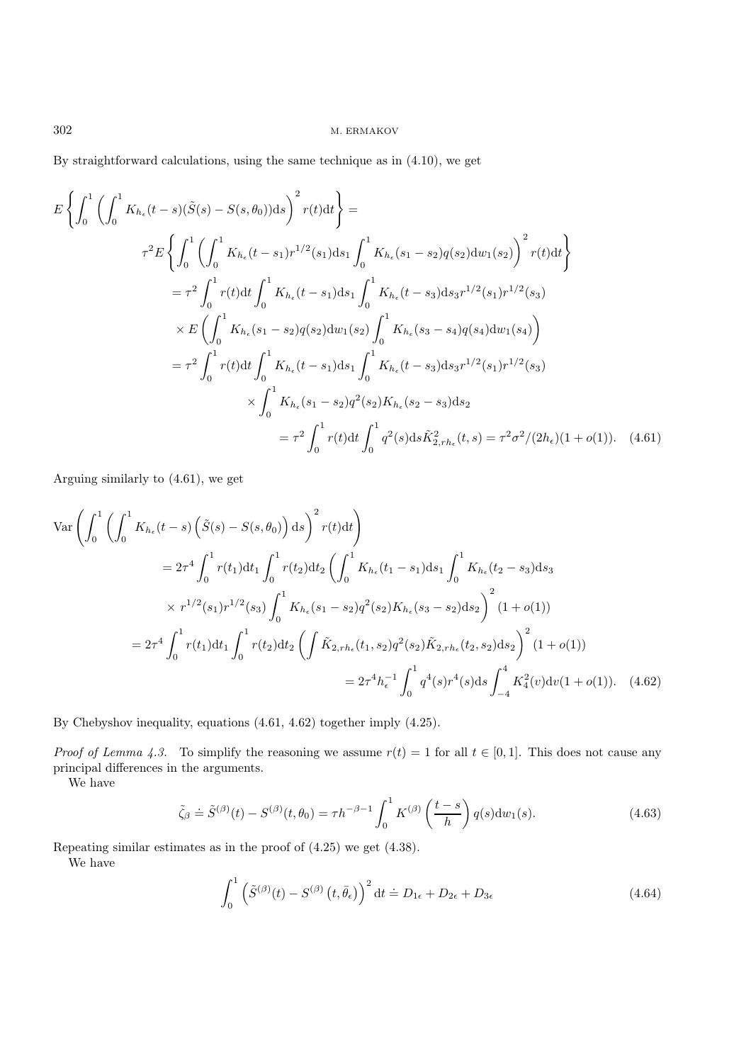By straightforward calculations, using the same technique as in (4.10), we get

$$
\begin{aligned}
E&\left\{\int_0^1\left(\int_0^1 K_{h_\epsilon}(t-s)(\tilde S(s)-S(s,\theta_0))\mathrm{d}s\right)^2 r(t)\mathrm{d}t\right\} = \\
&\tau^2 E\left\{\int_0^1\left(\int_0^1 K_{h_\epsilon}(t-s_1)r^{1/2}(s_1)\mathrm{d}s_1\int_0^1 K_{h_\epsilon}(s_1-s_2)q(s_2)\mathrm{d}w_1(s_2)\right)^2 r(t)\mathrm{d}t\right\}\\
&= \tau^2\int_0^1 r(t)\mathrm{d}t\int_0^1 K_{h_\epsilon}(t-s_1)\mathrm{d}s_1\int_0^1 K_{h_\epsilon}(t-s_3)\mathrm{d}s_3 r^{1/2}(s_1)r^{1/2}(s_3)\\
&\quad\times E\left(\int_0^1 K_{h_\epsilon}(s_1-s_2)q(s_2)\mathrm{d}w_1(s_2)\int_0^1 K_{h_\epsilon}(s_3-s_4)q(s_4)\mathrm{d}w_1(s_4)\right)\\
&= \tau^2\int_0^1 r(t)\mathrm{d}t\int_0^1 K_{h_\epsilon}(t-s_1)\mathrm{d}s_1\int_0^1 K_{h_\epsilon}(t-s_3)\mathrm{d}s_3 r^{1/2}(s_1)r^{1/2}(s_3)\\
&\quad\times\int_0^1 K_{h_\epsilon}(s_1-s_2)q^2(s_2)K_{h_\epsilon}(s_2-s_3)\mathrm{d}s_2\\
&= \tau^2\int_0^1 r(t)\mathrm{d}t\int_0^1 q^2(s)\mathrm{d}s\tilde K^2_{2,rh_\epsilon}(t,s) = \tau^2\sigma^2/(2h_\epsilon)(1+o(1)). \qquad (4.61)
\end{aligned}
$$

Arguing similarly to (4.61), we get

$$
\begin{aligned}
\mathrm{Var}&\left(\int_0^1\left(\int_0^1 K_{h_\epsilon}(t-s)\left(\tilde S(s)-S(s,\theta_0)\right)\mathrm{d}s\right)^2 r(t)\mathrm{d}t\right)\\
&= 2\tau^4\int_0^1 r(t_1)\mathrm{d}t_1\int_0^1 r(t_2)\mathrm{d}t_2\left(\int_0^1 K_{h_\epsilon}(t_1-s_1)\mathrm{d}s_1\int_0^1 K_{h_\epsilon}(t_2-s_3)\mathrm{d}s_3\right.\\
&\quad\left.\times\, r^{1/2}(s_1)r^{1/2}(s_3)\int_0^1 K_{h_\epsilon}(s_1-s_2)q^2(s_2)K_{h_\epsilon}(s_3-s_2)\mathrm{d}s_2\right)^2(1+o(1))\\
&= 2\tau^4\int_0^1 r(t_1)\mathrm{d}t_1\int_0^1 r(t_2)\mathrm{d}t_2\left(\int\tilde K_{2,rh_\epsilon}(t_1,s_2)q^2(s_2)\tilde K_{2,rh_\epsilon}(t_2,s_2)\mathrm{d}s_2\right)^2(1+o(1))\\
&= 2\tau^4 h_\epsilon^{-1}\int_0^1 q^4(s)r^4(s)\mathrm{d}s\int_{-4}^4 K_4^2(v)\mathrm{d}v(1+o(1)). \qquad (4.62)
\end{aligned}
$$

By Chebyshov inequality, equations (4.61, 4.62) together imply (4.25).

*Proof of Lemma 4.3.* To simplify the reasoning we assume $r(t)=1$ for all $t\in[0,1]$. This does not cause any principal differences in the arguments.

We have

$$
\tilde\zeta_\beta \doteq \tilde S^{(\beta)}(t)-S^{(\beta)}(t,\theta_0) = \tau h^{-\beta-1}\int_0^1 K^{(\beta)}\left(\frac{t-s}{h}\right)q(s)\mathrm{d}w_1(s). \qquad (4.63)
$$

Repeating similar estimates as in the proof of (4.25) we get (4.38).

We have

$$
\int_0^1\left(\tilde S^{(\beta)}(t)-S^{(\beta)}\left(t,\bar\theta_\epsilon\right)\right)^2\mathrm{d}t \doteq D_{1\epsilon}+D_{2\epsilon}+D_{3\epsilon} \qquad (4.64)
$$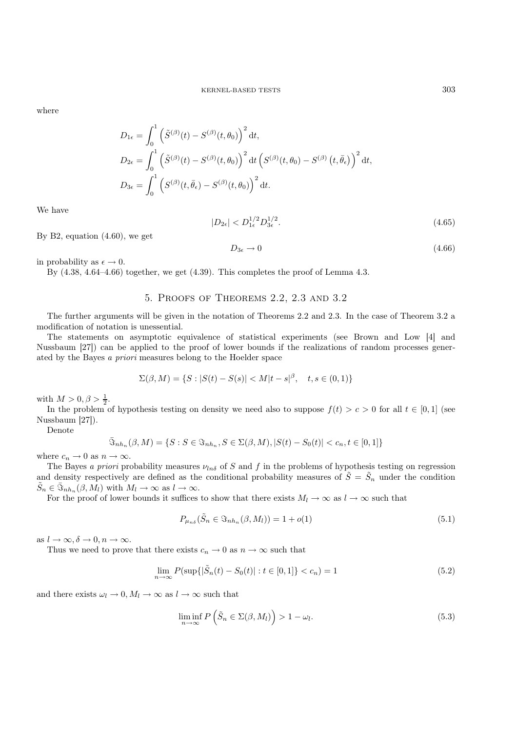where

$$
D_{1\epsilon} = \int_0^1 \left( \tilde{S}^{(\beta)}(t) - S^{(\beta)}(t,\theta_0) \right)^2 \mathrm{d}t,
$$

$$
D_{2\epsilon} = \int_0^1 \left( \tilde{S}^{(\beta)}(t) - S^{(\beta)}(t,\theta_0) \right)^2 \mathrm{d}t \left( S^{(\beta)}(t,\theta_0) - S^{(\beta)}\left(t,\bar{\theta}_\epsilon\right) \right)^2 \mathrm{d}t,
$$

$$
D_{3\epsilon} = \int_0^1 \left( S^{(\beta)}(t,\bar{\theta}_\epsilon) - S^{(\beta)}(t,\theta_0) \right)^2 \mathrm{d}t.
$$

We have

$$
|D_{2\epsilon}| < D_{1\epsilon}^{1/2} D_{3\epsilon}^{1/2}. \tag{4.65}
$$

By B2, equation (4.60), we get

$$
D_{3\epsilon} \to 0 \tag{4.66}
$$

in probability as $\epsilon \to 0$.

By (4.38, 4.64–4.66) together, we get (4.39). This completes the proof of Lemma 4.3.

## 5. Proofs of Theorems 2.2, 2.3 and 3.2

The further arguments will be given in the notation of Theorems 2.2 and 2.3. In the case of Theorem 3.2 a modification of notation is unessential.

The statements on asymptotic equivalence of statistical experiments (see Brown and Low [4] and Nussbaum [27]) can be applied to the proof of lower bounds if the realizations of random processes generated by the Bayes *a priori* measures belong to the Hoelder space

$$
\Sigma(\beta, M) = \{S : |S(t) - S(s)| < M|t-s|^\beta, \quad t,s \in (0,1)\}
$$

with $M > 0, \beta > \frac{1}{2}$.

In the problem of hypothesis testing on density we need also to suppose $f(t) > c > 0$ for all $t \in [0,1]$ (see Nussbaum [27]).

Denote

$$
\bar{\Im}_{nh_n}(\beta, M) = \{S : S \in \Im_{nh_n}, S \in \Sigma(\beta, M), |S(t) - S_0(t)| < c_n, t \in [0,1]\}
$$

where $c_n \to 0$ as $n \to \infty$.

The Bayes *a priori* probability measures $\nu_{ln\delta}$ of $S$ and $f$ in the problems of hypothesis testing on regression and density respectively are defined as the conditional probability measures of $\tilde{S} = \tilde{S}_n$ under the condition $\tilde{S}_n \in \bar{\Im}_{nh_n}(\beta, M_l)$ with $M_l \to \infty$ as $l \to \infty$.

For the proof of lower bounds it suffices to show that there exists $M_l \to \infty$ as $l \to \infty$ such that

$$
P_{\mu_{n\delta}}(\tilde{S}_n \in \Im_{nh_n}(\beta, M_l)) = 1 + o(1) \tag{5.1}
$$

as $l \to \infty, \delta \to 0, n \to \infty$.

Thus we need to prove that there exists $c_n \to 0$ as $n \to \infty$ such that

$$
\lim_{n\to\infty} P(\sup\{|\tilde{S}_n(t) - S_0(t)| : t \in [0,1]\} < c_n) = 1 \tag{5.2}
$$

and there exists $\omega_l \to 0, M_l \to \infty$ as $l \to \infty$ such that

$$
\liminf_{n\to\infty} P\left(\tilde{S}_n \in \Sigma(\beta, M_l)\right) > 1 - \omega_l. \tag{5.3}
$$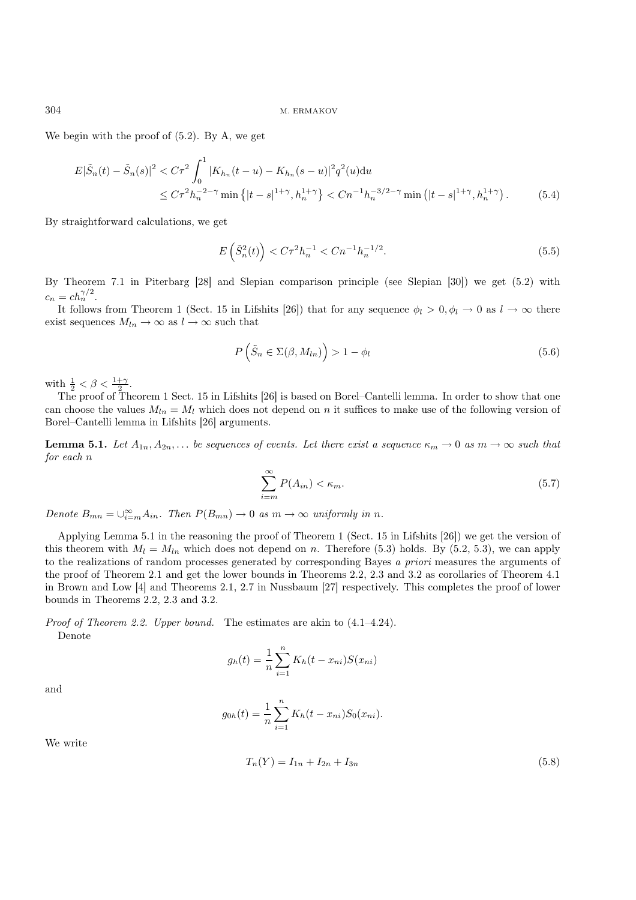We begin with the proof of (5.2). By A, we get

$$
\begin{aligned}
E|\tilde{S}_n(t) - \tilde{S}_n(s)|^2 &< C\tau^2 \int_0^1 |K_{h_n}(t-u) - K_{h_n}(s-u)|^2 q^2(u)\mathrm{d}u \\
&\le C\tau^2 h_n^{-2-\gamma} \min\left\{|t-s|^{1+\gamma}, h_n^{1+\gamma}\right\} < Cn^{-1}h_n^{-3/2-\gamma} \min\left(|t-s|^{1+\gamma}, h_n^{1+\gamma}\right). \qquad (5.4)
\end{aligned}
$$

By straightforward calculations, we get

$$
E\left(\tilde{S}_n^2(t)\right) < C\tau^2 h_n^{-1} < Cn^{-1}h_n^{-1/2}. \qquad (5.5)
$$

By Theorem 7.1 in Piterbarg [28] and Slepian comparison principle (see Slepian [30]) we get (5.2) with $c_n = ch_n^{\gamma/2}$.

It follows from Theorem 1 (Sect. 15 in Lifshits [26]) that for any sequence $\phi_l > 0, \phi_l \to 0$ as $l \to \infty$ there exist sequences $M_{ln} \to \infty$ as $l \to \infty$ such that

$$
P\left(\tilde{S}_n \in \Sigma(\beta, M_{ln})\right) > 1 - \phi_l \qquad (5.6)
$$

with $\frac{1}{2} < \beta < \frac{1+\gamma}{2}$.

The proof of Theorem 1 Sect. 15 in Lifshits [26] is based on Borel–Cantelli lemma. In order to show that one can choose the values $M_{ln} = M_l$ which does not depend on $n$ it suffices to make use of the following version of Borel–Cantelli lemma in Lifshits [26] arguments.

**Lemma 5.1.** *Let $A_{1n}, A_{2n}, \dots$ be sequences of events. Let there exist a sequence $\kappa_m \to 0$ as $m \to \infty$ such that for each $n$*

$$
\sum_{i=m}^{\infty} P(A_{in}) < \kappa_m. \qquad (5.7)
$$

*Denote $B_{mn} = \cup_{i=m}^{\infty} A_{in}$. Then $P(B_{mn}) \to 0$ as $m \to \infty$ uniformly in $n$.*

Applying Lemma 5.1 in the reasoning the proof of Theorem 1 (Sect. 15 in Lifshits [26]) we get the version of this theorem with $M_l = M_{ln}$ which does not depend on $n$. Therefore (5.3) holds. By (5.2, 5.3), we can apply to the realizations of random processes generated by corresponding Bayes *a priori* measures the arguments of the proof of Theorem 2.1 and get the lower bounds in Theorems 2.2, 2.3 and 3.2 as corollaries of Theorem 4.1 in Brown and Low [4] and Theorems 2.1, 2.7 in Nussbaum [27] respectively. This completes the proof of lower bounds in Theorems 2.2, 2.3 and 3.2.

*Proof of Theorem 2.2. Upper bound.* The estimates are akin to (4.1–4.24).

Denote

$$
g_h(t) = \frac{1}{n}\sum_{i=1}^{n} K_h(t - x_{ni})S(x_{ni})
$$

and

$$
g_{0h}(t) = \frac{1}{n}\sum_{i=1}^{n} K_h(t - x_{ni})S_0(x_{ni}).
$$

We write

$$
T_n(Y) = I_{1n} + I_{2n} + I_{3n} \qquad (5.8)
$$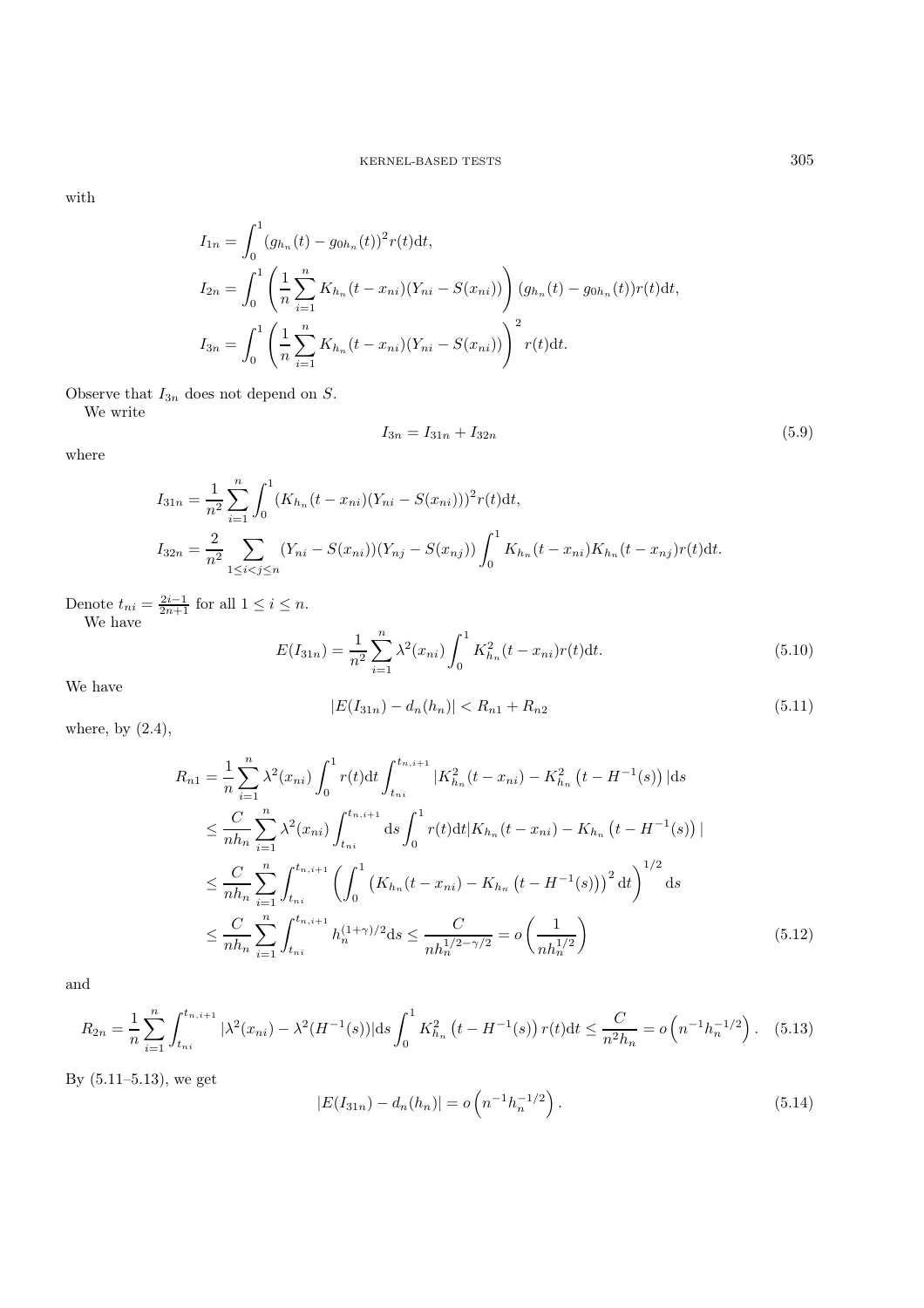with

$$
\begin{aligned}
I_{1n} &= \int_0^1 (g_{h_n}(t) - g_{0h_n}(t))^2 r(t)\mathrm{d}t, \\
I_{2n} &= \int_0^1 \left( \frac{1}{n} \sum_{i=1}^n K_{h_n}(t - x_{ni})(Y_{ni} - S(x_{ni})) \right) (g_{h_n}(t) - g_{0h_n}(t)) r(t)\mathrm{d}t, \\
I_{3n} &= \int_0^1 \left( \frac{1}{n} \sum_{i=1}^n K_{h_n}(t - x_{ni})(Y_{ni} - S(x_{ni})) \right)^2 r(t)\mathrm{d}t.
\end{aligned}
$$

Observe that $I_{3n}$ does not depend on $S$.

We write

$$
I_{3n} = I_{31n} + I_{32n} \tag{5.9}
$$

where

$$
\begin{aligned}
I_{31n} &= \frac{1}{n^2} \sum_{i=1}^n \int_0^1 (K_{h_n}(t - x_{ni})(Y_{ni} - S(x_{ni})))^2 r(t)\mathrm{d}t, \\
I_{32n} &= \frac{2}{n^2} \sum_{1 \le i < j \le n} (Y_{ni} - S(x_{ni}))(Y_{nj} - S(x_{nj})) \int_0^1 K_{h_n}(t - x_{ni}) K_{h_n}(t - x_{nj}) r(t)\mathrm{d}t.
\end{aligned}
$$

Denote $t_{ni} = \frac{2i-1}{2n+1}$ for all $1 \le i \le n$.

We have

$$
E(I_{31n}) = \frac{1}{n^2} \sum_{i=1}^n \lambda^2(x_{ni}) \int_0^1 K_{h_n}^2(t - x_{ni}) r(t)\mathrm{d}t. \tag{5.10}
$$

We have

$$
|E(I_{31n}) - d_n(h_n)| < R_{n1} + R_{n2} \tag{5.11}
$$

where, by (2.4),

$$
\begin{aligned}
R_{n1} &= \frac{1}{n} \sum_{i=1}^n \lambda^2(x_{ni}) \int_0^1 r(t)\mathrm{d}t \int_{t_{ni}}^{t_{n,i+1}} |K_{h_n}^2(t - x_{ni}) - K_{h_n}^2\left(t - H^{-1}(s)\right)| \mathrm{d}s \\
&\le \frac{C}{nh_n} \sum_{i=1}^n \lambda^2(x_{ni}) \int_{t_{ni}}^{t_{n,i+1}} \mathrm{d}s \int_0^1 r(t)\mathrm{d}t |K_{h_n}(t - x_{ni}) - K_{h_n}\left(t - H^{-1}(s)\right)| \\
&\le \frac{C}{nh_n} \sum_{i=1}^n \int_{t_{ni}}^{t_{n,i+1}} \left( \int_0^1 \left(K_{h_n}(t - x_{ni}) - K_{h_n}\left(t - H^{-1}(s)\right)\right)^2 \mathrm{d}t \right)^{1/2} \mathrm{d}s \\
&\le \frac{C}{nh_n} \sum_{i=1}^n \int_{t_{ni}}^{t_{n,i+1}} h_n^{(1+\gamma)/2} \mathrm{d}s \le \frac{C}{nh_n^{1/2-\gamma/2}} = o\left( \frac{1}{nh_n^{1/2}} \right)
\end{aligned} \tag{5.12}
$$

and

$$
R_{2n} = \frac{1}{n} \sum_{i=1}^n \int_{t_{ni}}^{t_{n,i+1}} |\lambda^2(x_{ni}) - \lambda^2(H^{-1}(s))| \mathrm{d}s \int_0^1 K_{h_n}^2\left(t - H^{-1}(s)\right) r(t)\mathrm{d}t \le \frac{C}{n^2 h_n} = o\left(n^{-1} h_n^{-1/2}\right). \tag{5.13}
$$

By (5.11–5.13), we get

$$
|E(I_{31n}) - d_n(h_n)| = o\left(n^{-1} h_n^{-1/2}\right). \tag{5.14}
$$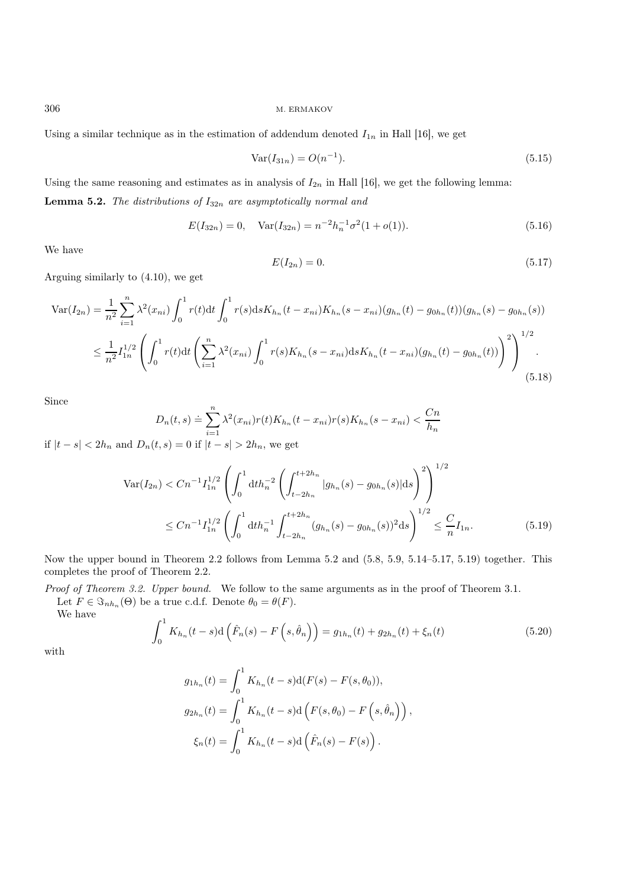Using a similar technique as in the estimation of addendum denoted $I_{1n}$ in Hall [16], we get

$$\operatorname{Var}(I_{31n}) = O(n^{-1}). \tag{5.15}$$

Using the same reasoning and estimates as in analysis of $I_{2n}$ in Hall [16], we get the following lemma:

**Lemma 5.2.** *The distributions of $I_{32n}$ are asymptotically normal and*

$$E(I_{32n}) = 0, \quad \operatorname{Var}(I_{32n}) = n^{-2}h_n^{-1}\sigma^2(1 + o(1)). \tag{5.16}$$

We have

$$E(I_{2n}) = 0. \tag{5.17}$$

Arguing similarly to (4.10), we get

$$\begin{aligned}
\operatorname{Var}(I_{2n}) &= \frac{1}{n^2}\sum_{i=1}^n \lambda^2(x_{ni}) \int_0^1 r(t)\mathrm{d}t \int_0^1 r(s)\mathrm{d}s K_{h_n}(t - x_{ni})K_{h_n}(s - x_{ni})(g_{h_n}(t) - g_{0h_n}(t))(g_{h_n}(s) - g_{0h_n}(s)) \\
&\le \frac{1}{n^2} I_{1n}^{1/2} \left( \int_0^1 r(t)\mathrm{d}t \left( \sum_{i=1}^n \lambda^2(x_{ni}) \int_0^1 r(s)K_{h_n}(s - x_{ni})\mathrm{d}sK_{h_n}(t - x_{ni})(g_{h_n}(t) - g_{0h_n}(t)) \right)^2 \right)^{1/2}.
\end{aligned} \tag{5.18}$$

Since

$$D_n(t,s) \doteq \sum_{i=1}^n \lambda^2(x_{ni})r(t)K_{h_n}(t - x_{ni})r(s)K_{h_n}(s - x_{ni}) < \frac{Cn}{h_n}$$

if $|t - s| < 2h_n$ and $D_n(t,s) = 0$ if $|t - s| > 2h_n$, we get

$$\begin{aligned}
\operatorname{Var}(I_{2n}) &< Cn^{-1} I_{1n}^{1/2} \left( \int_0^1 \mathrm{d}t h_n^{-2} \left( \int_{t-2h_n}^{t+2h_n} |g_{h_n}(s) - g_{0h_n}(s)|\mathrm{d}s \right)^2 \right)^{1/2} \\
&\le Cn^{-1} I_{1n}^{1/2} \left( \int_0^1 \mathrm{d}t h_n^{-1} \int_{t-2h_n}^{t+2h_n} (g_{h_n}(s) - g_{0h_n}(s))^2 \mathrm{d}s \right)^{1/2} \le \frac{C}{n} I_{1n}.
\end{aligned} \tag{5.19}$$

Now the upper bound in Theorem 2.2 follows from Lemma 5.2 and (5.8, 5.9, 5.14–5.17, 5.19) together. This completes the proof of Theorem 2.2.

*Proof of Theorem 3.2. Upper bound.* We follow to the same arguments as in the proof of Theorem 3.1.

Let $F \in \Im_{nh_n}(\Theta)$ be a true c.d.f. Denote $\theta_0 = \theta(F)$.

We have

$$\int_0^1 K_{h_n}(t - s)\mathrm{d}\left(\hat{F}_n(s) - F\left(s, \hat{\theta}_n\right)\right) = g_{1h_n}(t) + g_{2h_n}(t) + \xi_n(t) \tag{5.20}$$

with

$$\begin{aligned}
g_{1h_n}(t) &= \int_0^1 K_{h_n}(t - s)\mathrm{d}(F(s) - F(s, \theta_0)), \\
g_{2h_n}(t) &= \int_0^1 K_{h_n}(t - s)\mathrm{d}\left(F(s, \theta_0) - F\left(s, \hat{\theta}_n\right)\right), \\
\xi_n(t) &= \int_0^1 K_{h_n}(t - s)\mathrm{d}\left(\hat{F}_n(s) - F(s)\right).
\end{aligned}$$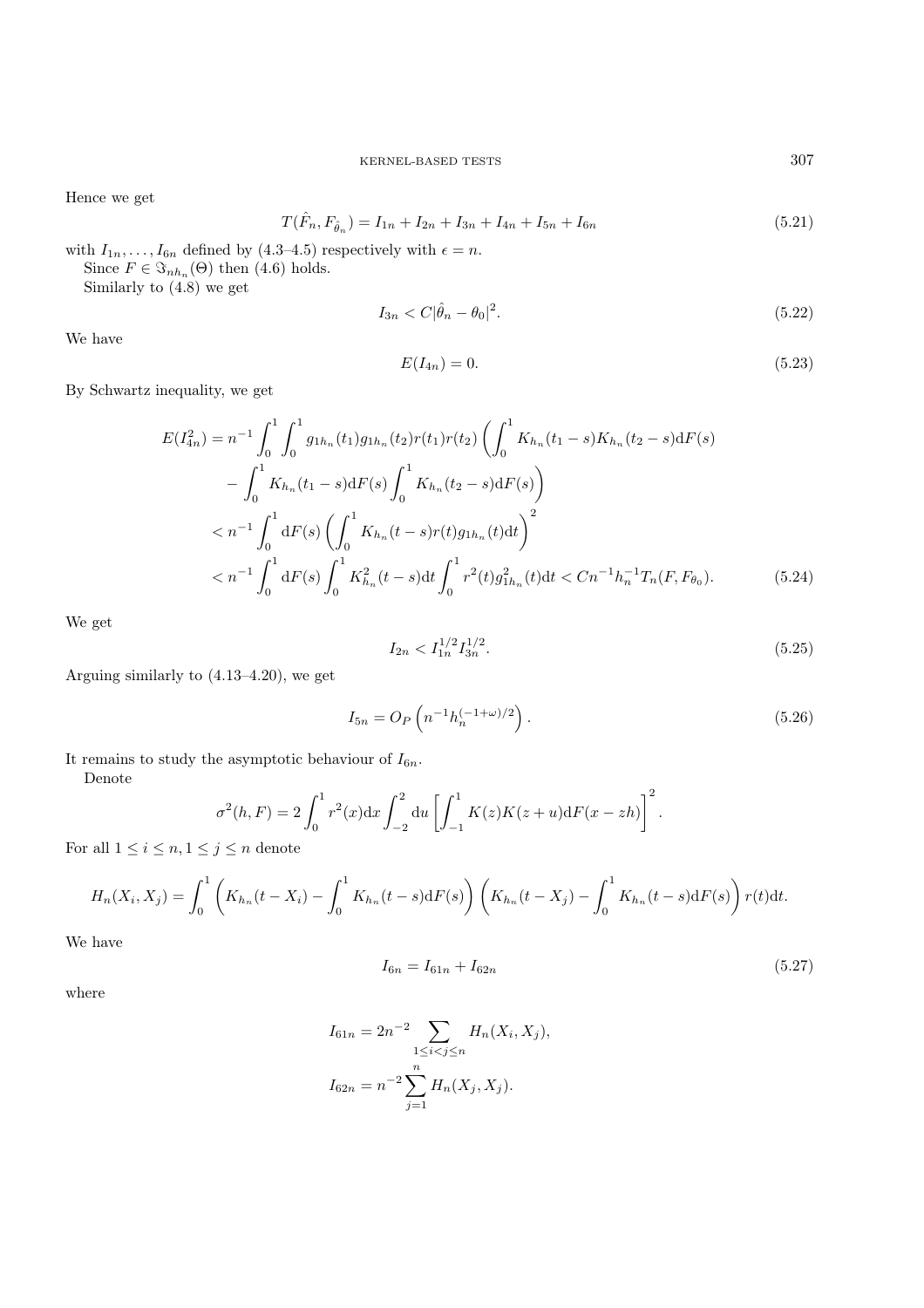Hence we get

$$T(\hat{F}_n, F_{\hat{\theta}_n}) = I_{1n} + I_{2n} + I_{3n} + I_{4n} + I_{5n} + I_{6n} \tag{5.21}$$

with $I_{1n}, \dots, I_{6n}$ defined by (4.3–4.5) respectively with $\epsilon = n$.

Since $F \in \Im_{nh_n}(\Theta)$ then (4.6) holds.

Similarly to (4.8) we get

$$I_{3n} < C|\hat{\theta}_n - \theta_0|^2. \tag{5.22}$$

We have

$$E(I_{4n}) = 0. \tag{5.23}$$

By Schwartz inequality, we get

$$\begin{aligned}
E(I_{4n}^2) &= n^{-1} \int_0^1 \int_0^1 g_{1h_n}(t_1) g_{1h_n}(t_2) r(t_1) r(t_2) \left( \int_0^1 K_{h_n}(t_1 - s) K_{h_n}(t_2 - s) \mathrm{d}F(s) \right. \\
&\quad \left. - \int_0^1 K_{h_n}(t_1 - s) \mathrm{d}F(s) \int_0^1 K_{h_n}(t_2 - s) \mathrm{d}F(s) \right) \\
&< n^{-1} \int_0^1 \mathrm{d}F(s) \left( \int_0^1 K_{h_n}(t - s) r(t) g_{1h_n}(t) \mathrm{d}t \right)^2 \\
&< n^{-1} \int_0^1 \mathrm{d}F(s) \int_0^1 K_{h_n}^2(t - s) \mathrm{d}t \int_0^1 r^2(t) g_{1h_n}^2(t) \mathrm{d}t < C n^{-1} h_n^{-1} T_n(F, F_{\theta_0}).
\end{aligned} \tag{5.24}$$

We get

$$I_{2n} < I_{1n}^{1/2} I_{3n}^{1/2}. \tag{5.25}$$

Arguing similarly to (4.13–4.20), we get

$$I_{5n} = O_P\left(n^{-1} h_n^{(-1+\omega)/2}\right). \tag{5.26}$$

It remains to study the asymptotic behaviour of $I_{6n}$.

Denote

$$\sigma^2(h, F) = 2 \int_0^1 r^2(x) \mathrm{d}x \int_{-2}^2 \mathrm{d}u \left[ \int_{-1}^1 K(z) K(z + u) \mathrm{d}F(x - zh) \right]^2.$$

For all $1 \le i \le n, 1 \le j \le n$ denote

$$H_n(X_i, X_j) = \int_0^1 \left( K_{h_n}(t - X_i) - \int_0^1 K_{h_n}(t - s) \mathrm{d}F(s) \right) \left( K_{h_n}(t - X_j) - \int_0^1 K_{h_n}(t - s) \mathrm{d}F(s) \right) r(t) \mathrm{d}t.$$

We have

$$I_{6n} = I_{61n} + I_{62n} \tag{5.27}$$

where

$$\begin{aligned}
I_{61n} &= 2n^{-2} \sum_{1 \le i < j \le n} H_n(X_i, X_j), \\
I_{62n} &= n^{-2} \sum_{j=1}^n H_n(X_j, X_j).
\end{aligned}$$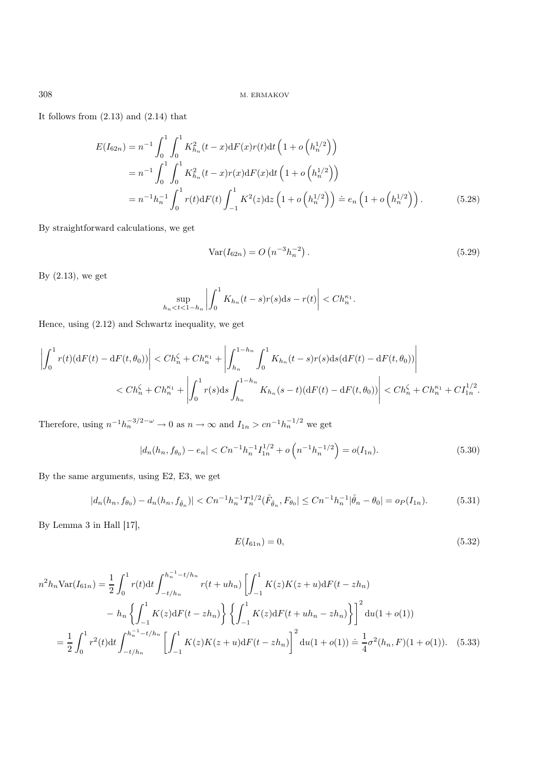It follows from (2.13) and (2.14) that

$$
\begin{aligned}
E(I_{62n}) &= n^{-1} \int_0^1 \int_0^1 K_{h_n}^2(t-x) \mathrm{d}F(x) r(t) \mathrm{d}t \left(1 + o\left(h_n^{1/2}\right)\right) \\
&= n^{-1} \int_0^1 \int_0^1 K_{h_n}^2(t-x) r(x) \mathrm{d}F(x) \mathrm{d}t \left(1 + o\left(h_n^{1/2}\right)\right) \\
&= n^{-1} h_n^{-1} \int_0^1 r(t) \mathrm{d}F(t) \int_{-1}^1 K^2(z) \mathrm{d}z \left(1 + o\left(h_n^{1/2}\right)\right) \doteq e_n \left(1 + o\left(h_n^{1/2}\right)\right). \qquad (5.28)
\end{aligned}
$$

By straightforward calculations, we get

$$
\operatorname{Var}(I_{62n}) = O\left(n^{-3} h_n^{-2}\right). \qquad (5.29)
$$

By (2.13), we get

$$
\sup_{h_n < t < 1 - h_n} \left| \int_0^1 K_{h_n}(t-s) r(s) \mathrm{d}s - r(t) \right| < C h_n^{\kappa_1}.
$$

Hence, using (2.12) and Schwartz inequality, we get

$$
\begin{aligned}
\left| \int_0^1 r(t)(\mathrm{d}F(t) - \mathrm{d}F(t, \theta_0)) \right| &< C h_n^{\zeta} + C h_n^{\kappa_1} + \left| \int_{h_n}^{1-h_n} \int_0^1 K_{h_n}(t-s) r(s) \mathrm{d}s (\mathrm{d}F(t) - \mathrm{d}F(t, \theta_0)) \right| \\
&< C h_n^{\zeta} + C h_n^{\kappa_1} + \left| \int_0^1 r(s) \mathrm{d}s \int_{h_n}^{1-h_n} K_{h_n}(s-t)(\mathrm{d}F(t) - \mathrm{d}F(t, \theta_0)) \right| < C h_n^{\zeta} + C h_n^{\kappa_1} + C I_{1n}^{1/2}.
\end{aligned}
$$

Therefore, using $n^{-1} h_n^{-3/2-\omega} \to 0$ as $n \to \infty$ and $I_{1n} > c n^{-1} h_n^{-1/2}$ we get

$$
|d_n(h_n, f_{\theta_0}) - e_n| < C n^{-1} h_n^{-1} I_{1n}^{1/2} + o\left(n^{-1} h_n^{-1/2}\right) = o(I_{1n}). \qquad (5.30)
$$

By the same arguments, using E2, E3, we get

$$
|d_n(h_n, f_{\theta_0}) - d_n(h_n, f_{\hat{\theta}_n})| < C n^{-1} h_n^{-1} T_n^{1/2}(\hat{F}_{\hat{\theta}_n}, F_{\theta_0}| \le C n^{-1} h_n^{-1} |\hat{\theta}_n - \theta_0| = o_P(I_{1n}). \qquad (5.31)
$$

By Lemma 3 in Hall [17],

$$
E(I_{61n}) = 0, \qquad (5.32)
$$

$$
\begin{aligned}
n^2 h_n \operatorname{Var}(I_{61n}) &= \frac{1}{2} \int_0^1 r(t) \mathrm{d}t \int_{-t/h_n}^{h_n^{-1} - t/h_n} r(t + u h_n) \left[ \int_{-1}^1 K(z) K(z+u) \mathrm{d}F(t - z h_n) \right. \\
&\quad \left. - h_n \left\{ \int_{-1}^1 K(z) \mathrm{d}F(t - z h_n) \right\} \left\{ \int_{-1}^1 K(z) \mathrm{d}F(t + u h_n - z h_n) \right\} \right]^2 \mathrm{d}u (1 + o(1)) \\
&= \frac{1}{2} \int_0^1 r^2(t) \mathrm{d}t \int_{-t/h_n}^{h_n^{-1} - t/h_n} \left[ \int_{-1}^1 K(z) K(z+u) \mathrm{d}F(t - z h_n) \right]^2 \mathrm{d}u (1 + o(1)) \doteq \frac{1}{4} \sigma^2(h_n, F)(1 + o(1)). \qquad (5.33)
\end{aligned}
$$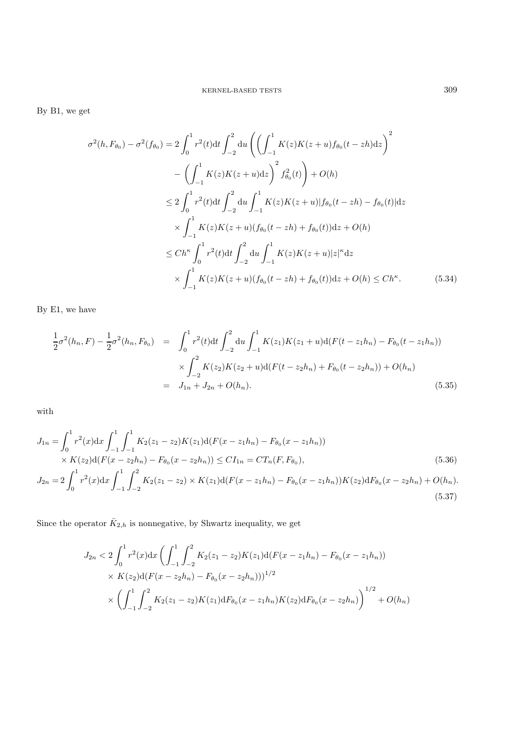By B1, we get

$$
\begin{aligned}
\sigma^2(h, F_{\theta_0}) - \sigma^2(f_{\theta_0}) &= 2\int_0^1 r^2(t)\mathrm{d}t \int_{-2}^2 \mathrm{d}u \left( \left( \int_{-1}^1 K(z)K(z+u) f_{\theta_0}(t - zh)\mathrm{d}z \right)^2 \right. \\
&\quad \left. - \left( \int_{-1}^1 K(z)K(z+u)\mathrm{d}z \right)^2 f_{\theta_0}^2(t) \right) + O(h) \\
&\le 2\int_0^1 r^2(t)\mathrm{d}t \int_{-2}^2 \mathrm{d}u \int_{-1}^1 K(z)K(z+u)|f_{\theta_0}(t-zh) - f_{\theta_0}(t)|\mathrm{d}z \\
&\quad \times \int_{-1}^1 K(z)K(z+u)(f_{\theta_0}(t-zh) + f_{\theta_0}(t))\mathrm{d}z + O(h) \\
&\le Ch^\kappa \int_0^1 r^2(t)\mathrm{d}t \int_{-2}^2 \mathrm{d}u \int_{-1}^1 K(z)K(z+u)|z|^\kappa \mathrm{d}z \\
&\quad \times \int_{-1}^1 K(z)K(z+u)(f_{\theta_0}(t-zh) + f_{\theta_0}(t))\mathrm{d}z + O(h) \le Ch^\kappa. \qquad (5.34)
\end{aligned}
$$

By E1, we have

$$
\begin{aligned}
\frac{1}{2}\sigma^2(h_n, F) - \frac{1}{2}\sigma^2(h_n, F_{\theta_0}) &= \int_0^1 r^2(t)\mathrm{d}t \int_{-2}^2 \mathrm{d}u \int_{-1}^1 K(z_1)K(z_1+u)\mathrm{d}(F(t-z_1h_n) - F_{\theta_0}(t-z_1h_n)) \\
&\quad \times \int_{-2}^2 K(z_2)K(z_2+u)\mathrm{d}(F(t-z_2h_n) + F_{\theta_0}(t-z_2h_n)) + O(h_n) \\
&= J_{1n} + J_{2n} + O(h_n). \qquad (5.35)
\end{aligned}
$$

with

$$
\begin{aligned}
J_{1n} &= \int_0^1 r^2(x)\mathrm{d}x \int_{-1}^1 \int_{-1}^1 K_2(z_1 - z_2)K(z_1)\mathrm{d}(F(x-z_1h_n) - F_{\theta_0}(x-z_1h_n)) \\
&\quad \times K(z_2)\mathrm{d}(F(x-z_2h_n) - F_{\theta_0}(x-z_2h_n)) \le CI_{1n} = CT_n(F, F_{\theta_0}), \qquad (5.36) \\
J_{2n} &= 2\int_0^1 r^2(x)\mathrm{d}x \int_{-1}^1 \int_{-2}^2 K_2(z_1-z_2) \times K(z_1)\mathrm{d}(F(x-z_1h_n) - F_{\theta_0}(x-z_1h_n))K(z_2)\mathrm{d}F_{\theta_0}(x-z_2h_n) + O(h_n). \qquad (5.37)
\end{aligned}
$$

Since the operator $\bar{K}_{2,h}$ is nonnegative, by Shwartz inequality, we get

$$
\begin{aligned}
J_{2n} &< 2\int_0^1 r^2(x)\mathrm{d}x \left( \int_{-1}^1 \int_{-2}^2 K_2(z_1-z_2)K(z_1)\mathrm{d}(F(x-z_1h_n) - F_{\theta_0}(x-z_1h_n)) \right. \\
&\quad \times K(z_2)\mathrm{d}(F(x-z_2h_n) - F_{\theta_0}(x-z_2h_n)))^{1/2} \\
&\quad \times \left( \int_{-1}^1 \int_{-2}^2 K_2(z_1-z_2)K(z_1)\mathrm{d}F_{\theta_0}(x-z_1h_n)K(z_2)\mathrm{d}F_{\theta_0}(x-z_2h_n) \right)^{1/2} + O(h_n)
\end{aligned}
$$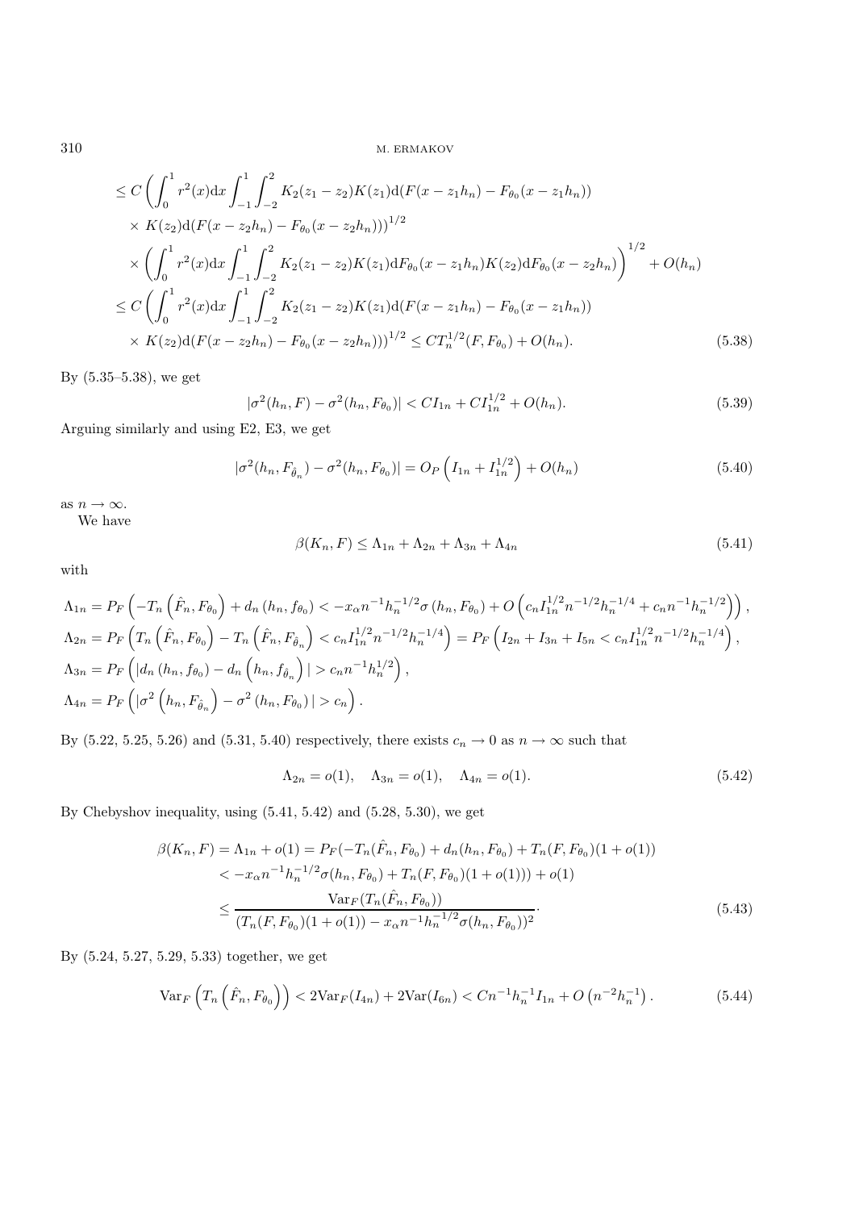$$
\begin{aligned}
&\leq C\left(\int_0^1 r^2(x)\mathrm{d}x \int_{-1}^1\int_{-2}^2 K_2(z_1-z_2)K(z_1)\mathrm{d}(F(x-z_1h_n)-F_{\theta_0}(x-z_1h_n))\right.\\
&\quad\times K(z_2)\mathrm{d}(F(x-z_2h_n)-F_{\theta_0}(x-z_2h_n))\Big)^{1/2}\\
&\quad\times\left(\int_0^1 r^2(x)\mathrm{d}x\int_{-1}^1\int_{-2}^2 K_2(z_1-z_2)K(z_1)\mathrm{d}F_{\theta_0}(x-z_1h_n)K(z_2)\mathrm{d}F_{\theta_0}(x-z_2h_n)\right)^{1/2}+O(h_n)\\
&\leq C\left(\int_0^1 r^2(x)\mathrm{d}x\int_{-1}^1\int_{-2}^2 K_2(z_1-z_2)K(z_1)\mathrm{d}(F(x-z_1h_n)-F_{\theta_0}(x-z_1h_n))\right.\\
&\quad\times K(z_2)\mathrm{d}(F(x-z_2h_n)-F_{\theta_0}(x-z_2h_n))\Big)^{1/2}\leq CT_n^{1/2}(F,F_{\theta_0})+O(h_n). \qquad (5.38)
\end{aligned}
$$

By (5.35–5.38), we get

$$
|\sigma^2(h_n,F)-\sigma^2(h_n,F_{\theta_0})|<CI_{1n}+CI_{1n}^{1/2}+O(h_n). \qquad (5.39)
$$

Arguing similarly and using E2, E3, we get

$$
|\sigma^2(h_n,F_{\hat\theta_n})-\sigma^2(h_n,F_{\theta_0})|=O_P\left(I_{1n}+I_{1n}^{1/2}\right)+O(h_n) \qquad (5.40)
$$

as $n\to\infty$.

We have

$$
\beta(K_n,F)\leq\Lambda_{1n}+\Lambda_{2n}+\Lambda_{3n}+\Lambda_{4n} \qquad (5.41)
$$

with

$$
\begin{aligned}
\Lambda_{1n}&=P_F\left(-T_n\left(\hat F_n,F_{\theta_0}\right)+d_n\left(h_n,f_{\theta_0}\right)<-x_\alpha n^{-1}h_n^{-1/2}\sigma\left(h_n,F_{\theta_0}\right)+O\left(c_nI_{1n}^{1/2}n^{-1/2}h_n^{-1/4}+c_nn^{-1}h_n^{-1/2}\right)\right),\\
\Lambda_{2n}&=P_F\left(T_n\left(\hat F_n,F_{\theta_0}\right)-T_n\left(\hat F_n,F_{\hat\theta_n}\right)<c_nI_{1n}^{1/2}n^{-1/2}h_n^{-1/4}\right)=P_F\left(I_{2n}+I_{3n}+I_{5n}<c_nI_{1n}^{1/2}n^{-1/2}h_n^{-1/4}\right),\\
\Lambda_{3n}&=P_F\left(|d_n\left(h_n,f_{\theta_0}\right)-d_n\left(h_n,f_{\hat\theta_n}\right)|>c_nn^{-1}h_n^{1/2}\right),\\
\Lambda_{4n}&=P_F\left(|\sigma^2\left(h_n,F_{\hat\theta_n}\right)-\sigma^2\left(h_n,F_{\theta_0}\right)|>c_n\right).
\end{aligned}
$$

By (5.22, 5.25, 5.26) and (5.31, 5.40) respectively, there exists $c_n\to0$ as $n\to\infty$ such that

$$
\Lambda_{2n}=o(1),\quad \Lambda_{3n}=o(1),\quad \Lambda_{4n}=o(1). \qquad (5.42)
$$

By Chebyshov inequality, using (5.41, 5.42) and (5.28, 5.30), we get

$$
\begin{aligned}
\beta(K_n,F)&=\Lambda_{1n}+o(1)=P_F(-T_n(\hat F_n,F_{\theta_0})+d_n(h_n,F_{\theta_0})+T_n(F,F_{\theta_0})(1+o(1))\\
&\quad<-x_\alpha n^{-1}h_n^{-1/2}\sigma(h_n,F_{\theta_0})+T_n(F,F_{\theta_0})(1+o(1)))+o(1)\\
&\leq\frac{\mathrm{Var}_F(T_n(\hat F_n,F_{\theta_0}))}{(T_n(F,F_{\theta_0})(1+o(1))-x_\alpha n^{-1}h_n^{-1/2}\sigma(h_n,F_{\theta_0}))^2}\cdot \qquad (5.43)
\end{aligned}
$$

By (5.24, 5.27, 5.29, 5.33) together, we get

$$
\mathrm{Var}_F\left(T_n\left(\hat F_n,F_{\theta_0}\right)\right)<2\mathrm{Var}_F(I_{4n})+2\mathrm{Var}(I_{6n})<Cn^{-1}h_n^{-1}I_{1n}+O\left(n^{-2}h_n^{-1}\right). \qquad (5.44)
$$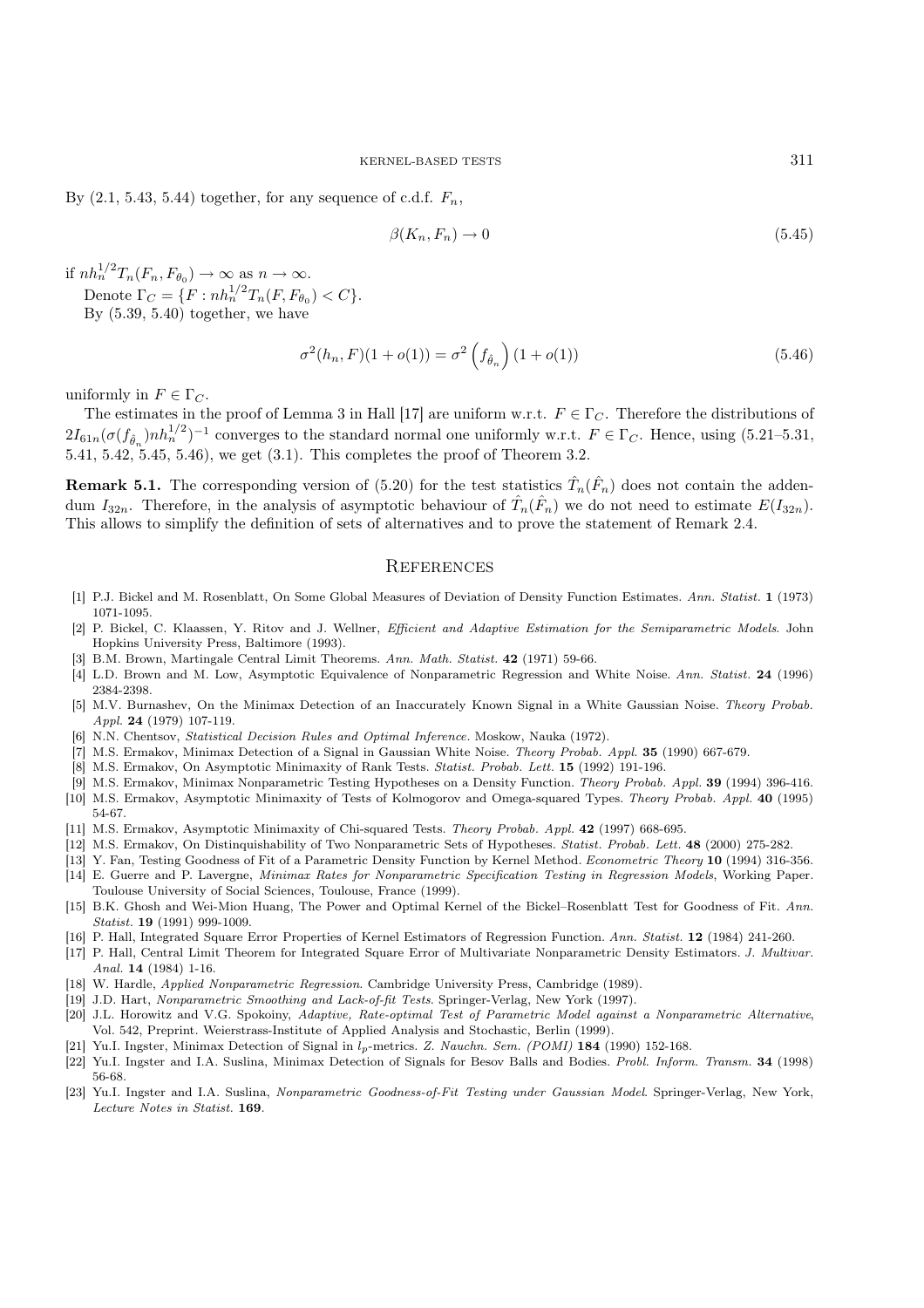By (2.1, 5.43, 5.44) together, for any sequence of c.d.f. $F_n$,

$$\beta(K_n, F_n) \to 0 \tag{5.45}$$

if $nh_n^{1/2} T_n(F_n, F_{\theta_0}) \to \infty$ as $n \to \infty$.

Denote $\Gamma_C = \{F : nh_n^{1/2} T_n(F, F_{\theta_0}) < C\}$.

By (5.39, 5.40) together, we have

$$\sigma^2(h_n, F)(1 + o(1)) = \sigma^2\left(f_{\hat{\theta}_n}\right)(1 + o(1)) \tag{5.46}$$

uniformly in $F \in \Gamma_C$.

The estimates in the proof of Lemma 3 in Hall [17] are uniform w.r.t. $F \in \Gamma_C$. Therefore the distributions of $2I_{61n}(\sigma(f_{\hat{\theta}_n}) nh_n^{1/2})^{-1}$ converges to the standard normal one uniformly w.r.t. $F \in \Gamma_C$. Hence, using (5.21–5.31, 5.41, 5.42, 5.45, 5.46), we get (3.1). This completes the proof of Theorem 3.2.

**Remark 5.1.** The corresponding version of (5.20) for the test statistics $\hat{T}_n(\hat{F}_n)$ does not contain the addendum $I_{32n}$. Therefore, in the analysis of asymptotic behaviour of $\hat{T}_n(\hat{F}_n)$ we do not need to estimate $E(I_{32n})$. This allows to simplify the definition of sets of alternatives and to prove the statement of Remark 2.4.

## References

[1] P.J. Bickel and M. Rosenblatt, On Some Global Measures of Deviation of Density Function Estimates. *Ann. Statist.* **1** (1973) 1071-1095.

[2] P. Bickel, C. Klaassen, Y. Ritov and J. Wellner, *Efficient and Adaptive Estimation for the Semiparametric Models*. John Hopkins University Press, Baltimore (1993).

[3] B.M. Brown, Martingale Central Limit Theorems. *Ann. Math. Statist.* **42** (1971) 59-66.

[4] L.D. Brown and M. Low, Asymptotic Equivalence of Nonparametric Regression and White Noise. *Ann. Statist.* **24** (1996) 2384-2398.

[5] M.V. Burnashev, On the Minimax Detection of an Inaccurately Known Signal in a White Gaussian Noise. *Theory Probab. Appl.* **24** (1979) 107-119.

[6] N.N. Chentsov, *Statistical Decision Rules and Optimal Inference*. Moskow, Nauka (1972).

[7] M.S. Ermakov, Minimax Detection of a Signal in Gaussian White Noise. *Theory Probab. Appl.* **35** (1990) 667-679.

[8] M.S. Ermakov, On Asymptotic Minimaxity of Rank Tests. *Statist. Probab. Lett.* **15** (1992) 191-196.

[9] M.S. Ermakov, Minimax Nonparametric Testing Hypotheses on a Density Function. *Theory Probab. Appl.* **39** (1994) 396-416.

[10] M.S. Ermakov, Asymptotic Minimaxity of Tests of Kolmogorov and Omega-squared Types. *Theory Probab. Appl.* **40** (1995) 54-67.

[11] M.S. Ermakov, Asymptotic Minimaxity of Chi-squared Tests. *Theory Probab. Appl.* **42** (1997) 668-695.

[12] M.S. Ermakov, On Distinquishability of Two Nonparametric Sets of Hypotheses. *Statist. Probab. Lett.* **48** (2000) 275-282.

[13] Y. Fan, Testing Goodness of Fit of a Parametric Density Function by Kernel Method. *Econometric Theory* **10** (1994) 316-356.

[14] E. Guerre and P. Lavergne, *Minimax Rates for Nonparametric Specification Testing in Regression Models*, Working Paper. Toulouse University of Social Sciences, Toulouse, France (1999).

[15] B.K. Ghosh and Wei-Mion Huang, The Power and Optimal Kernel of the Bickel–Rosenblatt Test for Goodness of Fit. *Ann. Statist.* **19** (1991) 999-1009.

[16] P. Hall, Integrated Square Error Properties of Kernel Estimators of Regression Function. *Ann. Statist.* **12** (1984) 241-260.

[17] P. Hall, Central Limit Theorem for Integrated Square Error of Multivariate Nonparametric Density Estimators. *J. Multivar. Anal.* **14** (1984) 1-16.

[18] W. Hardle, *Applied Nonparametric Regression*. Cambridge University Press, Cambridge (1989).

[19] J.D. Hart, *Nonparametric Smoothing and Lack-of-fit Tests*. Springer-Verlag, New York (1997).

[20] J.L. Horowitz and V.G. Spokoiny, *Adaptive, Rate-optimal Test of Parametric Model against a Nonparametric Alternative*, Vol. 542, Preprint. Weierstrass-Institute of Applied Analysis and Stochastic, Berlin (1999).

[21] Yu.I. Ingster, Minimax Detection of Signal in $l_p$-metrics. *Z. Nauchn. Sem. (POMI)* **184** (1990) 152-168.

[22] Yu.I. Ingster and I.A. Suslina, Minimax Detection of Signals for Besov Balls and Bodies. *Probl. Inform. Transm.* **34** (1998) 56-68.

[23] Yu.I. Ingster and I.A. Suslina, *Nonparametric Goodness-of-Fit Testing under Gaussian Model*. Springer-Verlag, New York, *Lecture Notes in Statist.* **169**.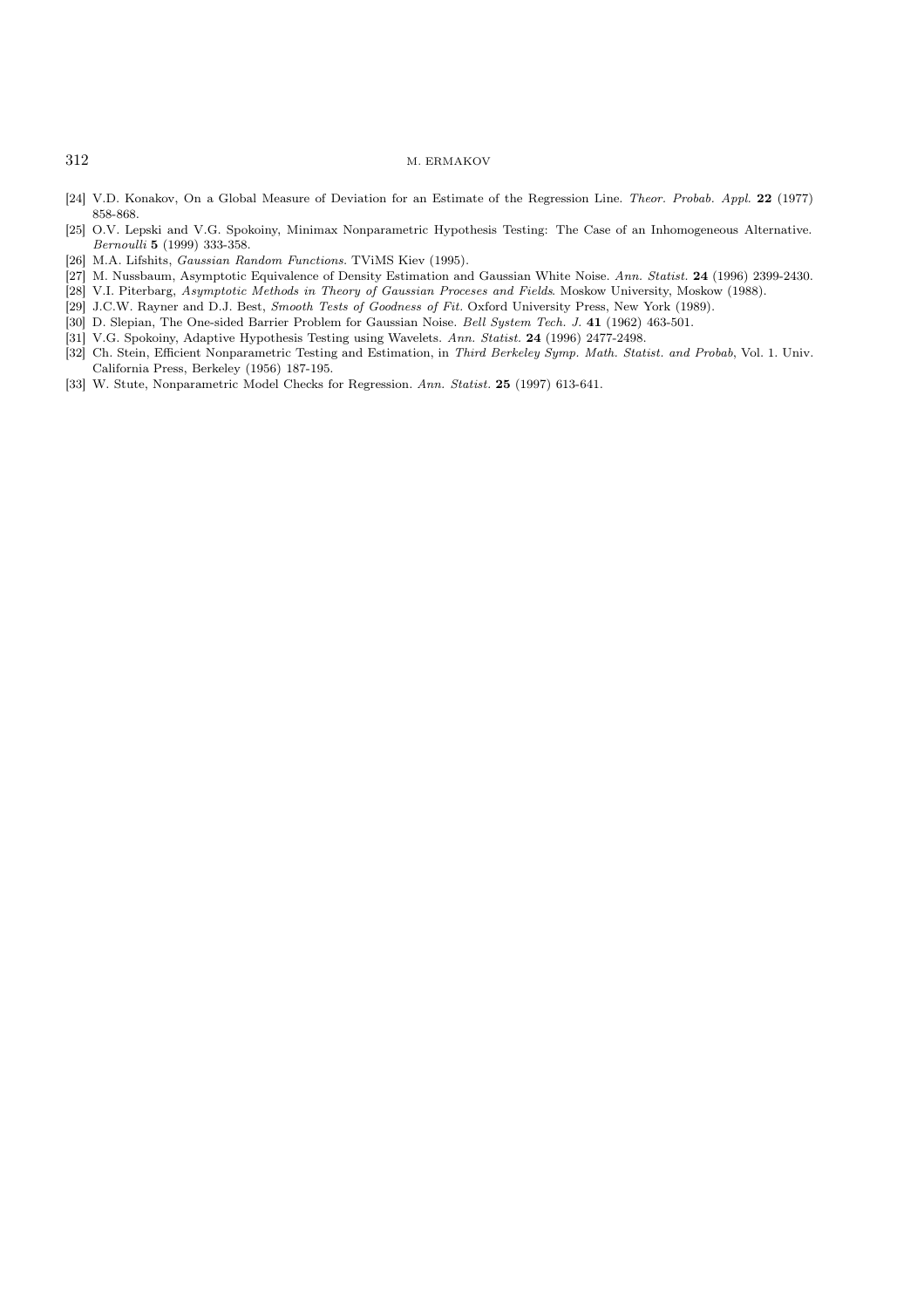[24] V.D. Konakov, On a Global Measure of Deviation for an Estimate of the Regression Line. *Theor. Probab. Appl.* **22** (1977) 858-868.

[25] O.V. Lepski and V.G. Spokoiny, Minimax Nonparametric Hypothesis Testing: The Case of an Inhomogeneous Alternative. *Bernoulli* **5** (1999) 333-358.

[26] M.A. Lifshits, *Gaussian Random Functions*. TViMS Kiev (1995).

[27] M. Nussbaum, Asymptotic Equivalence of Density Estimation and Gaussian White Noise. *Ann. Statist.* **24** (1996) 2399-2430.

[28] V.I. Piterbarg, *Asymptotic Methods in Theory of Gaussian Proceses and Fields*. Moskow University, Moskow (1988).

[29] J.C.W. Rayner and D.J. Best, *Smooth Tests of Goodness of Fit.* Oxford University Press, New York (1989).

[30] D. Slepian, The One-sided Barrier Problem for Gaussian Noise. *Bell System Tech. J.* **41** (1962) 463-501.

[31] V.G. Spokoiny, Adaptive Hypothesis Testing using Wavelets. *Ann. Statist.* **24** (1996) 2477-2498.

[32] Ch. Stein, Efficient Nonparametric Testing and Estimation, in *Third Berkeley Symp. Math. Statist. and Probab*, Vol. 1. Univ. California Press, Berkeley (1956) 187-195.

[33] W. Stute, Nonparametric Model Checks for Regression. *Ann. Statist.* **25** (1997) 613-641.